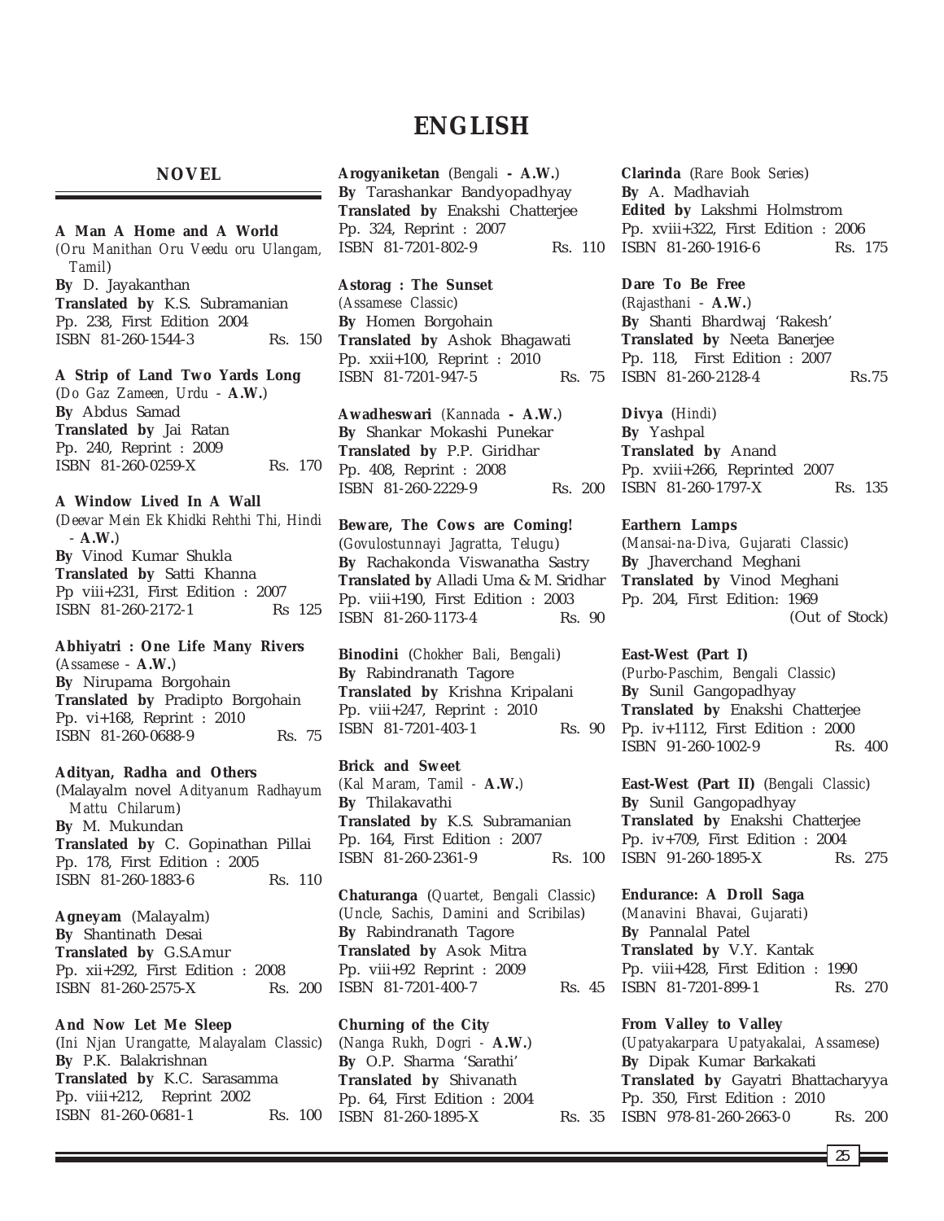# ENGLISH

## NOVEL

**A Man A Home and A World**
(*Oru Manithan Oru Veedu oru Ulangam, Tamil*)
**By** D. Jayakanthan
**Translated by** K.S. Subramanian
Pp. 238, First Edition 2004
ISBN 81-260-1544-3 Rs. 150

**A Strip of Land Two Yards Long**
(*Do Gaz Zameen, Urdu* - **A.W.**)
**By** Abdus Samad
**Translated by** Jai Ratan
Pp. 240, Reprint : 2009
ISBN 81-260-0259-X Rs. 170

**A Window Lived In A Wall**
(*Deevar Mein Ek Khidki Rehthi Thi, Hindi* - **A.W.**)
**By** Vinod Kumar Shukla
**Translated by** Satti Khanna
Pp viii+231, First Edition : 2007
ISBN 81-260-2172-1 Rs 125

**Abhiyatri : One Life Many Rivers**
(*Assamese* - **A.W.**)
**By** Nirupama Borgohain
**Translated by** Pradipto Borgohain
Pp. vi+168, Reprint : 2010
ISBN 81-260-0688-9 Rs. 75

**Adityan, Radha and Others**
(Malayalm novel *Adityanum Radhayum Mattu Chilarum*)
**By** M. Mukundan
**Translated by** C. Gopinathan Pillai
Pp. 178, First Edition : 2005
ISBN 81-260-1883-6 Rs. 110

**Agneyam** (Malayalm)
**By** Shantinath Desai
**Translated by** G.S.Amur
Pp. xii+292, First Edition : 2008
ISBN 81-260-2575-X Rs. 200

**And Now Let Me Sleep**
(*Ini Njan Urangatte, Malayalam Classic*)
**By** P.K. Balakrishnan
**Translated by** K.C. Sarasamma
Pp. viii+212, Reprint 2002
ISBN 81-260-0681-1 Rs. 100

**Arogyaniketan** (*Bengali* **- A.W.**)
**By** Tarashankar Bandyopadhyay
**Translated by** Enakshi Chatterjee
Pp. 324, Reprint : 2007
ISBN 81-7201-802-9 Rs. 110

**Astorag : The Sunset**
(*Assamese Classic*)
**By** Homen Borgohain
**Translated by** Ashok Bhagawati
Pp. xxii+100, Reprint : 2010
ISBN 81-7201-947-5 Rs. 75

**Awadheswari** (*Kannada* **- A.W.**)
**By** Shankar Mokashi Punekar
**Translated by** P.P. Giridhar
Pp. 408, Reprint : 2008
ISBN 81-260-2229-9 Rs. 200

**Beware, The Cows are Coming!**
(*Govulostunnayi Jagratta, Telugu*)
**By** Rachakonda Viswanatha Sastry
**Translated by** Alladi Uma & M. Sridhar
Pp. viii+190, First Edition : 2003
ISBN 81-260-1173-4 Rs. 90

**Binodini** (*Chokher Bali, Bengali*)
**By** Rabindranath Tagore
**Translated by** Krishna Kripalani
Pp. viii+247, Reprint : 2010
ISBN 81-7201-403-1 Rs. 90

**Brick and Sweet**
(*Kal Maram, Tamil* - **A.W.**)
**By** Thilakavathi
**Translated by** K.S. Subramanian
Pp. 164, First Edition : 2007
ISBN 81-260-2361-9 Rs. 100

**Chaturanga** (*Quartet, Bengali Classic*)
(*Uncle, Sachis, Damini and Scribilas*)
**By** Rabindranath Tagore
**Translated by** Asok Mitra
Pp. viii+92 Reprint : 2009
ISBN 81-7201-400-7 Rs. 45

**Churning of the City**
(*Nanga Rukh, Dogri* - **A.W.**)
**By** O.P. Sharma 'Sarathi'
**Translated by** Shivanath
Pp. 64, First Edition : 2004
ISBN 81-260-1895-X Rs. 35

**Clarinda** (*Rare Book Series*)
**By** A. Madhaviah
**Edited by** Lakshmi Holmstrom
Pp. xviii+322, First Edition : 2006
ISBN 81-260-1916-6 Rs. 175

**Dare To Be Free**
(*Rajasthani* - **A.W.**)
**By** Shanti Bhardwaj 'Rakesh'
**Translated by** Neeta Banerjee
Pp. 118, First Edition : 2007
ISBN 81-260-2128-4 Rs.75

**Divya** (*Hindi*)
**By** Yashpal
**Translated by** Anand
Pp. xviii+266, Reprinted 2007
ISBN 81-260-1797-X Rs. 135

**Earthern Lamps**
(*Mansai-na-Diva, Gujarati Classic*)
**By** Jhaverchand Meghani
**Translated by** Vinod Meghani
Pp. 204, First Edition: 1969
(Out of Stock)

**East-West (Part I)**
(*Purbo-Paschim, Bengali Classic*)
**By** Sunil Gangopadhyay
**Translated by** Enakshi Chatterjee
Pp. iv+1112, First Edition : 2000
ISBN 91-260-1002-9 Rs. 400

**East-West (Part II)** (*Bengali Classic*)
**By** Sunil Gangopadhyay
**Translated by** Enakshi Chatterjee
Pp. iv+709, First Edition : 2004
ISBN 91-260-1895-X Rs. 275

**Endurance: A Droll Saga**
(*Manavini Bhavai, Gujarati*)
**By** Pannalal Patel
**Translated by** V.Y. Kantak
Pp. viii+428, First Edition : 1990
ISBN 81-7201-899-1 Rs. 270

**From Valley to Valley**
(*Upatyakarpara Upatyakalai, Assamese*)
**By** Dipak Kumar Barkakati
**Translated by** Gayatri Bhattacharyya
Pp. 350, First Edition : 2010
ISBN 978-81-260-2663-0 Rs. 200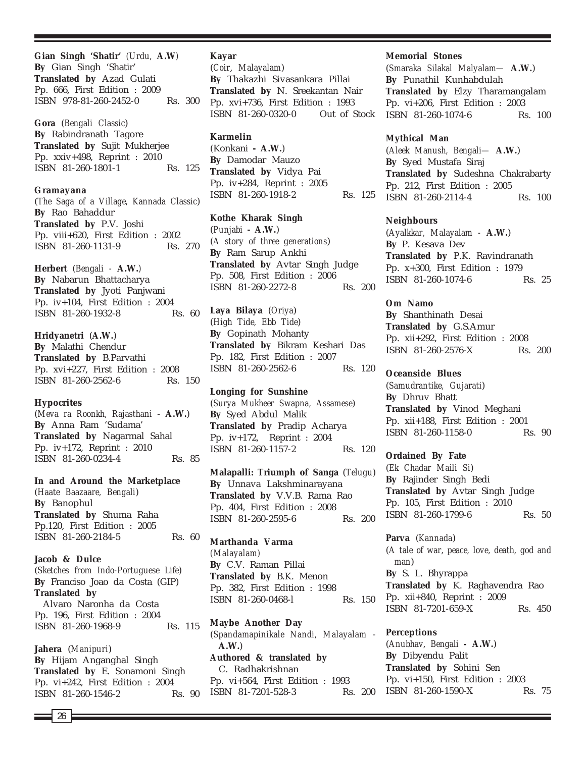**Gian Singh 'Shatir'** (*Urdu,* **A.W**)
**By** Gian Singh 'Shatir'
**Translated by** Azad Gulati
Pp. 666, First Edition : 2009
ISBN 978-81-260-2452-0 Rs. 300

**Gora** (*Bengali Classic*)
**By** Rabindranath Tagore
**Translated by** Sujit Mukherjee
Pp. xxiv+498, Reprint : 2010
ISBN 81-260-1801-1 Rs. 125

**Gramayana**
(*The Saga of a Village, Kannada Classic*)
**By** Rao Bahaddur
**Translated by** P.V. Joshi
Pp. viii+620, First Edition : 2002
ISBN 81-260-1131-9 Rs. 270

**Herbert** (*Bengali -* **A.W.**)
**By** Nabarun Bhattacharya
**Translated by** Jyoti Panjwani
Pp. iv+104, First Edition : 2004
ISBN 81-260-1932-8 Rs. 60

**Hridyanetri** (**A.W.**)
**By** Malathi Chendur
**Translated by** B.Parvathi
Pp. xvi+227, First Edition : 2008
ISBN 81-260-2562-6 Rs. 150

**Hypocrites**
(*Meva ra Roonkh, Rajasthani -* **A.W.**)
**By** Anna Ram 'Sudama'
**Translated by** Nagarmal Sahal
Pp. iv+172, Reprint : 2010
ISBN 81-260-0234-4 Rs. 85

**In and Around the Marketplace**
(*Haate Baazaare, Bengali*)
**By** Banophul
**Translated by** Shuma Raha
Pp.120, First Edition : 2005
ISBN 81-260-2184-5 Rs. 60

**Jacob & Dulce**
(*Sketches from Indo-Portuguese Life*)
**By** Franciso Joao da Costa (GIP)
**Translated by**
Alvaro Naronha da Costa
Pp. 196, First Edition : 2004
ISBN 81-260-1968-9 Rs. 115

**Jahera** (*Manipuri*)
**By** Hijam Anganghal Singh
**Translated by** E. Sonamoni Singh
Pp. vi+242, First Edition : 2004
ISBN 81-260-1546-2 Rs. 90

**Kayar**
(*Coir, Malayalam*)
**By** Thakazhi Sivasankara Pillai
**Translated by** N. Sreekantan Nair
Pp. xvi+736, First Edition : 1993
ISBN 81-260-0320-0 Out of Stock

**Karmelin**
(Konkani **- A.W.**)
**By** Damodar Mauzo
**Translated by** Vidya Pai
Pp. iv+284, Reprint : 2005
ISBN 81-260-1918-2 Rs. 125

**Kothe Kharak Singh**
(*Punjabi* **- A.W.**)
(*A story of three generations*)
**By** Ram Sarup Ankhi
**Translated by** Avtar Singh Judge
Pp. 508, First Edition : 2006
ISBN 81-260-2272-8 Rs. 200

**Laya Bilaya** (*Oriya*)
(*High Tide, Ebb Tide*)
**By** Gopinath Mohanty
**Translated by** Bikram Keshari Das
Pp. 182, First Edition : 2007
ISBN 81-260-2562-6 Rs. 120

**Longing for Sunshine**
(*Surya Mukheer Swapna, Assamese*)
**By** Syed Abdul Malik
**Translated by** Pradip Acharya
Pp. iv+172, Reprint : 2004
ISBN 81-260-1157-2 Rs. 120

**Malapalli: Triumph of Sanga** (*Telugu*)
**By** Unnava Lakshminarayana
**Translated by** V.V.B. Rama Rao
Pp. 404, First Edition : 2008
ISBN 81-260-2595-6 Rs. 200

**Marthanda Varma**
(*Malayalam*)
**By** C.V. Raman Pillai
**Translated by** B.K. Menon
Pp. 382, First Edition : 1998
ISBN 81-260-0468-l Rs. 150

**Maybe Another Day**
(*Spandamapinikale Nandi, Malayalam -* **A.W.**)
**Authored & translated by**
C. Radhakrishnan
Pp. vi+564, First Edition : 1993
ISBN 81-7201-528-3 Rs. 200

**Memorial Stones**
(*Smaraka Silakal Malyalam—* **A.W.**)
**By** Punathil Kunhabdulah
**Translated by** Elzy Tharamangalam
Pp. vi+206, First Edition : 2003
ISBN 81-260-1074-6 Rs. 100

**Mythical Man**
(*Aleek Manush, Bengali—* **A.W.**)
**By** Syed Mustafa Siraj
**Translated by** Sudeshna Chakrabarty
Pp. 212, First Edition : 2005
ISBN 81-260-2114-4 Rs. 100

**Neighbours**
(*Ayalkkar, Malayalam -* **A.W.**)
**By** P. Kesava Dev
**Translated by** P.K. Ravindranath
Pp. x+300, First Edition : 1979
ISBN 81-260-1074-6 Rs. 25

**Om Namo**
**By** Shanthinath Desai
**Translated by** G.S.Amur
Pp. xii+292, First Edition : 2008
ISBN 81-260-2576-X Rs. 200

**Oceanside Blues**
(*Samudrantike, Gujarati*)
**By** Dhruv Bhatt
**Translated by** Vinod Meghani
Pp. xii+188, First Edition : 2001
ISBN 81-260-1158-0 Rs. 90

**Ordained By Fate**
(*Ek Chadar Maili Si*)
**By** Rajinder Singh Bedi
**Translated by** Avtar Singh Judge
Pp. 105, First Edition : 2010
ISBN 81-260-1799-6 Rs. 50

**Parva** (*Kannada*)
(*A tale of war, peace, love, death, god and man*)
**By** S. L. Bhyrappa
**Translated by** K. Raghavendra Rao
Pp. xii+840, Reprint : 2009
ISBN 81-7201-659-X Rs. 450

**Perceptions**
(*Anubhav, Bengali* **- A.W.**)
**By** Dibyendu Palit
**Translated by** Sohini Sen
Pp. vi+150, First Edition : 2003
ISBN 81-260-1590-X Rs. 75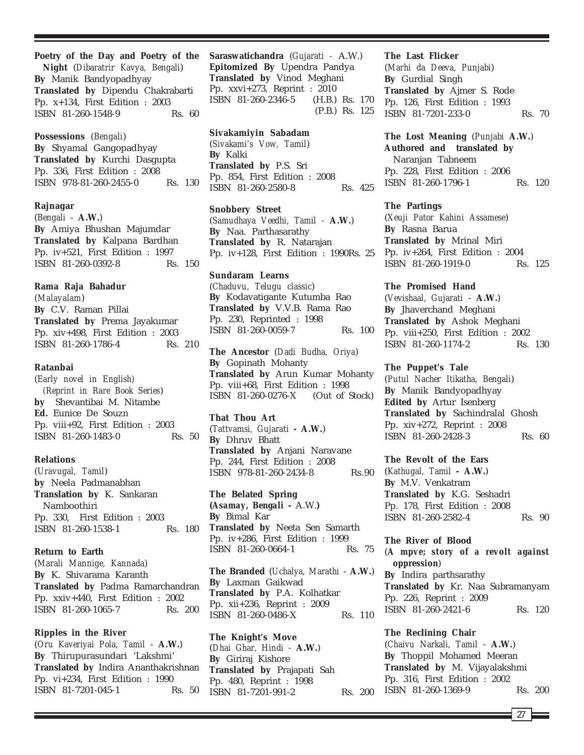**Poetry of the Day and Poetry of the Night** (*Dibaratrir Kavya, Bengali*)
**By** Manik Bandyopadhyay
**Translated by** Dipendu Chakrabarti
Pp. x+134, First Edition : 2003
ISBN 81-260-1548-9 Rs. 60

**Possessions** (*Bengali*)
**By** Shyamal Gangopadhyay
**Translated by** Kurchi Dasgupta
Pp. 336, First Edition : 2008
ISBN 978-81-260-2455-0 Rs. 130

**Rajnagar**
(*Bengali -* **A.W.**)
**By** Amiya Bhushan Majumdar
**Translated by** Kalpana Bardhan
Pp. iv+521, First Edition : 1997
ISBN 81-260-0392-8 Rs. 150

**Rama Raja Bahadur**
(*Malayalam*)
**By** C.V. Raman Pillai
**Translated by** Prema Jayakumar
Pp. xiv+498, First Edition : 2003
ISBN 81-260-1786-4 Rs. 210

**Ratanbai**
(*Early novel in English*)
(*Reprint in Rare Book Series*)
**by** Shevantibai M. Nitambe
**Ed.** Eunice De Souzn
Pp. viii+92, First Edition : 2003
ISBN 81-260-1483-0 Rs. 50

**Relations**
(*Uravugal, Tamil*)
**by** Neela Padmanabhan
**Translation by** K. Sankaran Namboothiri
Pp. 330, First Edition : 2003
ISBN 81-260-1538-1 Rs. 180

**Return to Earth**
(*Marali Mannige, Kannada*)
**By** K. Shivarama Karanth
**Translated by** Padma Ramarchandran
Pp. xxiv+440, First Edition : 2002
ISBN 81-260-1065-7 Rs. 200

**Ripples in the River**
(*Oru Kaveriyai Pola, Tamil -* **A.W.**)
**By** Thirupurasundari 'Lakshmi'
**Translated by** Indira Ananthakrishnan
Pp. vi+234, First Edition : 1990
ISBN 81-7201-045-1 Rs. 50

**Saraswatichandra** (*Gujarati - A.W.*)
**Epitomized By** Upendra Pandya
**Translated by** Vinod Meghani
Pp. xxvi+273, Reprint : 2010
ISBN 81-260-2346-5 (H.B.) Rs. 170
(P.B.) Rs. 125

**Sivakamiyin Sabadam**
(*Sivakami's Vow, Tamil*)
**By** Kalki
**Translated by** P.S. Sri
Pp. 854, First Edition : 2008
ISBN 81-260-2580-8 Rs. 425

**Snobbery Street**
(*Samudhaya Veedhi, Tamil -* **A.W.**)
**By** Naa. Parthasarathy
**Translated by** R. Natarajan
Pp. iv+128, First Edition : 1990Rs. 25

**Sundaram Learns**
(*Chaduvu, Telugu classic*)
**By** Kodavatigante Kutumba Rao
**Translated by** V.V.B. Rama Rao
Pp. 230, Reprinted : 1998
ISBN 81-260-0059-7 Rs. 100

**The Ancestor** (*Dadi Budha, Oriya*)
**By** Gopinath Mohanty
**Translated by** Arun Kumar Mohanty
Pp. viii+68, First Edition : 1998
ISBN 81-260-0276-X (Out of Stock)

**That Thou Art**
(*Tattvamsi, Gujarati* **- A.W.**)
**By** Dhruv Bhatt
**Translated by** Anjani Naravane
Pp. 244, First Edition : 2008
ISBN 978-81-260-2434-8 Rs.90

**The Belated Spring**
**(*Asamay, Bengali -* A.W.)**
**By** Bimal Kar
**Translated by** Neeta Sen Samarth
Pp. iv+286, First Edition : 1999
ISBN 81-260-0664-1 Rs. 75

**The Branded** (*Uchalya, Marathi -* **A.W.**)
**By** Laxman Gaikwad
**Translated by** P.A. Kolhatkar
Pp. xii+236, Reprint : 2009
ISBN 81-260-0486-X Rs. 110

**The Knight's Move**
(*Dhai Ghar, Hindi -* **A.W.**)
**By** Giriraj Kishore
**Translated by** Prajapati Sah
Pp. 480, Reprint : 1998
ISBN 81-7201-991-2 Rs. 200

**The Last Flicker**
(*Marhi da Deeva, Punjabi*)
**By** Gurdial Singh
**Translated by** Ajmer S. Rode
Pp. 126, First Edition : 1993
ISBN 81-7201-233-0 Rs. 70

**The Lost Meaning** (*Punjabi* **A.W.**)
**Authored and translated by** Naranjan Tabneem
Pp. 228, First Edition : 2006
ISBN 81-260-1796-1 Rs. 120

**The Partings**
(*Xeuji Pator Kahini Assamese*)
**By** Rasna Barua
**Translated by** Mrinal Miri
Pp. iv+264, First Edition : 2004
ISBN 81-260-1919-0 Rs. 125

**The Promised Hand**
(*Vevishaal, Gujarati -* **A.W.**)
**By** Jhaverchand Meghani
**Translated by** Ashok Meghani
Pp. viii+250, First Edition : 2002
ISBN 81-260-1174-2 Rs. 130

**The Puppet's Tale**
(*Putul Nacher Itikatha, Bengali*)
**By** Manik Bandyopadhyay
**Edited by** Artur Isenberg
**Translated by** Sachindralal Ghosh
Pp. xiv+272, Reprint : 2008
ISBN 81-260-2428-3 Rs. 60

**The Revolt of the Ears**
(*Kathugal, Tamil* **- A.W.**)
**By** M.V. Venkatram
**Translated by** K.G. Seshadri
Pp. 178, First Edition : 2008
ISBN 81-260-2582-4 Rs. 90

**The River of Blood**
(***A mpve; story of a revolt against oppression***)
**By** Indira parthsarathy
**Translated by** Kr. Naa Subramanyam
Pp. 226, Reprint : 2009
ISBN 81-260-2421-6 Rs. 120

**The Reclining Chair**
(*Chaivu Narkali, Tamil -* **A.W.**)
**By** Thoppil Mohamed Meeran
**Translated by** M. Vijayalakshmi
Pp. 316, First Edition : 2002
ISBN 81-260-1369-9 Rs. 200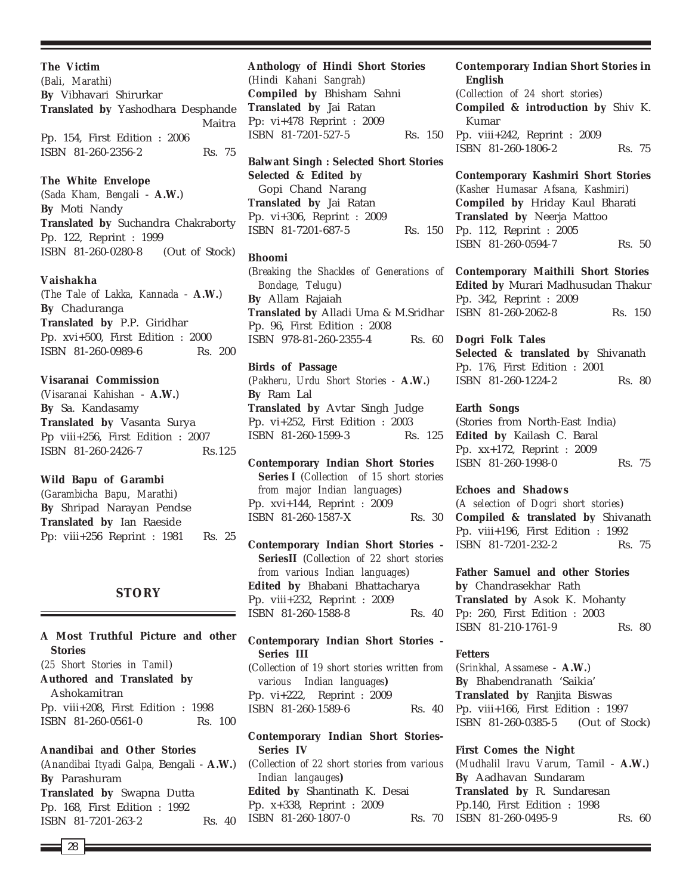**The Victim**
(*Bali, Marathi*)
**By** Vibhavari Shirurkar
**Translated by** Yashodhara Desphande Maitra
Pp. 154, First Edition : 2006
ISBN 81-260-2356-2 Rs. 75

**The White Envelope**
(*Sada Kham, Bengali* - **A.W.**)
**By** Moti Nandy
**Translated by** Suchandra Chakraborty
Pp. 122, Reprint : 1999
ISBN 81-260-0280-8 (Out of Stock)

**Vaishakha**
(*The Tale of Lakka, Kannada* - **A.W.**)
**By** Chaduranga
**Translated by** P.P. Giridhar
Pp. xvi+500, First Edition : 2000
ISBN 81-260-0989-6 Rs. 200

**Visaranai Commission**
(*Visaranai Kahishan* - **A.W.**)
**By** Sa. Kandasamy
**Translated by** Vasanta Surya
Pp viii+256, First Edition : 2007
ISBN 81-260-2426-7 Rs.125

**Wild Bapu of Garambi**
(*Garambicha Bapu, Marathi*)
**By** Shripad Narayan Pendse
**Translated by** Ian Raeside
Pp: viii+256 Reprint : 1981 Rs. 25

## STORY

**A Most Truthful Picture and other Stories**
(*25 Short Stories in Tamil*)
**Authored and Translated by** Ashokamitran
Pp. viii+208, First Edition : 1998
ISBN 81-260-0561-0 Rs. 100

**Anandibai and Other Stories**
(*Anandibai Ityadi Galpa*, Bengali - **A.W.**)
**By** Parashuram
**Translated by** Swapna Dutta
Pp. 168, First Edition : 1992
ISBN 81-7201-263-2 Rs. 40

**Anthology of Hindi Short Stories**
(*Hindi Kahani Sangrah*)
**Compiled by** Bhisham Sahni
**Translated by** Jai Ratan
Pp: vi+478 Reprint : 2009
ISBN 81-7201-527-5 Rs. 150

**Balwant Singh : Selected Short Stories**
**Selected & Edited by** Gopi Chand Narang
**Translated by** Jai Ratan
Pp. vi+306, Reprint : 2009
ISBN 81-7201-687-5 Rs. 150

**Bhoomi**
(*Breaking the Shackles of Generations of Bondage, Telugu*)
**By** Allam Rajaiah
**Translated by** Alladi Uma & M.Sridhar
Pp. 96, First Edition : 2008
ISBN 978-81-260-2355-4 Rs. 60

**Birds of Passage**
(*Pakheru, Urdu Short Stories* - **A.W.**)
**By** Ram Lal
**Translated by** Avtar Singh Judge
Pp. vi+252, First Edition : 2003
ISBN 81-260-1599-3 Rs. 125

**Contemporary Indian Short Stories Series I** (*Collection of 15 short stories from major Indian languages*)
Pp. xvi+144, Reprint : 2009
ISBN 81-260-1587-X Rs. 30

**Contemporary Indian Short Stories - SeriesII** (*Collection of 22 short stories from various Indian languages*)
**Edited by** Bhabani Bhattacharya
Pp. viii+232, Reprint : 2009
ISBN 81-260-1588-8 Rs. 40

**Contemporary Indian Short Stories - Series III**
(*Collection of 19 short stories written from various Indian languages*)
Pp. vi+222, Reprint : 2009
ISBN 81-260-1589-6 Rs. 40

**Contemporary Indian Short Stories- Series IV**
(*Collection of 22 short stories from various Indian langauges*)
**Edited by** Shantinath K. Desai
Pp. x+338, Reprint : 2009
ISBN 81-260-1807-0 Rs. 70

**Contemporary Indian Short Stories in English**
(*Collection of 24 short stories*)
**Compiled & introduction by** Shiv K. Kumar
Pp. viii+242, Reprint : 2009
ISBN 81-260-1806-2 Rs. 75

**Contemporary Kashmiri Short Stories**
(*Kasher Humasar Afsana, Kashmiri*)
**Compiled by** Hriday Kaul Bharati
**Translated by** Neerja Mattoo
Pp. 112, Reprint : 2005
ISBN 81-260-0594-7 Rs. 50

**Contemporary Maithili Short Stories**
**Edited by** Murari Madhusudan Thakur
Pp. 342, Reprint : 2009
ISBN 81-260-2062-8 Rs. 150

**Dogri Folk Tales**
**Selected & translated by** Shivanath
Pp. 176, First Edition : 2001
ISBN 81-260-1224-2 Rs. 80

**Earth Songs**
(Stories from North-East India)
**Edited by** Kailash C. Baral
Pp. xx+172, Reprint : 2009
ISBN 81-260-1998-0 Rs. 75

**Echoes and Shadows**
(*A selection of Dogri short stories*)
**Compiled & translated by** Shivanath
Pp. viii+196, First Edition : 1992
ISBN 81-7201-232-2 Rs. 75

**Father Samuel and other Stories**
**by** Chandrasekhar Rath
**Translated by** Asok K. Mohanty
Pp: 260, First Edition : 2003
ISBN 81-210-1761-9 Rs. 80

**Fetters**
(*Srinkhal, Assamese* - **A.W.**)
**By** Bhabendranath 'Saikia'
**Translated by** Ranjita Biswas
Pp. viii+166, First Edition : 1997
ISBN 81-260-0385-5 (Out of Stock)

**First Comes the Night**
(*Mudhalil Iravu Varum,* Tamil - **A.W.**)
**By** Aadhavan Sundaram
**Translated by** R. Sundaresan
Pp.140, First Edition : 1998
ISBN 81-260-0495-9 Rs. 60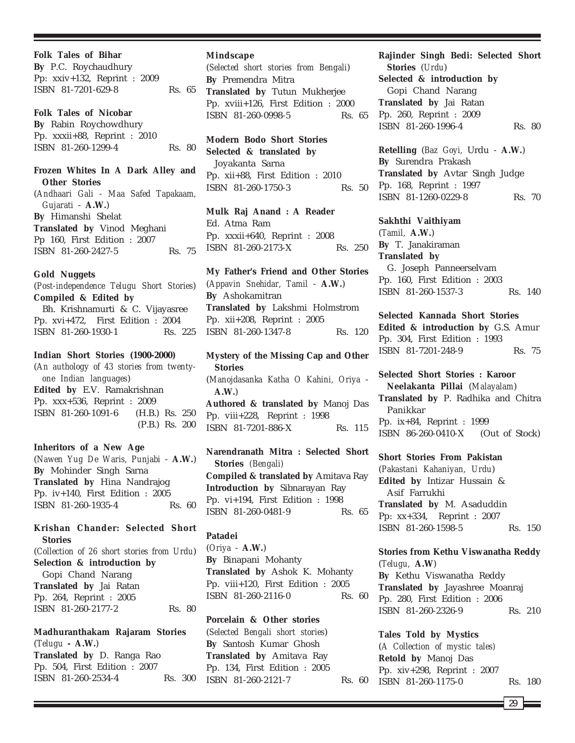**Folk Tales of Bihar**
**By** P.C. Roychaudhury
Pp: xxiv+132, Reprint : 2009
ISBN 81-7201-629-8 Rs. 65

**Folk Tales of Nicobar**
**By** Rabin Roychowdhury
Pp. xxxii+88, Reprint : 2010
ISBN 81-260-1299-4 Rs. 80

**Frozen Whites In A Dark Alley and Other Stories**
(*Andhaari Gali - Maa Safed Tapakaam, Gujarati -* **A.W.**)
**By** Himanshi Shelat
**Translated by** Vinod Meghani
Pp 160, First Edition : 2007
ISBN 81-260-2427-5 Rs. 75

**Gold Nuggets**
(*Post-independence Telugu Short Stories*)
**Compiled & Edited by**
Bh. Krishnamurti & C. Vijayasree
Pp. xvi+472, First Edition : 2004
ISBN 81-260-1930-1 Rs. 225

**Indian Short Stories (1900-2000)**
(*An authology of 43 stories from twenty-one Indian languages*)
**Edited by** E.V. Ramakrishnan
Pp. xxx+536, Reprint : 2009
ISBN 81-260-1091-6 (H.B.) Rs. 250
(P.B.) Rs. 200

**Inheritors of a New Age**
(*Nawen Yug De Waris, Punjabi -* **A.W.**)
**By** Mohinder Singh Sarna
**Translated by** Hina Nandrajog
Pp. iv+140, First Edition : 2005
ISBN 81-260-1935-4 Rs. 60

**Krishan Chander: Selected Short Stories**
(*Collection of 26 short stories from Urdu*)
**Selection & introduction by**
Gopi Chand Narang
**Translated by** Jai Ratan
Pp. 264, Reprint : 2005
ISBN 81-260-2177-2 Rs. 80

**Madhuranthakam Rajaram Stories**
(*Telugu* **- A.W.**)
**Translated by** D. Ranga Rao
Pp. 504, First Edition : 2007
ISBN 81-260-2534-4 Rs. 300

**Mindscape**
(*Selected short stories from Bengali*)
**By** Premendra Mitra
**Translated by** Tutun Mukherjee
Pp. xviii+126, First Edition : 2000
ISBN 81-260-0998-5 Rs. 65

**Modern Bodo Short Stories**
**Selected & translated by**
Joyakanta Sarna
Pp. xii+88, First Edition : 2010
ISBN 81-260-1750-3 Rs. 50

**Mulk Raj Anand : A Reader**
Ed. Atma Ram
Pp. xxxii+640, Reprint : 2008
ISBN 81-260-2173-X Rs. 250

**My Father's Friend and Other Stories**
(*Appavin Snehidar, Tamil -* **A.W.**)
**By** Ashokamitran
**Translated by** Lakshmi Holmstrom
Pp. xii+208, Reprint : 2005
ISBN 81-260-1347-8 Rs. 120

**Mystery of the Missing Cap and Other Stories**
(*Manojdasanka Katha O Kahini, Oriya -* **A.W.**)
**Authored & translated by** Manoj Das
Pp. viii+228, Reprint : 1998
ISBN 81-7201-886-X Rs. 115

**Narendranath Mitra : Selected Short Stories** (*Bengali*)
**Compiled & translated by** Amitava Ray
**Introduction by** Sibnarayan Ray
Pp. vi+194, First Edition : 1998
ISBN 81-260-0481-9 Rs. 65

**Patadei**
(*Oriya -* **A.W.**)
**By** Binapani Mohanty
**Translated by** Ashok K. Mohanty
Pp. viii+120, First Edition : 2005
ISBN 81-260-2116-0 Rs. 60

**Porcelain & Other stories**
(*Selected Bengali short stories*)
**By** Santosh Kumar Ghosh
**Translated by** Amitava Ray
Pp. 134, First Edition : 2005
ISBN 81-260-2121-7 Rs. 60

**Rajinder Singh Bedi: Selected Short Stories** (*Urdu*)
**Selected & introduction by**
Gopi Chand Narang
**Translated by** Jai Ratan
Pp. 260, Reprint : 2009
ISBN 81-260-1996-4 Rs. 80

**Retelling** (*Baz Goyi,* Urdu - **A.W.**)
**By** Surendra Prakash
**Translated by** Avtar Singh Judge
Pp. 168, Reprint : 1997
ISBN 81-1260-0229-8 Rs. 70

**Sakhthi Vaithiyam**
(*Tamil,* **A.W.**)
**By** T. Janakiraman
**Translated by**
G. Joseph Panneerselvam
Pp. 160, First Edition : 2003
ISBN 81-260-1537-3 Rs. 140

**Selected Kannada Short Stories**
**Edited & introduction by** G.S. Amur
Pp. 304, First Edition : 1993
ISBN 81-7201-248-9 Rs. 75

**Selected Short Stories : Karoor Neelakanta Pillai** (*Malayalam*)
**Translated by** P. Radhika and Chitra Panikkar
Pp. ix+84, Reprint : 1999
ISBN 86-260-0410-X (Out of Stock)

**Short Stories From Pakistan**
(*Pakastani Kahaniyan, Urdu*)
**Edited by** Intizar Hussain & Asif Farrukhi
**Translated by** M. Asaduddin
Pp: xx+334, Reprint : 2007
ISBN 81-260-1598-5 Rs. 150

**Stories from Kethu Viswanatha Reddy**
(*Telugu,* **A.W**)
**By** Kethu Viswanatha Reddy
**Translated by** Jayashree Moanraj
Pp. 280, First Edition : 2006
ISBN 81-260-2326-9 Rs. 210

**Tales Told by Mystics**
(*A Collection of mystic tales*)
**Retold by** Manoj Das
Pp. xiv+298, Reprint : 2007
ISBN 81-260-1175-0 Rs. 180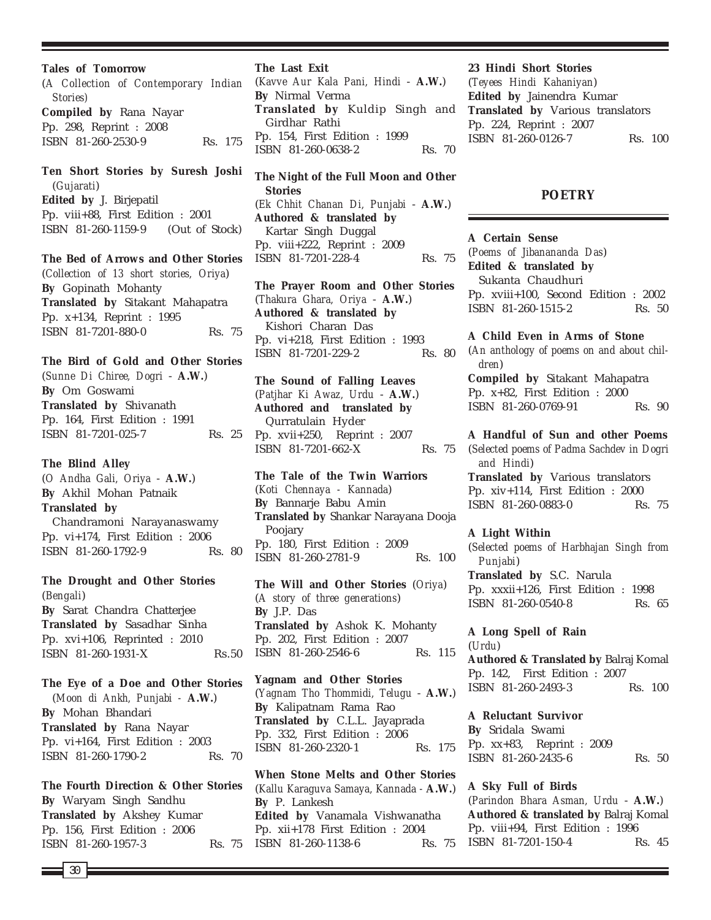**Tales of Tomorrow**
(*A Collection of Contemporary Indian Stories*)
**Compiled by** Rana Nayar
Pp. 298, Reprint : 2008
ISBN 81-260-2530-9 Rs. 175

**Ten Short Stories by Suresh Joshi** (*Gujarati*)
**Edited by** J. Birjepatil
Pp. viii+88, First Edition : 2001
ISBN 81-260-1159-9 (Out of Stock)

**The Bed of Arrows and Other Stories**
(*Collection of 13 short stories, Oriya*)
**By** Gopinath Mohanty
**Translated by** Sitakant Mahapatra
Pp. x+134, Reprint : 1995
ISBN 81-7201-880-0 Rs. 75

**The Bird of Gold and Other Stories**
(*Sunne Di Chiree, Dogri* - **A.W.**)
**By** Om Goswami
**Translated by** Shivanath
Pp. 164, First Edition : 1991
ISBN 81-7201-025-7 Rs. 25

**The Blind Alley**
(*O Andha Gali, Oriya* - **A.W.**)
**By** Akhil Mohan Patnaik
**Translated by** Chandramoni Narayanaswamy
Pp. vi+174, First Edition : 2006
ISBN 81-260-1792-9 Rs. 80

**The Drought and Other Stories**
(*Bengali*)
**By** Sarat Chandra Chatterjee
**Translated by** Sasadhar Sinha
Pp. xvi+106, Reprinted : 2010
ISBN 81-260-1931-X Rs.50

**The Eye of a Doe and Other Stories**
(*Moon di Ankh, Punjabi* - **A.W.**)
**By** Mohan Bhandari
**Translated by** Rana Nayar
Pp. vi+164, First Edition : 2003
ISBN 81-260-1790-2 Rs. 70

**The Fourth Direction & Other Stories**
**By** Waryam Singh Sandhu
**Translated by** Akshey Kumar
Pp. 156, First Edition : 2006
ISBN 81-260-1957-3 Rs. 75

**The Last Exit**
(*Kavve Aur Kala Pani, Hindi* - **A.W.**)
**By** Nirmal Verma
**Translated by** Kuldip Singh and Girdhar Rathi
Pp. 154, First Edition : 1999
ISBN 81-260-0638-2 Rs. 70

**The Night of the Full Moon and Other Stories**
(*Ek Chhit Chanan Di, Punjabi* - **A.W.**)
**Authored & translated by** Kartar Singh Duggal
Pp. viii+222, Reprint : 2009
ISBN 81-7201-228-4 Rs. 75

**The Prayer Room and Other Stories**
(*Thakura Ghara, Oriya* - **A.W.**)
**Authored & translated by** Kishori Charan Das
Pp. vi+218, First Edition : 1993
ISBN 81-7201-229-2 Rs. 80

**The Sound of Falling Leaves**
(*Patjhar Ki Awaz, Urdu* - **A.W.**)
**Authored and translated by** Qurratulain Hyder
Pp. xvii+250, Reprint : 2007
ISBN 81-7201-662-X Rs. 75

**The Tale of the Twin Warriors**
(*Koti Chennaya - Kannada*)
**By** Bannarje Babu Amin
**Translated by** Shankar Narayana Dooja Poojary
Pp. 180, First Edition : 2009
ISBN 81-260-2781-9 Rs. 100

**The Will and Other Stories** (*Oriya*)
(*A story of three generations*)
**By** J.P. Das
**Translated by** Ashok K. Mohanty
Pp. 202, First Edition : 2007
ISBN 81-260-2546-6 Rs. 115

**Yagnam and Other Stories**
(*Yagnam Tho Thommidi, Telugu* - **A.W.**)
**By** Kalipatnam Rama Rao
**Translated by** C.L.L. Jayaprada
Pp. 332, First Edition : 2006
ISBN 81-260-2320-1 Rs. 175

**When Stone Melts and Other Stories**
(*Kallu Karaguva Samaya, Kannada* - **A.W.**)
**By** P. Lankesh
**Edited by** Vanamala Vishwanatha
Pp. xii+178 First Edition : 2004
ISBN 81-260-1138-6 Rs. 75

**23 Hindi Short Stories**
(*Teyees Hindi Kahaniyan*)
**Edited by** Jainendra Kumar
**Translated by** Various translators
Pp. 224, Reprint : 2007
ISBN 81-260-0126-7 Rs. 100

## POETRY

**A Certain Sense**
(*Poems of Jibanananda Das*)
**Edited & translated by** Sukanta Chaudhuri
Pp. xviii+100, Second Edition : 2002
ISBN 81-260-1515-2 Rs. 50

**A Child Even in Arms of Stone**
(*An anthology of poems on and about children*)
**Compiled by** Sitakant Mahapatra
Pp. x+82, First Edition : 2000
ISBN 81-260-0769-91 Rs. 90

**A Handful of Sun and other Poems**
(*Selected poems of Padma Sachdev in Dogri and Hindi*)
**Translated by** Various translators
Pp. xiv+114, First Edition : 2000
ISBN 81-260-0883-0 Rs. 75

**A Light Within**
(*Selected poems of Harbhajan Singh from Punjabi*)
**Translated by** S.C. Narula
Pp. xxxii+126, First Edition : 1998
ISBN 81-260-0540-8 Rs. 65

**A Long Spell of Rain**
(*Urdu*)
**Authored & Translated by** Balraj Komal
Pp. 142, First Edition : 2007
ISBN 81-260-2493-3 Rs. 100

**A Reluctant Survivor**
**By** Sridala Swami
Pp. xx+83, Reprint : 2009
ISBN 81-260-2435-6 Rs. 50

**A Sky Full of Birds**
(*Parindon Bhara Asman, Urdu* - **A.W.**)
**Authored & translated by** Balraj Komal
Pp. viii+94, First Edition : 1996
ISBN 81-7201-150-4 Rs. 45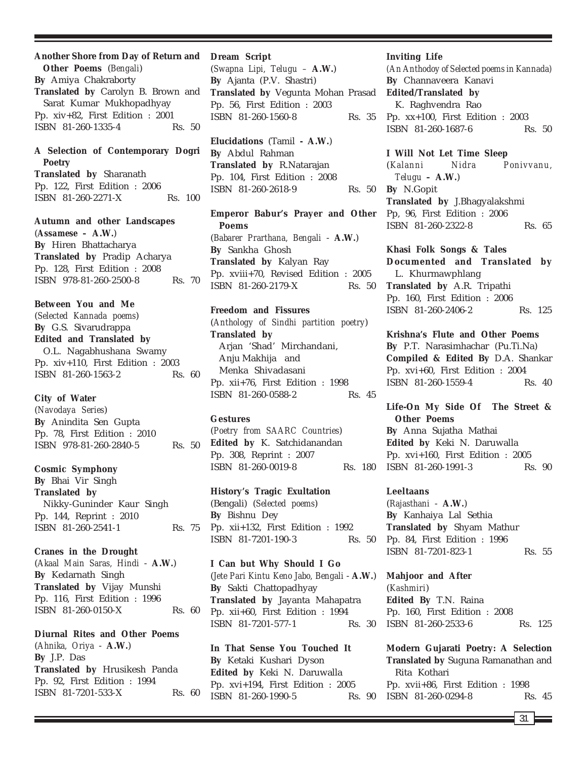**Another Shore from Day of Return and Other Poems** (*Bengali*)
**By** Amiya Chakraborty
**Translated by** Carolyn B. Brown and Sarat Kumar Mukhopadhyay
Pp. xiv+82, First Edition : 2001
ISBN 81-260-1335-4 Rs. 50

**A Selection of Contemporary Dogri Poetry**
**Translated by** Sharanath
Pp. 122, First Edition : 2006
ISBN 81-260-2271-X Rs. 100

**Autumn and other Landscapes**
(**Assamese – A.W.**)
**By** Hiren Bhattacharya
**Translated by** Pradip Acharya
Pp. 128, First Edition : 2008
ISBN 978-81-260-2500-8 Rs. 70

**Between You and Me**
(*Selected Kannada poems*)
**By** G.S. Sivarudrappa
**Edited and Translated by** O.L. Nagabhushana Swamy
Pp. xiv+110, First Edition : 2003
ISBN 81-260-1563-2 Rs. 60

**City of Water**
(*Navodaya Series*)
**By** Anindita Sen Gupta
Pp. 78, First Edition : 2010
ISBN 978-81-260-2840-5 Rs. 50

**Cosmic Symphony**
**By** Bhai Vir Singh
**Translated by** Nikky-Guninder Kaur Singh
Pp. 144, Reprint : 2010
ISBN 81-260-2541-1 Rs. 75

**Cranes in the Drought**
(*Akaal Main Saras, Hindi* - **A.W.**)
**By** Kedarnath Singh
**Translated by** Vijay Munshi
Pp. 116, First Edition : 1996
ISBN 81-260-0150-X Rs. 60

**Diurnal Rites and Other Poems**
(*Ahnika, Oriya* - **A.W.**)
**By** J.P. Das
**Translated by** Hrusikesh Panda
Pp. 92, First Edition : 1994
ISBN 81-7201-533-X Rs. 60

**Dream Script**
(*Swapna Lipi, Telugu* – **A.W.**)
**By** Ajanta (P.V. Shastri)
**Translated by** Vegunta Mohan Prasad
Pp. 56, First Edition : 2003
ISBN 81-260-1560-8 Rs. 35

**Elucidations** (Tamil **- A.W.**)
**By** Abdul Rahman
**Translated by** R.Natarajan
Pp. 104, First Edition : 2008
ISBN 81-260-2618-9 Rs. 50

**Emperor Babur's Prayer and Other Poems**
(*Babarer Prarthana, Bengali* - **A.W.**)
**By** Sankha Ghosh
**Translated by** Kalyan Ray
Pp. xviii+70, Revised Edition : 2005
ISBN 81-260-2179-X Rs. 50

**Freedom and Fissures**
(*Anthology of Sindhi partition poetry*)
**Translated by** Arjan 'Shad' Mirchandani, Anju Makhija and Menka Shivadasani
Pp. xii+76, First Edition : 1998
ISBN 81-260-0588-2 Rs. 45

**Gestures**
(*Poetry from SAARC Countries*)
**Edited by** K. Satchidanandan
Pp. 308, Reprint : 2007
ISBN 81-260-0019-8 Rs. 180

**History's Tragic Exultation**
(Bengali) (*Selected poems*)
**By** Bishnu Dey
Pp. xii+132, First Edition : 1992
ISBN 81-7201-190-3 Rs. 50

**I Can but Why Should I Go**
(*Jete Pari Kintu Keno Jabo, Bengali* - **A.W.**)
**By** Sakti Chattopadhyay
**Translated by** Jayanta Mahapatra
Pp. xii+60, First Edition : 1994
ISBN 81-7201-577-1 Rs. 30

**In That Sense You Touched It**
**By** Ketaki Kushari Dyson
**Edited by** Keki N. Daruwalla
Pp. xvi+194, First Edition : 2005
ISBN 81-260-1990-5 Rs. 90

**Inviting Life**
(*An Anthodoy of Selected poems in Kannada*)
**By** Channaveera Kanavi
**Edited/Translated by** K. Raghvendra Rao
Pp. xx+100, First Edition : 2003
ISBN 81-260-1687-6 Rs. 50

**I Will Not Let Time Sleep**
(*Kalanni Nidra Ponivvanu, Telugu* **– A.W.**)
**By** N.Gopit
**Translated by** J.Bhagyalakshmi
Pp, 96, First Edition : 2006
ISBN 81-260-2322-8 Rs. 65

**Khasi Folk Songs & Tales**
**Documented and Translated by** L. Khurmawphlang
**Translated by** A.R. Tripathi
Pp. 160, First Edition : 2006
ISBN 81-260-2406-2 Rs. 125

**Krishna's Flute and Other Poems**
**By** P.T. Narasimhachar (Pu.Ti.Na)
**Compiled & Edited By** D.A. Shankar
Pp. xvi+60, First Edition : 2004
ISBN 81-260-1559-4 Rs. 40

**Life-On My Side Of The Street & Other Poems**
**By** Anna Sujatha Mathai
**Edited by** Keki N. Daruwalla
Pp. xvi+160, First Edition : 2005
ISBN 81-260-1991-3 Rs. 90

**Leeltaans**
(*Rajasthani* - **A.W.**)
**By** Kanhaiya Lal Sethia
**Translated by** Shyam Mathur
Pp. 84, First Edition : 1996
ISBN 81-7201-823-1 Rs. 55

**Mahjoor and After**
(*Kashmiri*)
**Edited By** T.N. Raina
Pp. 160, First Edition : 2008
ISBN 81-260-2533-6 Rs. 125

**Modern Gujarati Poetry: A Selection**
**Translated by** Suguna Ramanathan and Rita Kothari
Pp. xvii+86, First Edition : 1998
ISBN 81-260-0294-8 Rs. 45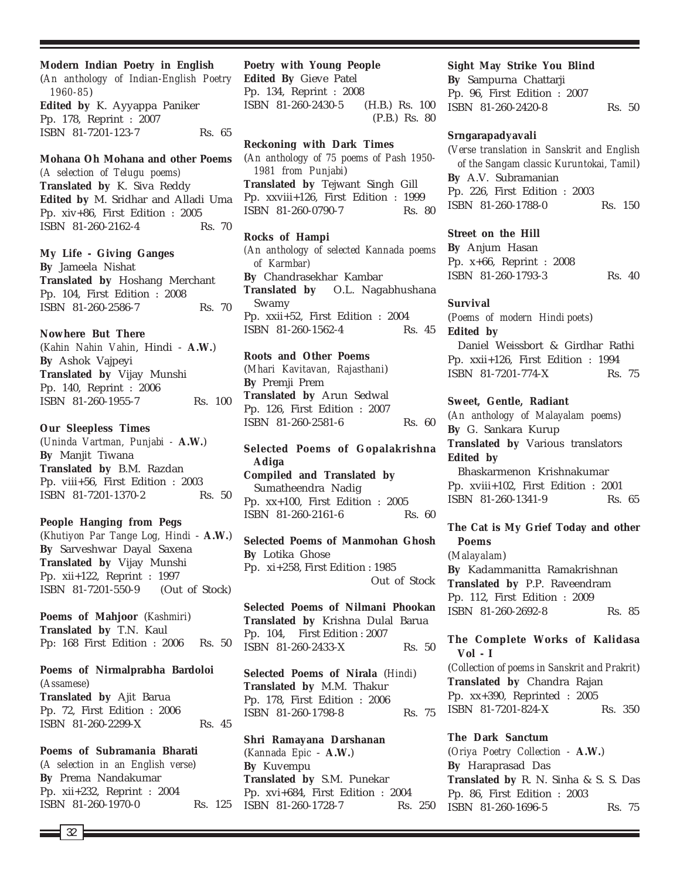**Modern Indian Poetry in English**
(*An anthology of Indian-English Poetry 1960-85*)
**Edited by** K. Ayyappa Paniker
Pp. 178, Reprint : 2007
ISBN 81-7201-123-7 Rs. 65

**Mohana Oh Mohana and other Poems**
(*A selection of Telugu poems*)
**Translated by** K. Siva Reddy
**Edited by** M. Sridhar and Alladi Uma
Pp. xiv+86, First Edition : 2005
ISBN 81-260-2162-4 Rs. 70

**My Life - Giving Ganges**
**By** Jameela Nishat
**Translated by** Hoshang Merchant
Pp. 104, First Edition : 2008
ISBN 81-260-2586-7 Rs. 70

**Nowhere But There**
(*Kahin Nahin Vahin*, Hindi - **A.W.**)
**By** Ashok Vajpeyi
**Translated by** Vijay Munshi
Pp. 140, Reprint : 2006
ISBN 81-260-1955-7 Rs. 100

**Our Sleepless Times**
(*Uninda Vartman, Punjabi* - **A.W.**)
**By** Manjit Tiwana
**Translated by** B.M. Razdan
Pp. viii+56, First Edition : 2003
ISBN 81-7201-1370-2 Rs. 50

**People Hanging from Pegs**
(*Khutiyon Par Tange Log, Hindi* - **A.W.**)
**By** Sarveshwar Dayal Saxena
**Translated by** Vijay Munshi
Pp. xii+122, Reprint : 1997
ISBN 81-7201-550-9 (Out of Stock)

**Poems of Mahjoor** (*Kashmiri*)
**Translated by** T.N. Kaul
Pp: 168 First Edition : 2006 Rs. 50

**Poems of Nirmalprabha Bardoloi**
(*Assamese*)
**Translated by** Ajit Barua
Pp. 72, First Edition : 2006
ISBN 81-260-2299-X Rs. 45

**Poems of Subramania Bharati**
(*A selection in an English verse*)
**By** Prema Nandakumar
Pp. xii+232, Reprint : 2004
ISBN 81-260-1970-0 Rs. 125

**Poetry with Young People**
**Edited By** Gieve Patel
Pp. 134, Reprint : 2008
ISBN 81-260-2430-5 (H.B.) Rs. 100
(P.B.) Rs. 80

**Reckoning with Dark Times**
(*An anthology of 75 poems of Pash 1950-1981 from Punjabi*)
**Translated by** Tejwant Singh Gill
Pp. xxviii+126, First Edition : 1999
ISBN 81-260-0790-7 Rs. 80

**Rocks of Hampi**
(*An anthology of selected Kannada poems of Karmbar*)
**By** Chandrasekhar Kambar
**Translated by** O.L. Nagabhushana Swamy
Pp. xxii+52, First Edition : 2004
ISBN 81-260-1562-4 Rs. 45

**Roots and Other Poems**
(*Mhari Kavitavan, Rajasthani*)
**By** Premji Prem
**Translated by** Arun Sedwal
Pp. 126, First Edition : 2007
ISBN 81-260-2581-6 Rs. 60

**Selected Poems of Gopalakrishna Adiga**
**Compiled and Translated by** Sumatheendra Nadig
Pp. xx+100, First Edition : 2005
ISBN 81-260-2161-6 Rs. 60

**Selected Poems of Manmohan Ghosh**
**By** Lotika Ghose
Pp. xi+258, First Edition : 1985
Out of Stock

**Selected Poems of Nilmani Phookan**
**Translated by** Krishna Dulal Barua
Pp. 104, First Edition : 2007
ISBN 81-260-2433-X Rs. 50

**Selected Poems of Nirala** (*Hindi*)
**Translated by** M.M. Thakur
Pp. 178, First Edition : 2006
ISBN 81-260-1798-8 Rs. 75

**Shri Ramayana Darshanan**
(*Kannada Epic* - **A.W.**)
**By** Kuvempu
**Translated by** S.M. Punekar
Pp. xvi+684, First Edition : 2004
ISBN 81-260-1728-7 Rs. 250

**Sight May Strike You Blind**
**By** Sampurna Chattarji
Pp. 96, First Edition : 2007
ISBN 81-260-2420-8 Rs. 50

**Srngarapadyavali**
(*Verse translation in Sanskrit and English of the Sangam classic Kuruntokai, Tamil*)
**By** A.V. Subramanian
Pp. 226, First Edition : 2003
ISBN 81-260-1788-0 Rs. 150

**Street on the Hill**
**By** Anjum Hasan
Pp. x+66, Reprint : 2008
ISBN 81-260-1793-3 Rs. 40

**Survival**
(*Poems of modern Hindi poets*)
**Edited by**
Daniel Weissbort & Girdhar Rathi
Pp. xxii+126, First Edition : 1994
ISBN 81-7201-774-X Rs. 75

**Sweet, Gentle, Radiant**
(*An anthology of Malayalam poems*)
**By** G. Sankara Kurup
**Translated by** Various translators
**Edited by**
Bhaskarmenon Krishnakumar
Pp. xviii+102, First Edition : 2001
ISBN 81-260-1341-9 Rs. 65

**The Cat is My Grief Today and other Poems**
(*Malayalam*)
**By** Kadammanitta Ramakrishnan
**Translated by** P.P. Raveendram
Pp. 112, First Edition : 2009
ISBN 81-260-2692-8 Rs. 85

**The Complete Works of Kalidasa Vol - I**
(*Collection of poems in Sanskrit and Prakrit*)
**Translated by** Chandra Rajan
Pp. xx+390, Reprinted : 2005
ISBN 81-7201-824-X Rs. 350

**The Dark Sanctum**
(*Oriya Poetry Collection* - **A.W.**)
**By** Haraprasad Das
**Translated by** R. N. Sinha & S. S. Das
Pp. 86, First Edition : 2003
ISBN 81-260-1696-5 Rs. 75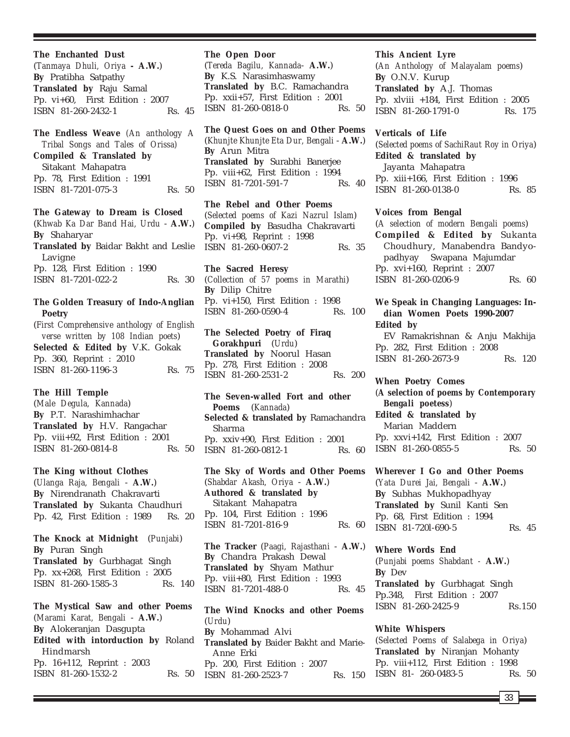**The Enchanted Dust**
(*Tanmaya Dhuli, Oriya* - **A.W.**)
**By** Pratibha Satpathy
**Translated by** Raju Samal
Pp. vi+60, First Edition : 2007
ISBN 81-260-2432-1 Rs. 45

**The Endless Weave** (*An anthology A Tribal Songs and Tales of Orissa*)
**Compiled & Translated by** Sitakant Mahapatra
Pp. 78, First Edition : 1991
ISBN 81-7201-075-3 Rs. 50

**The Gateway to Dream is Closed**
(*Khwab Ka Dar Band Hai, Urdu* - **A.W.**)
**By** Shaharyar
**Translated by** Baidar Bakht and Leslie Lavigne
Pp. 128, First Edition : 1990
ISBN 81-7201-022-2 Rs. 30

**The Golden Treasury of Indo-Anglian Poetry**
(*First Comprehensive anthology of English verse written by 108 Indian poets*)
**Selected & Edited by** V.K. Gokak
Pp. 360, Reprint : 2010
ISBN 81-260-1196-3 Rs. 75

**The Hill Temple**
(*Male Degula, Kannada*)
**By** P.T. Narashimhachar
**Translated by** H.V. Rangachar
Pp. viii+92, First Edition : 2001
ISBN 81-260-0814-8 Rs. 50

**The King without Clothes**
(*Ulanga Raja, Bengali* - **A.W.**)
**By** Nirendranath Chakravarti
**Translated by** Sukanta Chaudhuri
Pp. 42, First Edition : 1989 Rs. 20

**The Knock at Midnight** (*Punjabi*)
**By** Puran Singh
**Translated by** Gurbhagat Singh
Pp. xx+268, First Edition : 2005
ISBN 81-260-1585-3 Rs. 140

**The Mystical Saw and other Poems**
(*Marami Karat, Bengali* - **A.W.**)
**By** Alokeranjan Dasgupta
**Edited with intorduction by** Roland Hindmarsh
Pp. 16+112, Reprint : 2003
ISBN 81-260-1532-2 Rs. 50

**The Open Door**
(*Tereda Bagilu, Kannada*- **A.W.**)
**By** K.S. Narasimhaswamy
**Translated by** B.C. Ramachandra
Pp. xxii+57, First Edition : 2001
ISBN 81-260-0818-0 Rs. 50

**The Quest Goes on and Other Poems**
(*Khunjte Khunjte Eta Dur, Bengali* - **A.W.**)
**By** Arun Mitra
**Translated by** Surabhi Banerjee
Pp. viii+62, First Edition : 1994
ISBN 81-7201-591-7 Rs. 40

**The Rebel and Other Poems**
(*Selected poems of Kazi Nazrul Islam*)
**Compiled by** Basudha Chakravarti
Pp. vi+98, Reprint : 1998
ISBN 81-260-0607-2 Rs. 35

**The Sacred Heresy**
(*Collection of 57 poems in Marathi*)
**By** Dilip Chitre
Pp. vi+150, First Edition : 1998
ISBN 81-260-0590-4 Rs. 100

**The Selected Poetry of Firaq Gorakhpuri** (*Urdu*)
**Translated by** Noorul Hasan
Pp. 278, First Edition : 2008
ISBN 81-260-2531-2 Rs. 200

**The Seven-walled Fort and other Poems** (*Kannada*)
**Selected & translated by** Ramachandra Sharma
Pp. xxiv+90, First Edition : 2001
ISBN 81-260-0812-1 Rs. 60

**The Sky of Words and Other Poems**
(*Shabdar Akash, Oriya* - **A.W.**)
**Authored & translated by** Sitakant Mahapatra
Pp. 104, First Edition : 1996
ISBN 81-7201-816-9 Rs. 60

**The Tracker** (*Paagi, Rajasthani* - **A.W.**)
**By** Chandra Prakash Dewal
**Translated by** Shyam Mathur
Pp. viii+80, First Edition : 1993
ISBN 81-7201-488-0 Rs. 45

**The Wind Knocks and other Poems** (*Urdu*)
**By** Mohammad Alvi
**Translated by** Baider Bakht and Marie-Anne Erki
Pp. 200, First Edition : 2007
ISBN 81-260-2523-7 Rs. 150

**This Ancient Lyre**
(*An Anthology of Malayalam poems*)
**By** O.N.V. Kurup
**Translated by** A.J. Thomas
Pp. xlviii +184, First Edition : 2005
ISBN 81-260-1791-0 Rs. 175

**Verticals of Life**
(*Selected poems of SachiRaut Roy in Oriya*)
**Edited & translated by** Jayanta Mahapatra
Pp. xiii+166, First Edition : 1996
ISBN 81-260-0138-0 Rs. 85

**Voices from Bengal**
(*A selection of modern Bengali poems*)
**Compiled & Edited by** Sukanta Choudhury, Manabendra Bandyopadhyay Swapana Majumdar
Pp. xvi+160, Reprint : 2007
ISBN 81-260-0206-9 Rs. 60

**We Speak in Changing Languages: Indian Women Poets 1990-2007**
**Edited by**
EV Ramakrishnan & Anju Makhija
Pp. 282, First Edition : 2008
ISBN 81-260-2673-9 Rs. 120

**When Poetry Comes**
(***A selection of poems by Contemporary Bengali poetess***)
**Edited & translated by** Marian Maddern
Pp. xxvi+142, First Edition : 2007
ISBN 81-260-0855-5 Rs. 50

**Wherever I Go and Other Poems**
(*Yata Durei Jai, Bengali* - **A.W.**)
**By** Subhas Mukhopadhyay
**Translated by** Sunil Kanti Sen
Pp. 68, First Edition : 1994
ISBN 81-720l-690-5 Rs. 45

**Where Words End**
(*Punjabi poems Shabdant* - **A.W.**)
**By** Dev
**Translated by** Gurbhagat Singh
Pp.348, First Edition : 2007
ISBN 81-260-2425-9 Rs.150

**White Whispers**
(*Selected Poems of Salabega in Oriya*)
**Translated by** Niranjan Mohanty
Pp. viii+112, First Edition : 1998
ISBN 81- 260-0483-5 Rs. 50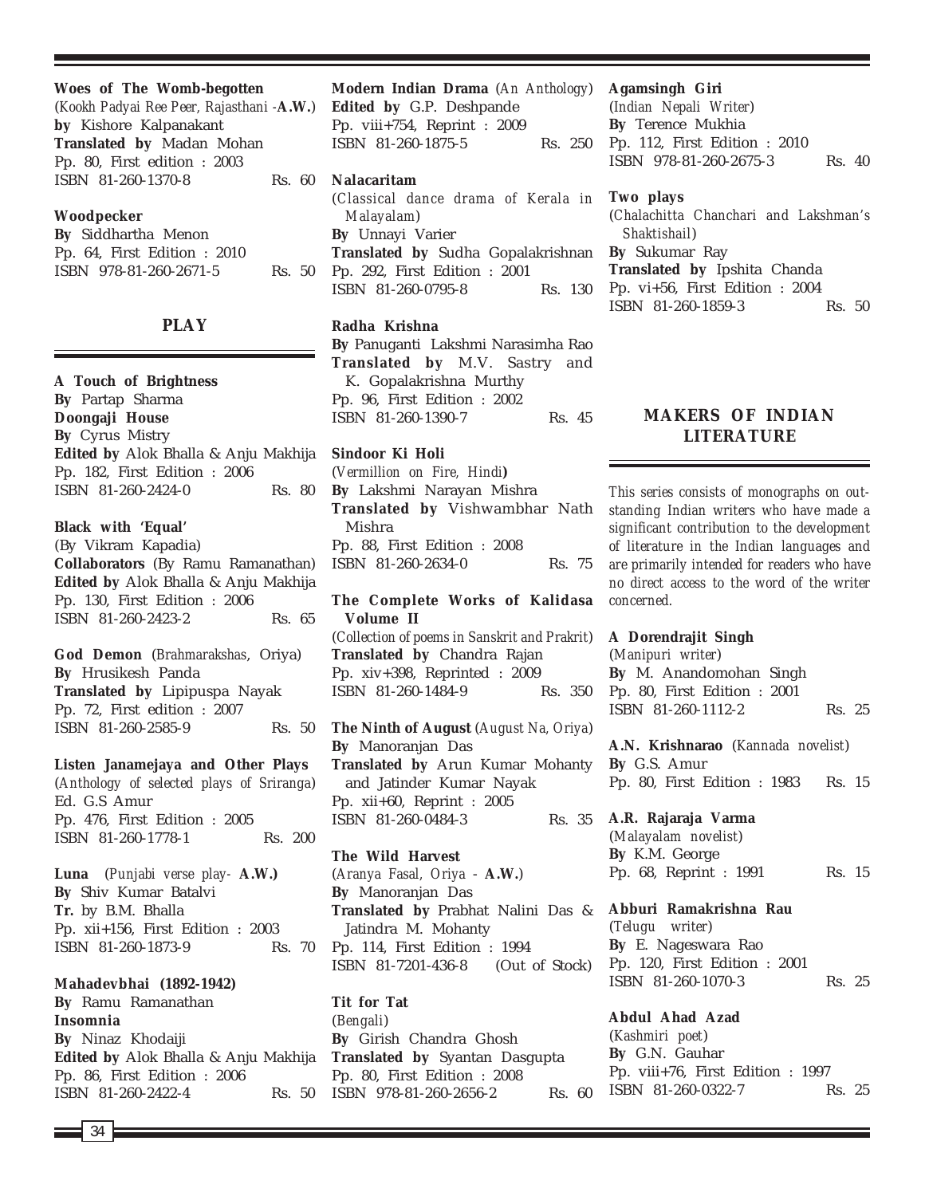**Woes of The Womb-begotten**
(*Kookh Padyai Ree Peer, Rajasthani* -**A.W.**)
**by** Kishore Kalpanakant
**Translated by** Madan Mohan
Pp. 80, First edition : 2003
ISBN 81-260-1370-8 Rs. 60

**Woodpecker**
**By** Siddhartha Menon
Pp. 64, First Edition : 2010
ISBN 978-81-260-2671-5 Rs. 50

## PLAY

**A Touch of Brightness**
**By** Partap Sharma
**Doongaji House**
**By** Cyrus Mistry
**Edited by** Alok Bhalla & Anju Makhija
Pp. 182, First Edition : 2006
ISBN 81-260-2424-0 Rs. 80

**Black with 'Equal'**
(By Vikram Kapadia)
**Collaborators** (By Ramu Ramanathan)
**Edited by** Alok Bhalla & Anju Makhija
Pp. 130, First Edition : 2006
ISBN 81-260-2423-2 Rs. 65

**God Demon** (*Brahmarakshas*, Oriya)
**By** Hrusikesh Panda
**Translated by** Lipipuspa Nayak
Pp. 72, First edition : 2007
ISBN 81-260-2585-9 Rs. 50

**Listen Janamejaya and Other Plays**
(*Anthology of selected plays of Sriranga*)
Ed. G.S Amur
Pp. 476, First Edition : 2005
ISBN 81-260-1778-1 Rs. 200

**Luna** (*Punjabi verse play-* **A.W.**)
**By** Shiv Kumar Batalvi
**Tr.** by B.M. Bhalla
Pp. xii+156, First Edition : 2003
ISBN 81-260-1873-9 Rs. 70

**Mahadevbhai (1892-1942)**
**By** Ramu Ramanathan
**Insomnia**
**By** Ninaz Khodaiji
**Edited by** Alok Bhalla & Anju Makhija
Pp. 86, First Edition : 2006
ISBN 81-260-2422-4 Rs. 50

**Modern Indian Drama** (*An Anthology*)
**Edited by** G.P. Deshpande
Pp. viii+754, Reprint : 2009
ISBN 81-260-1875-5 Rs. 250

**Nalacaritam**
(*Classical dance drama of Kerala in Malayalam*)
**By** Unnayi Varier
**Translated by** Sudha Gopalakrishnan
Pp. 292, First Edition : 2001
ISBN 81-260-0795-8 Rs. 130

**Radha Krishna**
**By** Panuganti Lakshmi Narasimha Rao
**Translated by** M.V. Sastry and K. Gopalakrishna Murthy
Pp. 96, First Edition : 2002
ISBN 81-260-1390-7 Rs. 45

**Sindoor Ki Holi**
(*Vermillion on Fire, Hindi*)
**By** Lakshmi Narayan Mishra
**Translated by** Vishwambhar Nath Mishra
Pp. 88, First Edition : 2008
ISBN 81-260-2634-0 Rs. 75

**The Complete Works of Kalidasa Volume II**
(*Collection of poems in Sanskrit and Prakrit*)
**Translated by** Chandra Rajan
Pp. xiv+398, Reprinted : 2009
ISBN 81-260-1484-9 Rs. 350

**The Ninth of August** (*August Na, Oriya*)
**By** Manoranjan Das
**Translated by** Arun Kumar Mohanty and Jatinder Kumar Nayak
Pp. xii+60, Reprint : 2005
ISBN 81-260-0484-3 Rs. 35

**The Wild Harvest**
(*Aranya Fasal, Oriya* - **A.W.**)
**By** Manoranjan Das
**Translated by** Prabhat Nalini Das & Jatindra M. Mohanty
Pp. 114, First Edition : 1994
ISBN 81-7201-436-8 (Out of Stock)

**Tit for Tat**
(*Bengali*)
**By** Girish Chandra Ghosh
**Translated by** Syantan Dasgupta
Pp. 80, First Edition : 2008
ISBN 978-81-260-2656-2 Rs. 60

**Agamsingh Giri**
(*Indian Nepali Writer*)
**By** Terence Mukhia
Pp. 112, First Edition : 2010
ISBN 978-81-260-2675-3 Rs. 40

**Two plays**
(*Chalachitta Chanchari and Lakshman's Shaktishail*)
**By** Sukumar Ray
**Translated by** Ipshita Chanda
Pp. vi+56, First Edition : 2004
ISBN 81-260-1859-3 Rs. 50

## MAKERS OF INDIAN LITERATURE

*This series consists of monographs on outstanding Indian writers who have made a significant contribution to the development of literature in the Indian languages and are primarily intended for readers who have no direct access to the word of the writer concerned.*

**A Dorendrajit Singh**
(*Manipuri writer*)
**By** M. Anandomohan Singh
Pp. 80, First Edition : 2001
ISBN 81-260-1112-2 Rs. 25

**A.N. Krishnarao** (*Kannada novelist*)
**By** G.S. Amur
Pp. 80, First Edition : 1983 Rs. 15

**A.R. Rajaraja Varma**
(*Malayalam novelist*)
**By** K.M. George
Pp. 68, Reprint : 1991 Rs. 15

**Abburi Ramakrishna Rau**
(*Telugu writer*)
**By** E. Nageswara Rao
Pp. 120, First Edition : 2001
ISBN 81-260-1070-3 Rs. 25

**Abdul Ahad Azad**
(*Kashmiri poet*)
**By** G.N. Gauhar
Pp. viii+76, First Edition : 1997
ISBN 81-260-0322-7 Rs. 25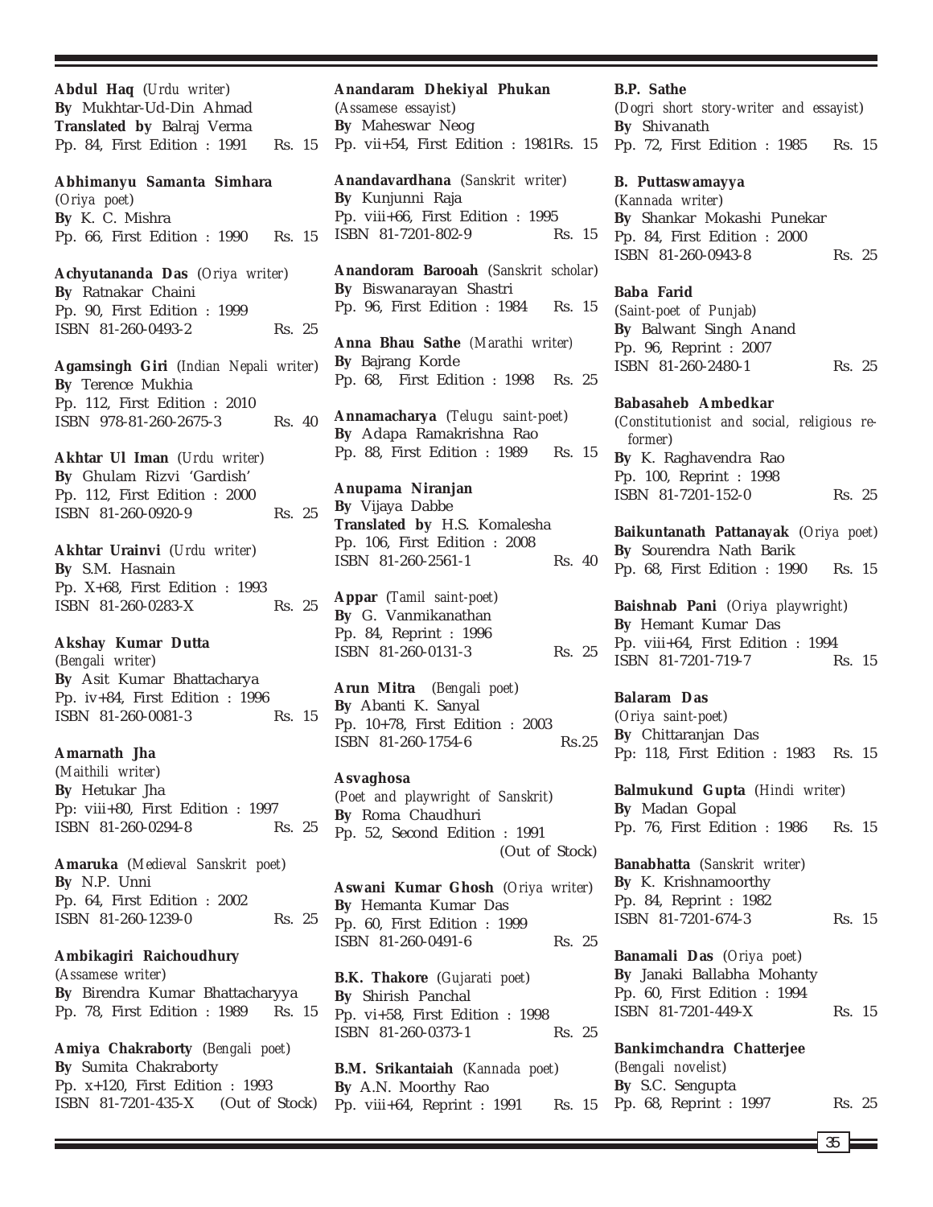**Abdul Haq** (*Urdu writer*)
**By** Mukhtar-Ud-Din Ahmad
**Translated by** Balraj Verma
Pp. 84, First Edition : 1991 Rs. 15

**Abhimanyu Samanta Simhara**
(*Oriya poet*)
**By** K. C. Mishra
Pp. 66, First Edition : 1990 Rs. 15

**Achyutananda Das** (*Oriya writer*)
**By** Ratnakar Chaini
Pp. 90, First Edition : 1999
ISBN 81-260-0493-2 Rs. 25

**Agamsingh Giri** (*Indian Nepali writer*)
**By** Terence Mukhia
Pp. 112, First Edition : 2010
ISBN 978-81-260-2675-3 Rs. 40

**Akhtar Ul Iman** (*Urdu writer*)
**By** Ghulam Rizvi 'Gardish'
Pp. 112, First Edition : 2000
ISBN 81-260-0920-9 Rs. 25

**Akhtar Urainvi** (*Urdu writer*)
**By** S.M. Hasnain
Pp. X+68, First Edition : 1993
ISBN 81-260-0283-X Rs. 25

**Akshay Kumar Dutta**
(*Bengali writer*)
**By** Asit Kumar Bhattacharya
Pp. iv+84, First Edition : 1996
ISBN 81-260-0081-3 Rs. 15

**Amarnath Jha**
(*Maithili writer*)
**By** Hetukar Jha
Pp: viii+80, First Edition : 1997
ISBN 81-260-0294-8 Rs. 25

**Amaruka** (*Medieval Sanskrit poet*)
**By** N.P. Unni
Pp. 64, First Edition : 2002
ISBN 81-260-1239-0 Rs. 25

**Ambikagiri Raichoudhury**
(*Assamese writer*)
**By** Birendra Kumar Bhattacharyya
Pp. 78, First Edition : 1989 Rs. 15

**Amiya Chakraborty** (*Bengali poet*)
**By** Sumita Chakraborty
Pp. x+120, First Edition : 1993
ISBN 81-7201-435-X (Out of Stock)

**Anandaram Dhekiyal Phukan**
(*Assamese essayist*)
**By** Maheswar Neog
Pp. vii+54, First Edition : 1981Rs. 15

**Anandavardhana** (*Sanskrit writer*)
**By** Kunjunni Raja
Pp. viii+66, First Edition : 1995
ISBN 81-7201-802-9 Rs. 15

**Anandoram Barooah** (*Sanskrit scholar*)
**By** Biswanarayan Shastri
Pp. 96, First Edition : 1984 Rs. 15

**Anna Bhau Sathe** (*Marathi writer*)
**By** Bajrang Korde
Pp. 68, First Edition : 1998 Rs. 25

**Annamacharya** (*Telugu saint-poet*)
**By** Adapa Ramakrishna Rao
Pp. 88, First Edition : 1989 Rs. 15

**Anupama Niranjan**
**By** Vijaya Dabbe
**Translated by** H.S. Komalesha
Pp. 106, First Edition : 2008
ISBN 81-260-2561-1 Rs. 40

**Appar** (*Tamil saint-poet*)
**By** G. Vanmikanathan
Pp. 84, Reprint : 1996
ISBN 81-260-0131-3 Rs. 25

**Arun Mitra** (*Bengali poet*)
**By** Abanti K. Sanyal
Pp. 10+78, First Edition : 2003
ISBN 81-260-1754-6 Rs.25

**Asvaghosa**
(*Poet and playwright of Sanskrit*)
**By** Roma Chaudhuri
Pp. 52, Second Edition : 1991
(Out of Stock)

**Aswani Kumar Ghosh** (*Oriya writer*)
**By** Hemanta Kumar Das
Pp. 60, First Edition : 1999
ISBN 81-260-0491-6 Rs. 25

**B.K. Thakore** (*Gujarati poet*)
**By** Shirish Panchal
Pp. vi+58, First Edition : 1998
ISBN 81-260-0373-1 Rs. 25

**B.M. Srikantaiah** (*Kannada poet*)
**By** A.N. Moorthy Rao
Pp. viii+64, Reprint : 1991 Rs. 15

**B.P. Sathe**
(*Dogri short story-writer and essayist*)
**By** Shivanath
Pp. 72, First Edition : 1985 Rs. 15

**B. Puttaswamayya**
(*Kannada writer*)
**By** Shankar Mokashi Punekar
Pp. 84, First Edition : 2000
ISBN 81-260-0943-8 Rs. 25

**Baba Farid**
(*Saint-poet of Punjab*)
**By** Balwant Singh Anand
Pp. 96, Reprint : 2007
ISBN 81-260-2480-1 Rs. 25

**Babasaheb Ambedkar**
(*Constitutionist and social, religious reformer*)
**By** K. Raghavendra Rao
Pp. 100, Reprint : 1998
ISBN 81-7201-152-0 Rs. 25

**Baikuntanath Pattanayak** (*Oriya poet*)
**By** Sourendra Nath Barik
Pp. 68, First Edition : 1990 Rs. 15

**Baishnab Pani** (*Oriya playwright*)
**By** Hemant Kumar Das
Pp. viii+64, First Edition : 1994
ISBN 81-7201-719-7 Rs. 15

**Balaram Das**
(*Oriya saint-poet*)
**By** Chittaranjan Das
Pp: 118, First Edition : 1983 Rs. 15

**Balmukund Gupta** (*Hindi writer*)
**By** Madan Gopal
Pp. 76, First Edition : 1986 Rs. 15

**Banabhatta** (*Sanskrit writer*)
**By** K. Krishnamoorthy
Pp. 84, Reprint : 1982
ISBN 81-7201-674-3 Rs. 15

**Banamali Das** (*Oriya poet*)
**By** Janaki Ballabha Mohanty
Pp. 60, First Edition : 1994
ISBN 81-7201-449-X Rs. 15

**Bankimchandra Chatterjee**
(*Bengali novelist*)
**By** S.C. Sengupta
Pp. 68, Reprint : 1997 Rs. 25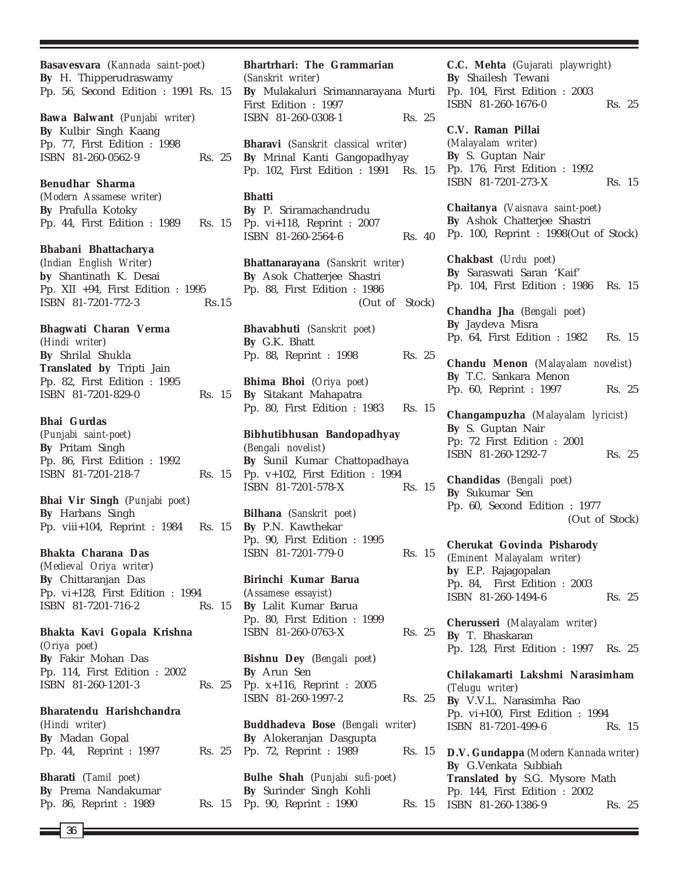**Basavesvara** (*Kannada saint-poet*)
**By** H. Thipperudraswamy
Pp. 56, Second Edition : 1991 Rs. 15

**Bawa Balwant** (*Punjabi writer*)
**By** Kulbir Singh Kaang
Pp. 77, First Edition : 1998
ISBN 81-260-0562-9 Rs. 25

**Benudhar Sharma**
(*Modern Assamese writer*)
**By** Prafulla Kotoky
Pp. 44, First Edition : 1989 Rs. 15

**Bhabani Bhattacharya**
(*Indian English Writer*)
**by** Shantinath K. Desai
Pp. XII +94, First Edition : 1995
ISBN 81-7201-772-3 Rs.15

**Bhagwati Charan Verma**
(*Hindi writer*)
**By** Shrilal Shukla
**Translated by** Tripti Jain
Pp. 82, First Edition : 1995
ISBN 81-7201-829-0 Rs. 15

**Bhai Gurdas**
(*Punjabi saint-poet*)
**By** Pritam Singh
Pp. 86, First Edition : 1992
ISBN 81-7201-218-7 Rs. 15

**Bhai Vir Singh** (*Punjabi poet*)
**By** Harbans Singh
Pp. viii+104, Reprint : 1984 Rs. 15

**Bhakta Charana Das**
(*Medieval Oriya writer*)
**By** Chittaranjan Das
Pp. vi+128, First Edition : 1994
ISBN 81-7201-716-2 Rs. 15

**Bhakta Kavi Gopala Krishna**
(*Oriya poet*)
**By** Fakir Mohan Das
Pp. 114, First Edition : 2002
ISBN 81-260-1201-3 Rs. 25

**Bharatendu Harishchandra**
(*Hindi writer*)
**By** Madan Gopal
Pp. 44, Reprint : 1997 Rs. 25

**Bharati** (*Tamil poet*)
**By** Prema Nandakumar
Pp. 86, Reprint : 1989 Rs. 15

**Bhartrhari: The Grammarian**
(*Sanskrit writer*)
**By** Mulakaluri Srimannarayana Murti
First Edition : 1997
ISBN 81-260-0308-1 Rs. 25

**Bharavi** (*Sanskrit classical writer*)
**By** Mrinal Kanti Gangopadhyay
Pp. 102, First Edition : 1991 Rs. 15

**Bhatti**
**By** P. Sriramachandrudu
Pp. vi+118, Reprint : 2007
ISBN 81-260-2564-6 Rs. 40

**Bhattanarayana** (*Sanskrit writer*)
**By** Asok Chatterjee Shastri
Pp. 88, First Edition : 1986
(Out of Stock)

**Bhavabhuti** (*Sanskrit poet*)
**By** G.K. Bhatt
Pp. 88, Reprint : 1998 Rs. 25

**Bhima Bhoi** (*Oriya poet*)
**By** Sitakant Mahapatra
Pp. 80, First Edition : 1983 Rs. 15

**Bibhutibhusan Bandopadhyay**
(*Bengali novelist*)
**By** Sunil Kumar Chattopadhaya
Pp. v+102, First Edition : 1994
ISBN 81-7201-578-X Rs. 15

**Bilhana** (*Sanskrit poet*)
**By** P.N. Kawthekar
Pp. 90, First Edition : 1995
ISBN 81-7201-779-0 Rs. 15

**Birinchi Kumar Barua**
(*Assamese essayist*)
**By** Lalit Kumar Barua
Pp. 80, First Edition : 1999
ISBN 81-260-0763-X Rs. 25

**Bishnu Dey** (*Bengali poet*)
**By** Arun Sen
Pp. x+116, Reprint : 2005
ISBN 81-260-1997-2 Rs. 25

**Buddhadeva Bose** (*Bengali writer*)
**By** Alokeranjan Dasgupta
Pp. 72, Reprint : 1989 Rs. 15

**Bulhe Shah** (*Punjabi sufi-poet*)
**By** Surinder Singh Kohli
Pp. 90, Reprint : 1990 Rs. 15

**C.C. Mehta** (*Gujarati playwright*)
**By** Shailesh Tewani
Pp. 104, First Edition : 2003
ISBN 81-260-1676-0 Rs. 25

**C.V. Raman Pillai**
(*Malayalam writer*)
**By** S. Guptan Nair
Pp. 176, First Edition : 1992
ISBN 81-7201-273-X Rs. 15

**Chaitanya** (*Vaisnava saint-poet*)
**By** Ashok Chatterjee Shastri
Pp. 100, Reprint : 1998(Out of Stock)

**Chakbast** (*Urdu poet*)
**By** Saraswati Saran 'Kaif'
Pp. 104, First Edition : 1986 Rs. 15

**Chandha Jha** (*Bengali poet*)
**By** Jaydeva Misra
Pp. 64, First Edition : 1982 Rs. 15

**Chandu Menon** (*Malayalam novelist*)
**By** T.C. Sankara Menon
Pp. 60, Reprint : 1997 Rs. 25

**Changampuzha** (*Malayalam lyricist*)
**By** S. Guptan Nair
Pp: 72 First Edition : 2001
ISBN 81-260-1292-7 Rs. 25

**Chandidas** (*Bengali poet*)
**By** Sukumar Sen
Pp. 60, Second Edition : 1977
(Out of Stock)

**Cherukat Govinda Pisharody**
(*Eminent Malayalam writer*)
**by** E.P. Rajagopalan
Pp. 84, First Edition : 2003
ISBN 81-260-1494-6 Rs. 25

**Cherusseri** (*Malayalam writer*)
**By** T. Bhaskaran
Pp. 128, First Edition : 1997 Rs. 25

**Chilakamarti Lakshmi Narasimham**
(*Telugu writer*)
**By** V.V.L. Narasimha Rao
Pp. vi+100, First Edition : 1994
ISBN 81-7201-499-6 Rs. 15

**D.V. Gundappa** (*Modern Kannada writer*)
**By** G.Venkata Subbiah
**Translated by** S.G. Mysore Math
Pp. 144, First Edition : 2002
ISBN 81-260-1386-9 Rs. 25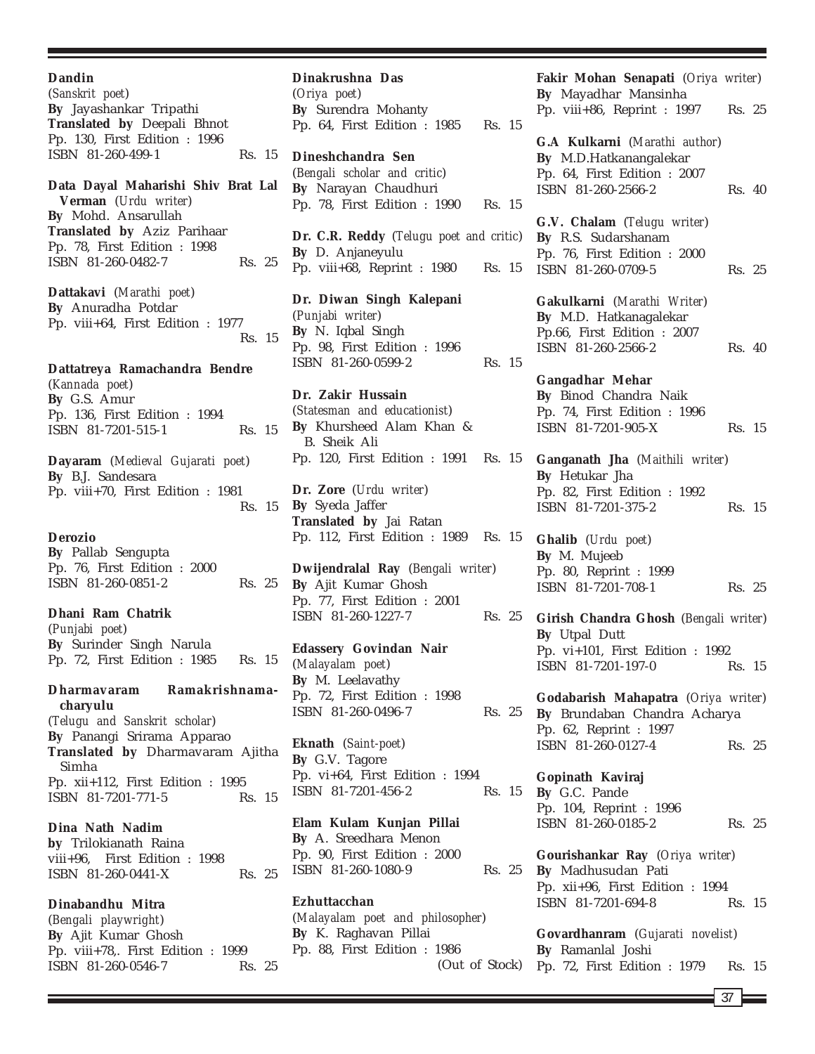**Dandin**
(*Sanskrit poet*)
**By** Jayashankar Tripathi
**Translated by** Deepali Bhnot
Pp. 130, First Edition : 1996
ISBN 81-260-499-1 Rs. 15

**Data Dayal Maharishi Shiv Brat Lal Verman** (*Urdu writer*)
**By** Mohd. Ansarullah
**Translated by** Aziz Parihaar
Pp. 78, First Edition : 1998
ISBN 81-260-0482-7 Rs. 25

**Dattakavi** (*Marathi poet*)
**By** Anuradha Potdar
Pp. viii+64, First Edition : 1977
Rs. 15

**Dattatreya Ramachandra Bendre**
(*Kannada poet*)
**By** G.S. Amur
Pp. 136, First Edition : 1994
ISBN 81-7201-515-1 Rs. 15

**Dayaram** (*Medieval Gujarati poet*)
**By** B.J. Sandesara
Pp. viii+70, First Edition : 1981
Rs. 15

**Derozio**
**By** Pallab Sengupta
Pp. 76, First Edition : 2000
ISBN 81-260-0851-2 Rs. 25

**Dhani Ram Chatrik**
(*Punjabi poet*)
**By** Surinder Singh Narula
Pp. 72, First Edition : 1985 Rs. 15

**Dharmavaram Ramakrishnamacharyulu**
(*Telugu and Sanskrit scholar*)
**By** Panangi Srirama Apparao
**Translated by** Dharmavaram Ajitha Simha
Pp. xii+112, First Edition : 1995
ISBN 81-7201-771-5 Rs. 15

**Dina Nath Nadim**
**by** Trilokianath Raina
viii+96, First Edition : 1998
ISBN 81-260-0441-X Rs. 25

**Dinabandhu Mitra**
(*Bengali playwright*)
**By** Ajit Kumar Ghosh
Pp. viii+78,. First Edition : 1999
ISBN 81-260-0546-7 Rs. 25

**Dinakrushna Das**
(*Oriya poet*)
**By** Surendra Mohanty
Pp. 64, First Edition : 1985 Rs. 15

**Dineshchandra Sen**
(*Bengali scholar and critic*)
**By** Narayan Chaudhuri
Pp. 78, First Edition : 1990 Rs. 15

**Dr. C.R. Reddy** (*Telugu poet and critic*)
**By** D. Anjaneyulu
Pp. viii+68, Reprint : 1980 Rs. 15

**Dr. Diwan Singh Kalepani**
(*Punjabi writer*)
**By** N. Iqbal Singh
Pp. 98, First Edition : 1996
ISBN 81-260-0599-2 Rs. 15

**Dr. Zakir Hussain**
(*Statesman and educationist*)
**By** Khursheed Alam Khan & B. Sheik Ali
Pp. 120, First Edition : 1991 Rs. 15

**Dr. Zore** (*Urdu writer*)
**By** Syeda Jaffer
**Translated by** Jai Ratan
Pp. 112, First Edition : 1989 Rs. 15

**Dwijendralal Ray** (*Bengali writer*)
**By** Ajit Kumar Ghosh
Pp. 77, First Edition : 2001
ISBN 81-260-1227-7 Rs. 25

**Edassery Govindan Nair**
(*Malayalam poet*)
**By** M. Leelavathy
Pp. 72, First Edition : 1998
ISBN 81-260-0496-7 Rs. 25

**Eknath** (*Saint-poet*)
**By** G.V. Tagore
Pp. vi+64, First Edition : 1994
ISBN 81-7201-456-2 Rs. 15

**Elam Kulam Kunjan Pillai**
**By** A. Sreedhara Menon
Pp. 90, First Edition : 2000
ISBN 81-260-1080-9 Rs. 25

**Ezhuttacchan**
(*Malayalam poet and philosopher*)
**By** K. Raghavan Pillai
Pp. 88, First Edition : 1986
(Out of Stock)

**Fakir Mohan Senapati** (*Oriya writer*)
**By** Mayadhar Mansinha
Pp. viii+86, Reprint : 1997 Rs. 25

**G.A Kulkarni** (*Marathi author*)
**By** M.D.Hatkanangalekar
Pp. 64, First Edition : 2007
ISBN 81-260-2566-2 Rs. 40

**G.V. Chalam** (*Telugu writer*)
**By** R.S. Sudarshanam
Pp. 76, First Edition : 2000
ISBN 81-260-0709-5 Rs. 25

**Gakulkarni** (*Marathi Writer*)
**By** M.D. Hatkanagalekar
Pp.66, First Edition : 2007
ISBN 81-260-2566-2 Rs. 40

**Gangadhar Mehar**
**By** Binod Chandra Naik
Pp. 74, First Edition : 1996
ISBN 81-7201-905-X Rs. 15

**Ganganath Jha** (*Maithili writer*)
**By** Hetukar Jha
Pp. 82, First Edition : 1992
ISBN 81-7201-375-2 Rs. 15

**Ghalib** (*Urdu poet*)
**By** M. Mujeeb
Pp. 80, Reprint : 1999
ISBN 81-7201-708-1 Rs. 25

**Girish Chandra Ghosh** (*Bengali writer*)
**By** Utpal Dutt
Pp. vi+101, First Edition : 1992
ISBN 81-7201-197-0 Rs. 15

**Godabarish Mahapatra** (*Oriya writer*)
**By** Brundaban Chandra Acharya
Pp. 62, Reprint : 1997
ISBN 81-260-0127-4 Rs. 25

**Gopinath Kaviraj**
**By** G.C. Pande
Pp. 104, Reprint : 1996
ISBN 81-260-0185-2 Rs. 25

**Gourishankar Ray** (*Oriya writer*)
**By** Madhusudan Pati
Pp. xii+96, First Edition : 1994
ISBN 81-7201-694-8 Rs. 15

**Govardhanram** (*Gujarati novelist*)
**By** Ramanlal Joshi
Pp. 72, First Edition : 1979 Rs. 15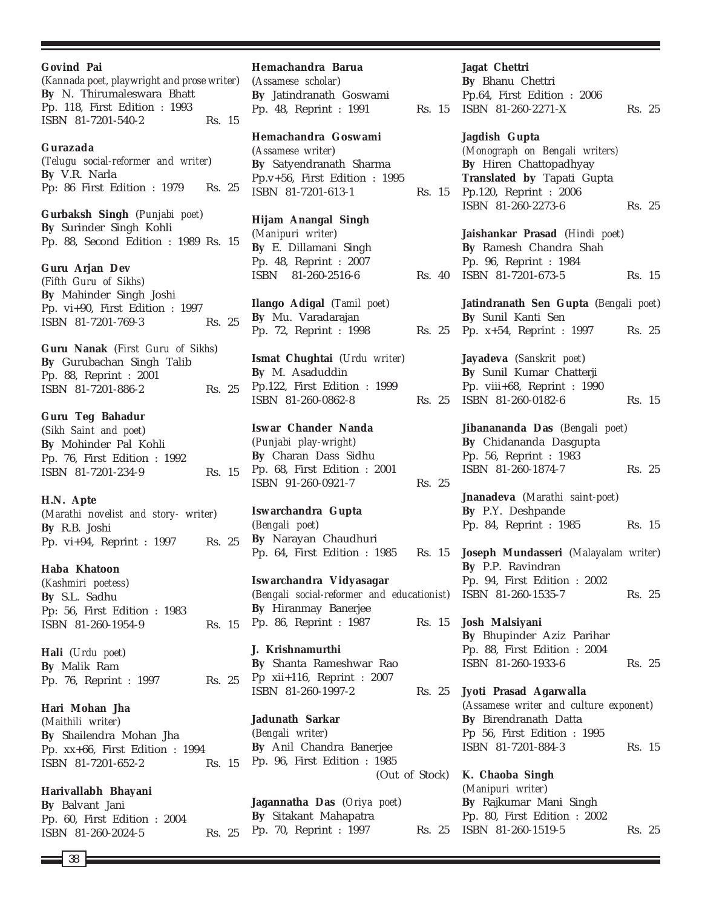**Govind Pai**
(*Kannada poet, playwright and prose writer*)
**By** N. Thirumaleswara Bhatt
Pp. 118, First Edition : 1993
ISBN 81-7201-540-2 Rs. 15

**Gurazada**
(*Telugu social-reformer and writer*)
**By** V.R. Narla
Pp: 86 First Edition : 1979 Rs. 25

**Gurbaksh Singh** (*Punjabi poet*)
**By** Surinder Singh Kohli
Pp. 88, Second Edition : 1989 Rs. 15

**Guru Arjan Dev**
(*Fifth Guru of Sikhs*)
**By** Mahinder Singh Joshi
Pp. vi+90, First Edition : 1997
ISBN 81-7201-769-3 Rs. 25

**Guru Nanak** (*First Guru of Sikhs*)
**By** Gurubachan Singh Talib
Pp. 88, Reprint : 2001
ISBN 81-7201-886-2 Rs. 25

**Guru Teg Bahadur**
(*Sikh Saint and poet*)
**By** Mohinder Pal Kohli
Pp. 76, First Edition : 1992
ISBN 81-7201-234-9 Rs. 15

**H.N. Apte**
(*Marathi novelist and story- writer*)
**By** R.B. Joshi
Pp. vi+94, Reprint : 1997 Rs. 25

**Haba Khatoon**
(*Kashmiri poetess*)
**By** S.L. Sadhu
Pp: 56, First Edition : 1983
ISBN 81-260-1954-9 Rs. 15

**Hali** (*Urdu poet*)
**By** Malik Ram
Pp. 76, Reprint : 1997 Rs. 25

**Hari Mohan Jha**
(*Maithili writer*)
**By** Shailendra Mohan Jha
Pp. xx+66, First Edition : 1994
ISBN 81-7201-652-2 Rs. 15

**Harivallabh Bhayani**
**By** Balvant Jani
Pp. 60, First Edition : 2004
ISBN 81-260-2024-5 Rs. 25

**Hemachandra Barua**
(*Assamese scholar*)
**By** Jatindranath Goswami
Pp. 48, Reprint : 1991 Rs. 15

**Hemachandra Goswami**
(*Assamese writer*)
**By** Satyendranath Sharma
Pp.v+56, First Edition : 1995
ISBN 81-7201-613-1 Rs. 15

**Hijam Anangal Singh**
(*Manipuri writer*)
**By** E. Dillamani Singh
Pp. 48, Reprint : 2007
ISBN 81-260-2516-6 Rs. 40

**Ilango Adigal** (*Tamil poet*)
**By** Mu. Varadarajan
Pp. 72, Reprint : 1998 Rs. 25

**Ismat Chughtai** (*Urdu writer*)
**By** M. Asaduddin
Pp.122, First Edition : 1999
ISBN 81-260-0862-8 Rs. 25

**Iswar Chander Nanda**
(*Punjabi play-wright*)
**By** Charan Dass Sidhu
Pp. 68, First Edition : 2001
ISBN 91-260-0921-7 Rs. 25

**Iswarchandra Gupta**
(*Bengali poet*)
**By** Narayan Chaudhuri
Pp. 64, First Edition : 1985 Rs. 15

**Iswarchandra Vidyasagar**
(*Bengali social-reformer and educationist*)
**By** Hiranmay Banerjee
Pp. 86, Reprint : 1987 Rs. 15

**J. Krishnamurthi**
**By** Shanta Rameshwar Rao
Pp xii+116, Reprint : 2007
ISBN 81-260-1997-2 Rs. 25

**Jadunath Sarkar**
(*Bengali writer*)
**By** Anil Chandra Banerjee
Pp. 96, First Edition : 1985
(Out of Stock)

**Jagannatha Das** (*Oriya poet*)
**By** Sitakant Mahapatra
Pp. 70, Reprint : 1997 Rs. 25

**Jagat Chettri**
**By** Bhanu Chettri
Pp.64, First Edition : 2006
ISBN 81-260-2271-X Rs. 25

**Jagdish Gupta**
(*Monograph on Bengali writers*)
**By** Hiren Chattopadhyay
**Translated by** Tapati Gupta
Pp.120, Reprint : 2006
ISBN 81-260-2273-6 Rs. 25

**Jaishankar Prasad** (*Hindi poet*)
**By** Ramesh Chandra Shah
Pp. 96, Reprint : 1984
ISBN 81-7201-673-5 Rs. 15

**Jatindranath Sen Gupta** (*Bengali poet*)
**By** Sunil Kanti Sen
Pp. x+54, Reprint : 1997 Rs. 25

**Jayadeva** (*Sanskrit poet*)
**By** Sunil Kumar Chatterji
Pp. viii+68, Reprint : 1990
ISBN 81-260-0182-6 Rs. 15

**Jibanananda Das** (*Bengali poet*)
**By** Chidananda Dasgupta
Pp. 56, Reprint : 1983
ISBN 81-260-1874-7 Rs. 25

**Jnanadeva** (*Marathi saint-poet*)
**By** P.Y. Deshpande
Pp. 84, Reprint : 1985 Rs. 15

**Joseph Mundasseri** (*Malayalam writer*)
**By** P.P. Ravindran
Pp. 94, First Edition : 2002
ISBN 81-260-1535-7 Rs. 25

**Josh Malsiyani**
**By** Bhupinder Aziz Parihar
Pp. 88, First Edition : 2004
ISBN 81-260-1933-6 Rs. 25

**Jyoti Prasad Agarwalla**
(*Assamese writer and culture exponent*)
**By** Birendranath Datta
Pp 56, First Edition : 1995
ISBN 81-7201-884-3 Rs. 15

**K. Chaoba Singh**
(*Manipuri writer*)
**By** Rajkumar Mani Singh
Pp. 80, First Edition : 2002
ISBN 81-260-1519-5 Rs. 25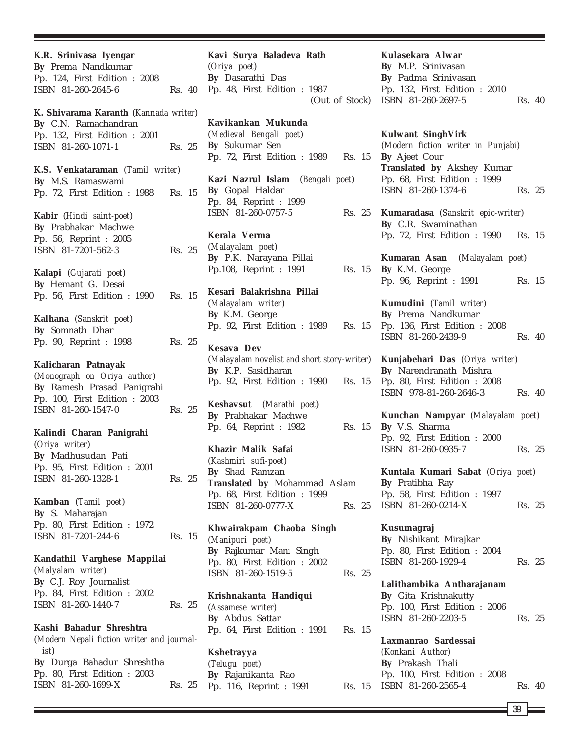**K.R. Srinivasa Iyengar**
**By** Prema Nandkumar
Pp. 124, First Edition : 2008
ISBN 81-260-2645-6 Rs. 40

**K. Shivarama Karanth** (*Kannada writer*)
**By** C.N. Ramachandran
Pp. 132, First Edition : 2001
ISBN 81-260-1071-1 Rs. 25

**K.S. Venkataraman** (*Tamil writer*)
**By** M.S. Ramaswami
Pp. 72, First Edition : 1988 Rs. 15

**Kabir** (*Hindi saint-poet*)
**By** Prabhakar Machwe
Pp. 56, Reprint : 2005
ISBN 81-7201-562-3 Rs. 25

**Kalapi** (*Gujarati poet*)
**By** Hemant G. Desai
Pp. 56, First Edition : 1990 Rs. 15

**Kalhana** (*Sanskrit poet*)
**By** Somnath Dhar
Pp. 90, Reprint : 1998 Rs. 25

**Kalicharan Patnayak**
(*Monograph on Oriya author*)
**By** Ramesh Prasad Panigrahi
Pp. 100, First Edition : 2003
ISBN 81-260-1547-0 Rs. 25

**Kalindi Charan Panigrahi**
(*Oriya writer*)
**By** Madhusudan Pati
Pp. 95, First Edition : 2001
ISBN 81-260-1328-1 Rs. 25

**Kamban** (*Tamil poet*)
**By** S. Maharajan
Pp. 80, First Edition : 1972
ISBN 81-7201-244-6 Rs. 15

**Kandathil Varghese Mappilai**
(*Malyalam writer*)
**By** C.J. Roy Journalist
Pp. 84, First Edition : 2002
ISBN 81-260-1440-7 Rs. 25

**Kashi Bahadur Shreshtra**
(*Modern Nepali fiction writer and journalist*)
**By** Durga Bahadur Shreshtha
Pp. 80, First Edition : 2003
ISBN 81-260-1699-X Rs. 25

**Kavi Surya Baladeva Rath**
(*Oriya poet*)
**By** Dasarathi Das
Pp. 48, First Edition : 1987
(Out of Stock)

**Kavikankan Mukunda**
(*Medieval Bengali poet*)
**By** Sukumar Sen
Pp. 72, First Edition : 1989 Rs. 15

**Kazi Nazrul Islam** (*Bengali poet*)
**By** Gopal Haldar
Pp. 84, Reprint : 1999
ISBN 81-260-0757-5 Rs. 25

**Kerala Verma**
(*Malayalam poet*)
**By** P.K. Narayana Pillai
Pp.108, Reprint : 1991 Rs. 15

**Kesari Balakrishna Pillai**
(*Malayalam writer*)
**By** K.M. George
Pp. 92, First Edition : 1989 Rs. 15

**Kesava Dev**
(*Malayalam novelist and short story-writer*)
**By** K.P. Sasidharan
Pp. 92, First Edition : 1990 Rs. 15

**Keshavsut** (*Marathi poet*)
**By** Prabhakar Machwe
Pp. 64, Reprint : 1982 Rs. 15

**Khazir Malik Safai**
(*Kashmiri sufi-poet*)
**By** Shad Ramzan
**Translated by** Mohammad Aslam
Pp. 68, First Edition : 1999
ISBN 81-260-0777-X Rs. 25

**Khwairakpam Chaoba Singh**
(*Manipuri poet*)
**By** Rajkumar Mani Singh
Pp. 80, First Edition : 2002
ISBN 81-260-1519-5 Rs. 25

**Krishnakanta Handiqui**
(*Assamese writer*)
**By** Abdus Sattar
Pp. 64, First Edition : 1991 Rs. 15

**Kshetrayya**
(*Telugu poet*)
**By** Rajanikanta Rao
Pp. 116, Reprint : 1991 Rs. 15

**Kulasekara Alwar**
**By** M.P. Srinivasan
**By** Padma Srinivasan
Pp. 132, First Edition : 2010
ISBN 81-260-2697-5 Rs. 40

**Kulwant SinghVirk**
(*Modern fiction writer in Punjabi*)
**By** Ajeet Cour
**Translated by** Akshey Kumar
Pp. 68, First Edition : 1999
ISBN 81-260-1374-6 Rs. 25

**Kumaradasa** (*Sanskrit epic-writer*)
**By** C.R. Swaminathan
Pp. 72, First Edition : 1990 Rs. 15

**Kumaran Asan** (*Malayalam poet*)
**By** K.M. George
Pp. 96, Reprint : 1991 Rs. 15

**Kumudini** (*Tamil writer*)
**By** Prema Nandkumar
Pp. 136, First Edition : 2008
ISBN 81-260-2439-9 Rs. 40

**Kunjabehari Das** (*Oriya writer*)
**By** Narendranath Mishra
Pp. 80, First Edition : 2008
ISBN 978-81-260-2646-3 Rs. 40

**Kunchan Nampyar** (*Malayalam poet*)
**By** V.S. Sharma
Pp. 92, First Edition : 2000
ISBN 81-260-0935-7 Rs. 25

**Kuntala Kumari Sabat** (*Oriya poet*)
**By** Pratibha Ray
Pp. 58, First Edition : 1997
ISBN 81-260-0214-X Rs. 25

**Kusumagraj**
**By** Nishikant Mirajkar
Pp. 80, First Edition : 2004
ISBN 81-260-1929-4 Rs. 25

**Lalithambika Antharajanam**
**By** Gita Krishnakutty
Pp. 100, First Edition : 2006
ISBN 81-260-2203-5 Rs. 25

**Laxmanrao Sardessai**
(*Konkani Author*)
**By** Prakash Thali
Pp. 100, First Edition : 2008
ISBN 81-260-2565-4 Rs. 40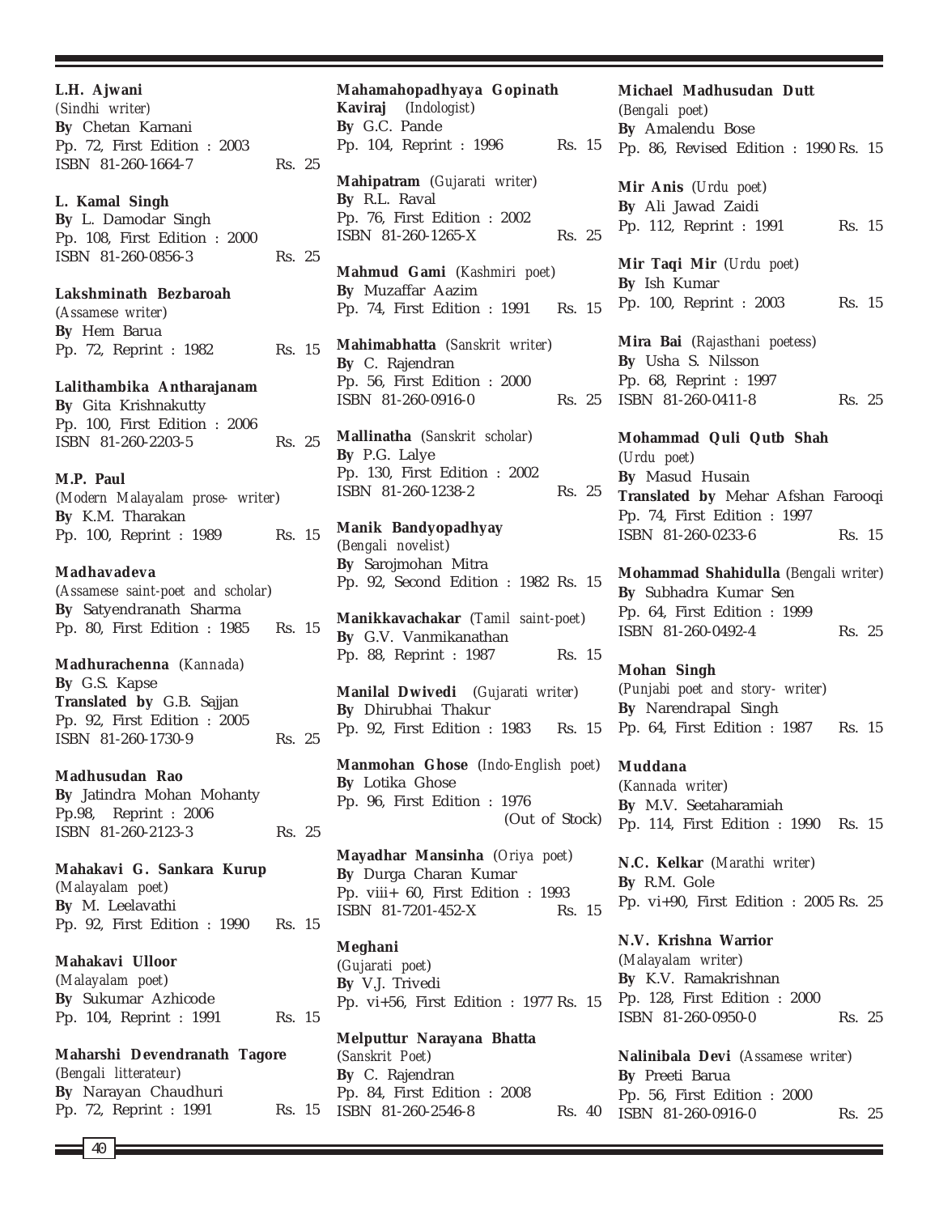**L.H. Ajwani**
*(Sindhi writer)*
**By** Chetan Karnani
Pp. 72, First Edition : 2003
ISBN 81-260-1664-7 Rs. 25

**L. Kamal Singh**
**By** L. Damodar Singh
Pp. 108, First Edition : 2000
ISBN 81-260-0856-3 Rs. 25

**Lakshminath Bezbaroah**
*(Assamese writer)*
**By** Hem Barua
Pp. 72, Reprint : 1982 Rs. 15

**Lalithambika Antharajanam**
**By** Gita Krishnakutty
Pp. 100, First Edition : 2006
ISBN 81-260-2203-5 Rs. 25

**M.P. Paul**
*(Modern Malayalam prose- writer)*
**By** K.M. Tharakan
Pp. 100, Reprint : 1989 Rs. 15

**Madhavadeva**
*(Assamese saint-poet and scholar)*
**By** Satyendranath Sharma
Pp. 80, First Edition : 1985 Rs. 15

**Madhurachenna** *(Kannada)*
**By** G.S. Kapse
**Translated by** G.B. Sajjan
Pp. 92, First Edition : 2005
ISBN 81-260-1730-9 Rs. 25

**Madhusudan Rao**
**By** Jatindra Mohan Mohanty
Pp.98, Reprint : 2006
ISBN 81-260-2123-3 Rs. 25

**Mahakavi G. Sankara Kurup**
*(Malayalam poet)*
**By** M. Leelavathi
Pp. 92, First Edition : 1990 Rs. 15

**Mahakavi Ulloor**
*(Malayalam poet)*
**By** Sukumar Azhicode
Pp. 104, Reprint : 1991 Rs. 15

**Maharshi Devendranath Tagore**
*(Bengali litterateur)*
**By** Narayan Chaudhuri
Pp. 72, Reprint : 1991 Rs. 15

**Mahamahopadhyaya Gopinath Kaviraj** *(Indologist)*
**By** G.C. Pande
Pp. 104, Reprint : 1996 Rs. 15

**Mahipatram** *(Gujarati writer)*
**By** R.L. Raval
Pp. 76, First Edition : 2002
ISBN 81-260-1265-X Rs. 25

**Mahmud Gami** *(Kashmiri poet)*
**By** Muzaffar Aazim
Pp. 74, First Edition : 1991 Rs. 15

**Mahimabhatta** *(Sanskrit writer)*
**By** C. Rajendran
Pp. 56, First Edition : 2000
ISBN 81-260-0916-0 Rs. 25

**Mallinatha** *(Sanskrit scholar)*
**By** P.G. Lalye
Pp. 130, First Edition : 2002
ISBN 81-260-1238-2 Rs. 25

**Manik Bandyopadhyay**
*(Bengali novelist)*
**By** Sarojmohan Mitra
Pp. 92, Second Edition : 1982 Rs. 15

**Manikkavachakar** *(Tamil saint-poet)*
**By** G.V. Vanmikanathan
Pp. 88, Reprint : 1987 Rs. 15

**Manilal Dwivedi** *(Gujarati writer)*
**By** Dhirubhai Thakur
Pp. 92, First Edition : 1983 Rs. 15

**Manmohan Ghose** *(Indo-English poet)*
**By** Lotika Ghose
Pp. 96, First Edition : 1976
(Out of Stock)

**Mayadhar Mansinha** *(Oriya poet)*
**By** Durga Charan Kumar
Pp. viii+ 60, First Edition : 1993
ISBN 81-7201-452-X Rs. 15

**Meghani**
*(Gujarati poet)*
**By** V.J. Trivedi
Pp. vi+56, First Edition : 1977 Rs. 15

**Melputtur Narayana Bhatta**
*(Sanskrit Poet)*
**By** C. Rajendran
Pp. 84, First Edition : 2008
ISBN 81-260-2546-8 Rs. 40

**Michael Madhusudan Dutt**
*(Bengali poet)*
**By** Amalendu Bose
Pp. 86, Revised Edition : 1990 Rs. 15

**Mir Anis** *(Urdu poet)*
**By** Ali Jawad Zaidi
Pp. 112, Reprint : 1991 Rs. 15

**Mir Taqi Mir** *(Urdu poet)*
**By** Ish Kumar
Pp. 100, Reprint : 2003 Rs. 15

**Mira Bai** *(Rajasthani poetess)*
**By** Usha S. Nilsson
Pp. 68, Reprint : 1997
ISBN 81-260-0411-8 Rs. 25

**Mohammad Quli Qutb Shah**
*(Urdu poet)*
**By** Masud Husain
**Translated by** Mehar Afshan Farooqi
Pp. 74, First Edition : 1997
ISBN 81-260-0233-6 Rs. 15

**Mohammad Shahidulla** *(Bengali writer)*
**By** Subhadra Kumar Sen
Pp. 64, First Edition : 1999
ISBN 81-260-0492-4 Rs. 25

**Mohan Singh**
*(Punjabi poet and story- writer)*
**By** Narendrapal Singh
Pp. 64, First Edition : 1987 Rs. 15

**Muddana**
*(Kannada writer)*
**By** M.V. Seetaharamiah
Pp. 114, First Edition : 1990 Rs. 15

**N.C. Kelkar** *(Marathi writer)*
**By** R.M. Gole
Pp. vi+90, First Edition : 2005 Rs. 25

**N.V. Krishna Warrior**
*(Malayalam writer)*
**By** K.V. Ramakrishnan
Pp. 128, First Edition : 2000
ISBN 81-260-0950-0 Rs. 25

**Nalinibala Devi** *(Assamese writer)*
**By** Preeti Barua
Pp. 56, First Edition : 2000
ISBN 81-260-0916-0 Rs. 25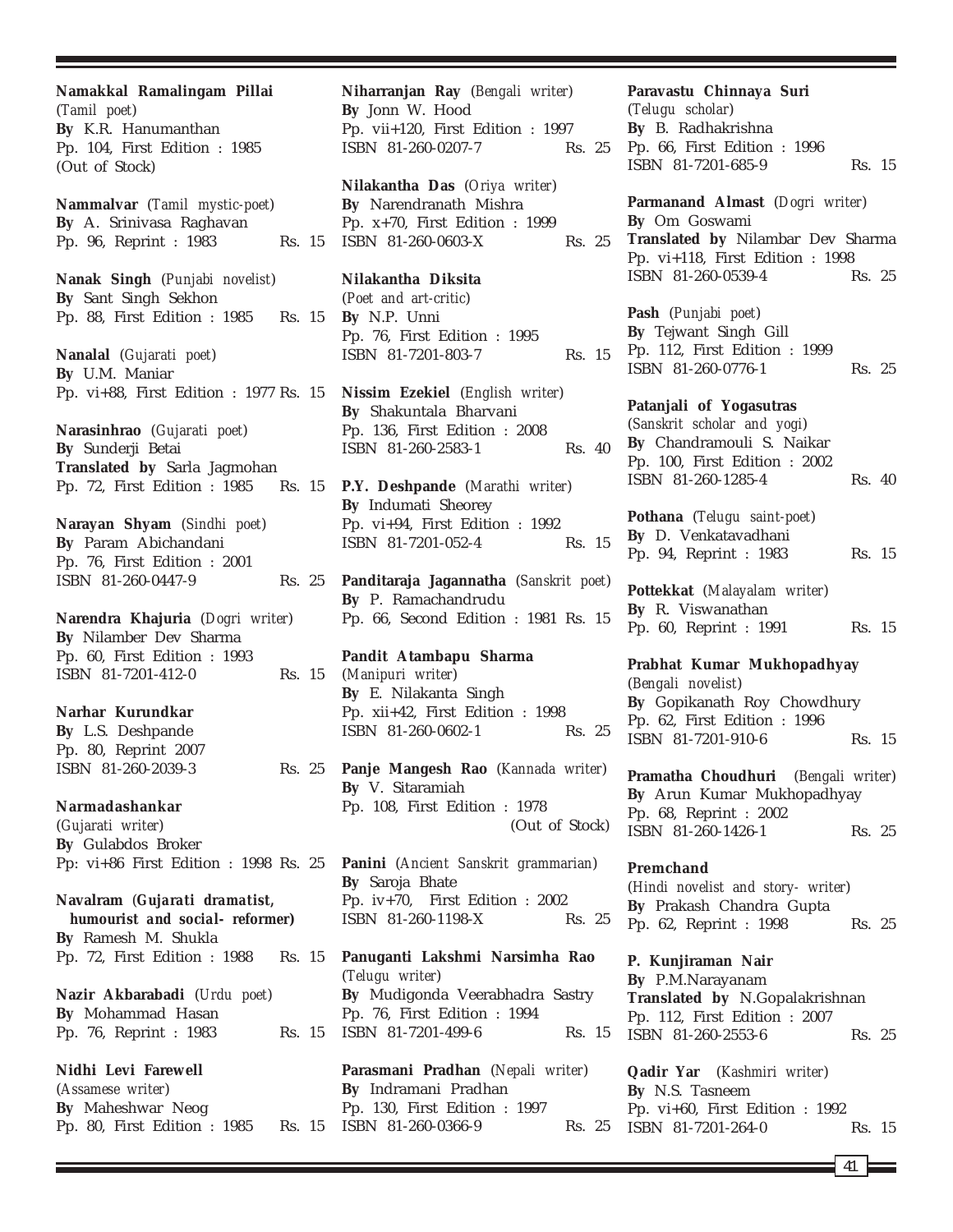**Namakkal Ramalingam Pillai**
(*Tamil poet*)
**By** K.R. Hanumanthan
Pp. 104, First Edition : 1985
(Out of Stock)

**Nammalvar** (*Tamil mystic-poet*)
**By** A. Srinivasa Raghavan
Pp. 96, Reprint : 1983 Rs. 15

**Nanak Singh** (*Punjabi novelist*)
**By** Sant Singh Sekhon
Pp. 88, First Edition : 1985 Rs. 15

**Nanalal** (*Gujarati poet*)
**By** U.M. Maniar
Pp. vi+88, First Edition : 1977 Rs. 15

**Narasinhrao** (*Gujarati poet*)
**By** Sunderji Betai
**Translated by** Sarla Jagmohan
Pp. 72, First Edition : 1985 Rs. 15

**Narayan Shyam** (*Sindhi poet*)
**By** Param Abichandani
Pp. 76, First Edition : 2001
ISBN 81-260-0447-9 Rs. 25

**Narendra Khajuria** (*Dogri writer*)
**By** Nilamber Dev Sharma
Pp. 60, First Edition : 1993
ISBN 81-7201-412-0 Rs. 15

**Narhar Kurundkar**
**By** L.S. Deshpande
Pp. 80, Reprint 2007
ISBN 81-260-2039-3 Rs. 25

**Narmadashankar**
(*Gujarati writer*)
**By** Gulabdos Broker
Pp: vi+86 First Edition : 1998 Rs. 25

**Navalram** (*Gujarati dramatist, humourist and social- reformer*)
**By** Ramesh M. Shukla
Pp. 72, First Edition : 1988 Rs. 15

**Nazir Akbarabadi** (*Urdu poet*)
**By** Mohammad Hasan
Pp. 76, Reprint : 1983 Rs. 15

**Nidhi Levi Farewell**
(*Assamese writer*)
**By** Maheshwar Neog
Pp. 80, First Edition : 1985 Rs. 15

**Niharranjan Ray** (*Bengali writer*)
**By** Jonn W. Hood
Pp. vii+120, First Edition : 1997
ISBN 81-260-0207-7 Rs. 25

**Nilakantha Das** (*Oriya writer*)
**By** Narendranath Mishra
Pp. x+70, First Edition : 1999
ISBN 81-260-0603-X Rs. 25

**Nilakantha Diksita**
(*Poet and art-critic*)
**By** N.P. Unni
Pp. 76, First Edition : 1995
ISBN 81-7201-803-7 Rs. 15

**Nissim Ezekiel** (*English writer*)
**By** Shakuntala Bharvani
Pp. 136, First Edition : 2008
ISBN 81-260-2583-1 Rs. 40

**P.Y. Deshpande** (*Marathi writer*)
**By** Indumati Sheorey
Pp. vi+94, First Edition : 1992
ISBN 81-7201-052-4 Rs. 15

**Panditaraja Jagannatha** (*Sanskrit poet*)
**By** P. Ramachandrudu
Pp. 66, Second Edition : 1981 Rs. 15

**Pandit Atambapu Sharma**
(*Manipuri writer*)
**By** E. Nilakanta Singh
Pp. xii+42, First Edition : 1998
ISBN 81-260-0602-1 Rs. 25

**Panje Mangesh Rao** (*Kannada writer*)
**By** V. Sitaramiah
Pp. 108, First Edition : 1978
(Out of Stock)

**Panini** (*Ancient Sanskrit grammarian*)
**By** Saroja Bhate
Pp. iv+70, First Edition : 2002
ISBN 81-260-1198-X Rs. 25

**Panuganti Lakshmi Narsimha Rao**
(*Telugu writer*)
**By** Mudigonda Veerabhadra Sastry
Pp. 76, First Edition : 1994
ISBN 81-7201-499-6 Rs. 15

**Parasmani Pradhan** (*Nepali writer*)
**By** Indramani Pradhan
Pp. 130, First Edition : 1997
ISBN 81-260-0366-9 Rs. 25

**Paravastu Chinnaya Suri**
(*Telugu scholar*)
**By** B. Radhakrishna
Pp. 66, First Edition : 1996
ISBN 81-7201-685-9 Rs. 15

**Parmanand Almast** (*Dogri writer*)
**By** Om Goswami
**Translated by** Nilambar Dev Sharma
Pp. vi+118, First Edition : 1998
ISBN 81-260-0539-4 Rs. 25

**Pash** (*Punjabi poet*)
**By** Tejwant Singh Gill
Pp. 112, First Edition : 1999
ISBN 81-260-0776-1 Rs. 25

**Patanjali of Yogasutras**
(*Sanskrit scholar and yogi*)
**By** Chandramouli S. Naikar
Pp. 100, First Edition : 2002
ISBN 81-260-1285-4 Rs. 40

**Pothana** (*Telugu saint-poet*)
**By** D. Venkatavadhani
Pp. 94, Reprint : 1983 Rs. 15

**Pottekkat** (*Malayalam writer*)
**By** R. Viswanathan
Pp. 60, Reprint : 1991 Rs. 15

**Prabhat Kumar Mukhopadhyay**
(*Bengali novelist*)
**By** Gopikanath Roy Chowdhury
Pp. 62, First Edition : 1996
ISBN 81-7201-910-6 Rs. 15

**Pramatha Choudhuri** (*Bengali writer*)
**By** Arun Kumar Mukhopadhyay
Pp. 68, Reprint : 2002
ISBN 81-260-1426-1 Rs. 25

**Premchand**
(*Hindi novelist and story- writer*)
**By** Prakash Chandra Gupta
Pp. 62, Reprint : 1998 Rs. 25

**P. Kunjiraman Nair**
**By** P.M.Narayanam
**Translated by** N.Gopalakrishnan
Pp. 112, First Edition : 2007
ISBN 81-260-2553-6 Rs. 25

**Qadir Yar** (*Kashmiri writer*)
**By** N.S. Tasneem
Pp. vi+60, First Edition : 1992
ISBN 81-7201-264-0 Rs. 15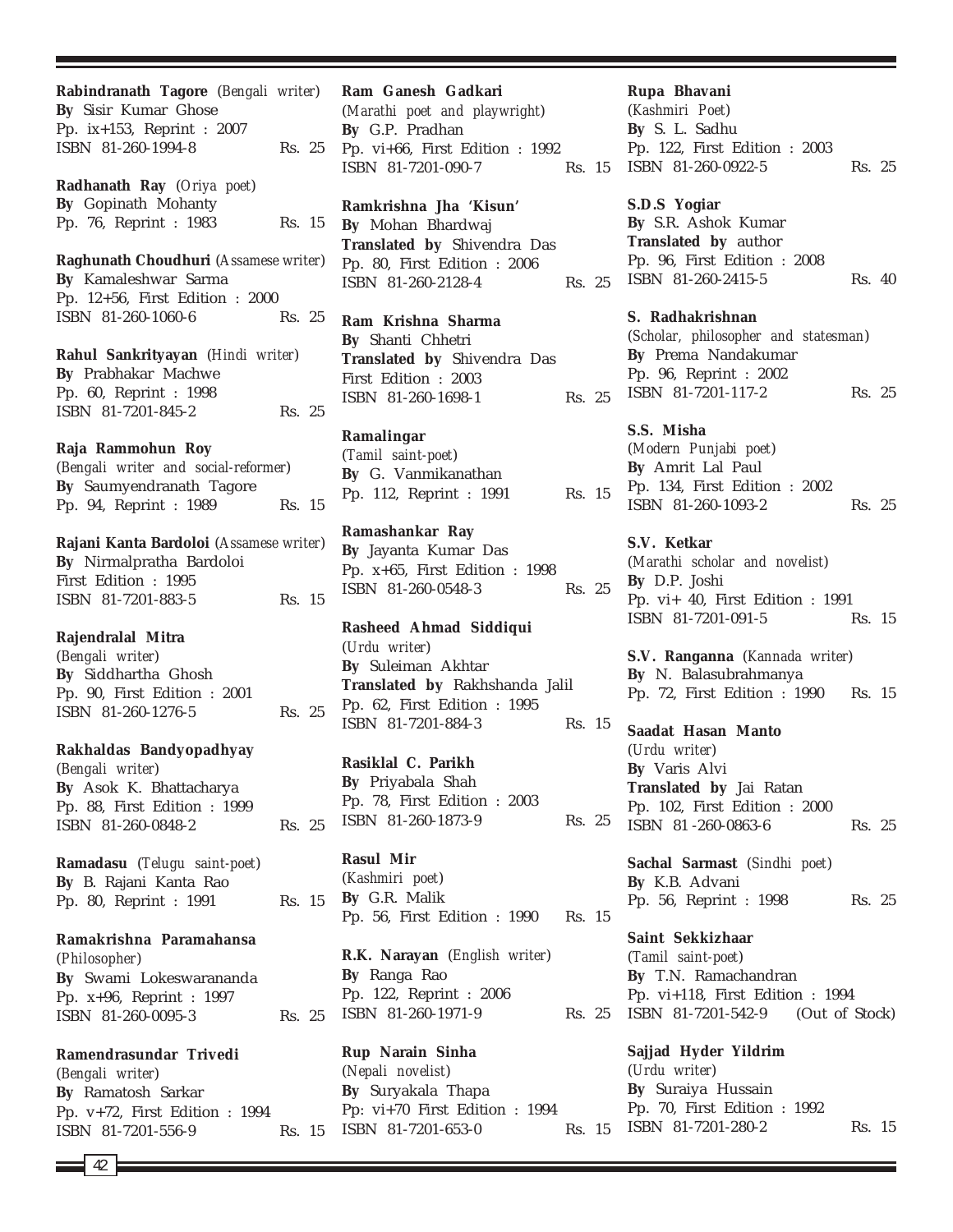**Rabindranath Tagore** (*Bengali writer*)
**By** Sisir Kumar Ghose
Pp. ix+153, Reprint : 2007
ISBN 81-260-1994-8 Rs. 25

**Radhanath Ray** (*Oriya poet*)
**By** Gopinath Mohanty
Pp. 76, Reprint : 1983 Rs. 15

**Raghunath Choudhuri** (*Assamese writer*)
**By** Kamaleshwar Sarma
Pp. 12+56, First Edition : 2000
ISBN 81-260-1060-6 Rs. 25

**Rahul Sankrityayan** (*Hindi writer*)
**By** Prabhakar Machwe
Pp. 60, Reprint : 1998
ISBN 81-7201-845-2 Rs. 25

**Raja Rammohun Roy**
(*Bengali writer and social-reformer*)
**By** Saumyendranath Tagore
Pp. 94, Reprint : 1989 Rs. 15

**Rajani Kanta Bardoloi** (*Assamese writer*)
**By** Nirmalpratha Bardoloi
First Edition : 1995
ISBN 81-7201-883-5 Rs. 15

**Rajendralal Mitra**
(*Bengali writer*)
**By** Siddhartha Ghosh
Pp. 90, First Edition : 2001
ISBN 81-260-1276-5 Rs. 25

**Rakhaldas Bandyopadhyay**
(*Bengali writer*)
**By** Asok K. Bhattacharya
Pp. 88, First Edition : 1999
ISBN 81-260-0848-2 Rs. 25

**Ramadasu** (*Telugu saint-poet*)
**By** B. Rajani Kanta Rao
Pp. 80, Reprint : 1991 Rs. 15

**Ramakrishna Paramahansa**
(*Philosopher*)
**By** Swami Lokeswarananda
Pp. x+96, Reprint : 1997
ISBN 81-260-0095-3 Rs. 25

**Ramendrasundar Trivedi**
(*Bengali writer*)
**By** Ramatosh Sarkar
Pp. v+72, First Edition : 1994
ISBN 81-7201-556-9 Rs. 15

**Ram Ganesh Gadkari**
(*Marathi poet and playwright*)
**By** G.P. Pradhan
Pp. vi+66, First Edition : 1992
ISBN 81-7201-090-7 Rs. 15

**Ramkrishna Jha 'Kisun'**
**By** Mohan Bhardwaj
**Translated by** Shivendra Das
Pp. 80, First Edition : 2006
ISBN 81-260-2128-4 Rs. 25

**Ram Krishna Sharma**
**By** Shanti Chhetri
**Translated by** Shivendra Das
First Edition : 2003
ISBN 81-260-1698-1 Rs. 25

**Ramalingar**
(*Tamil saint-poet*)
**By** G. Vanmikanathan
Pp. 112, Reprint : 1991 Rs. 15

**Ramashankar Ray**
**By** Jayanta Kumar Das
Pp. x+65, First Edition : 1998
ISBN 81-260-0548-3 Rs. 25

**Rasheed Ahmad Siddiqui**
(*Urdu writer*)
**By** Suleiman Akhtar
**Translated by** Rakhshanda Jalil
Pp. 62, First Edition : 1995
ISBN 81-7201-884-3 Rs. 15

**Rasiklal C. Parikh**
**By** Priyabala Shah
Pp. 78, First Edition : 2003
ISBN 81-260-1873-9 Rs. 25

**Rasul Mir**
(*Kashmiri poet*)
**By** G.R. Malik
Pp. 56, First Edition : 1990 Rs. 15

**R.K. Narayan** (*English writer*)
**By** Ranga Rao
Pp. 122, Reprint : 2006
ISBN 81-260-1971-9 Rs. 25

**Rup Narain Sinha**
(*Nepali novelist*)
**By** Suryakala Thapa
Pp: vi+70 First Edition : 1994
ISBN 81-7201-653-0 Rs. 15

**Rupa Bhavani**
(*Kashmiri Poet*)
**By** S. L. Sadhu
Pp. 122, First Edition : 2003
ISBN 81-260-0922-5 Rs. 25

**S.D.S Yogiar**
**By** S.R. Ashok Kumar
**Translated by** author
Pp. 96, First Edition : 2008
ISBN 81-260-2415-5 Rs. 40

**S. Radhakrishnan**
(*Scholar, philosopher and statesman*)
**By** Prema Nandakumar
Pp. 96, Reprint : 2002
ISBN 81-7201-117-2 Rs. 25

**S.S. Misha**
(*Modern Punjabi poet*)
**By** Amrit Lal Paul
Pp. 134, First Edition : 2002
ISBN 81-260-1093-2 Rs. 25

**S.V. Ketkar**
(*Marathi scholar and novelist*)
**By** D.P. Joshi
Pp. vi+ 40, First Edition : 1991
ISBN 81-7201-091-5 Rs. 15

**S.V. Ranganna** (*Kannada writer*)
**By** N. Balasubrahmanya
Pp. 72, First Edition : 1990 Rs. 15

**Saadat Hasan Manto**
(*Urdu writer*)
**By** Varis Alvi
**Translated by** Jai Ratan
Pp. 102, First Edition : 2000
ISBN 81 -260-0863-6 Rs. 25

**Sachal Sarmast** (*Sindhi poet*)
**By** K.B. Advani
Pp. 56, Reprint : 1998 Rs. 25

**Saint Sekkizhaar**
(*Tamil saint-poet*)
**By** T.N. Ramachandran
Pp. vi+118, First Edition : 1994
ISBN 81-7201-542-9 (Out of Stock)

**Sajjad Hyder Yildrim**
(*Urdu writer*)
**By** Suraiya Hussain
Pp. 70, First Edition : 1992
ISBN 81-7201-280-2 Rs. 15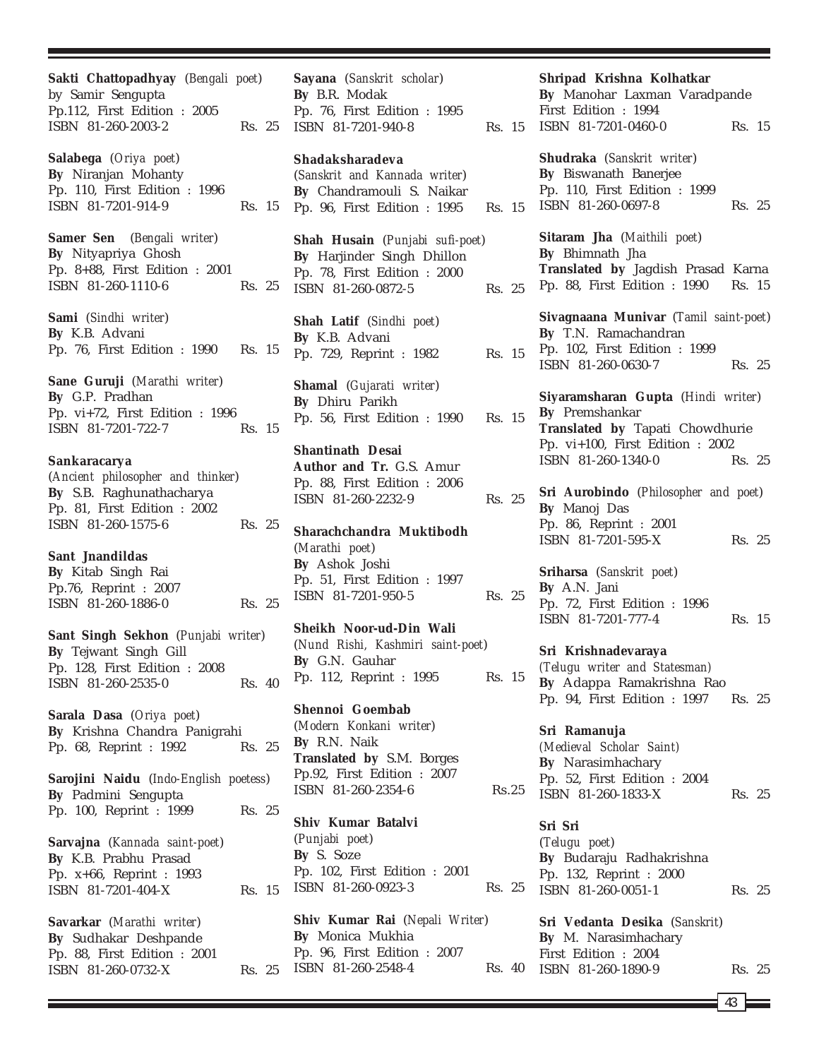**Sakti Chattopadhyay** (*Bengali poet*)
by Samir Sengupta
Pp.112, First Edition : 2005
ISBN 81-260-2003-2 Rs. 25

**Salabega** (*Oriya poet*)
**By** Niranjan Mohanty
Pp. 110, First Edition : 1996
ISBN 81-7201-914-9 Rs. 15

**Samer Sen** (*Bengali writer*)
**By** Nityapriya Ghosh
Pp. 8+88, First Edition : 2001
ISBN 81-260-1110-6 Rs. 25

**Sami** (*Sindhi writer*)
**By** K.B. Advani
Pp. 76, First Edition : 1990 Rs. 15

**Sane Guruji** (*Marathi writer*)
**By** G.P. Pradhan
Pp. vi+72, First Edition : 1996
ISBN 81-7201-722-7 Rs. 15

**Sankaracarya**
(*Ancient philosopher and thinker*)
**By** S.B. Raghunathacharya
Pp. 81, First Edition : 2002
ISBN 81-260-1575-6 Rs. 25

**Sant Jnandildas**
**By** Kitab Singh Rai
Pp.76, Reprint : 2007
ISBN 81-260-1886-0 Rs. 25

**Sant Singh Sekhon** (*Punjabi writer*)
**By** Tejwant Singh Gill
Pp. 128, First Edition : 2008
ISBN 81-260-2535-0 Rs. 40

**Sarala Dasa** (*Oriya poet*)
**By** Krishna Chandra Panigrahi
Pp. 68, Reprint : 1992 Rs. 25

**Sarojini Naidu** (*Indo-English poetess*)
**By** Padmini Sengupta
Pp. 100, Reprint : 1999 Rs. 25

**Sarvajna** (*Kannada saint-poet*)
**By** K.B. Prabhu Prasad
Pp. x+66, Reprint : 1993
ISBN 81-7201-404-X Rs. 15

**Savarkar** (*Marathi writer*)
**By** Sudhakar Deshpande
Pp. 88, First Edition : 2001
ISBN 81-260-0732-X Rs. 25

**Sayana** (*Sanskrit scholar*)
**By** B.R. Modak
Pp. 76, First Edition : 1995
ISBN 81-7201-940-8 Rs. 15

**Shadaksharadeva**
(*Sanskrit and Kannada writer*)
**By** Chandramouli S. Naikar
Pp. 96, First Edition : 1995 Rs. 15

**Shah Husain** (*Punjabi sufi-poet*)
**By** Harjinder Singh Dhillon
Pp. 78, First Edition : 2000
ISBN 81-260-0872-5 Rs. 25

**Shah Latif** (*Sindhi poet*)
**By** K.B. Advani
Pp. 729, Reprint : 1982 Rs. 15

**Shamal** (*Gujarati writer*)
**By** Dhiru Parikh
Pp. 56, First Edition : 1990 Rs. 15

**Shantinath Desai**
**Author and Tr.** G.S. Amur
Pp. 88, First Edition : 2006
ISBN 81-260-2232-9 Rs. 25

**Sharachchandra Muktibodh**
(*Marathi poet*)
**By** Ashok Joshi
Pp. 51, First Edition : 1997
ISBN 81-7201-950-5 Rs. 25

**Sheikh Noor-ud-Din Wali**
(*Nund Rishi, Kashmiri saint-poet*)
**By** G.N. Gauhar
Pp. 112, Reprint : 1995 Rs. 15

**Shennoi Goembab**
(*Modern Konkani writer*)
**By** R.N. Naik
**Translated by** S.M. Borges
Pp.92, First Edition : 2007
ISBN 81-260-2354-6 Rs.25

**Shiv Kumar Batalvi**
(*Punjabi poet*)
**By** S. Soze
Pp. 102, First Edition : 2001
ISBN 81-260-0923-3 Rs. 25

**Shiv Kumar Rai** (*Nepali Writer*)
**By** Monica Mukhia
Pp. 96, First Edition : 2007
ISBN 81-260-2548-4 Rs. 40

**Shripad Krishna Kolhatkar**
**By** Manohar Laxman Varadpande
First Edition : 1994
ISBN 81-7201-0460-0 Rs. 15

**Shudraka** (*Sanskrit writer*)
**By** Biswanath Banerjee
Pp. 110, First Edition : 1999
ISBN 81-260-0697-8 Rs. 25

**Sitaram Jha** (*Maithili poet*)
**By** Bhimnath Jha
**Translated by** Jagdish Prasad Karna
Pp. 88, First Edition : 1990 Rs. 15

**Sivagnaana Munivar** (*Tamil saint-poet*)
**By** T.N. Ramachandran
Pp. 102, First Edition : 1999
ISBN 81-260-0630-7 Rs. 25

**Siyaramsharan Gupta** (*Hindi writer*)
**By** Premshankar
**Translated by** Tapati Chowdhurie
Pp. vi+100, First Edition : 2002
ISBN 81-260-1340-0 Rs. 25

**Sri Aurobindo** (*Philosopher and poet*)
**By** Manoj Das
Pp. 86, Reprint : 2001
ISBN 81-7201-595-X Rs. 25

**Sriharsa** (*Sanskrit poet*)
**By** A.N. Jani
Pp. 72, First Edition : 1996
ISBN 81-7201-777-4 Rs. 15

**Sri Krishnadevaraya**
(*Telugu writer and Statesman*)
**By** Adappa Ramakrishna Rao
Pp. 94, First Edition : 1997 Rs. 25

**Sri Ramanuja**
(*Medieval Scholar Saint*)
**By** Narasimhachary
Pp. 52, First Edition : 2004
ISBN 81-260-1833-X Rs. 25

**Sri Sri**
(*Telugu poet*)
**By** Budaraju Radhakrishna
Pp. 132, Reprint : 2000
ISBN 81-260-0051-1 Rs. 25

**Sri Vedanta Desika** (*Sanskrit*)
**By** M. Narasimhachary
First Edition : 2004
ISBN 81-260-1890-9 Rs. 25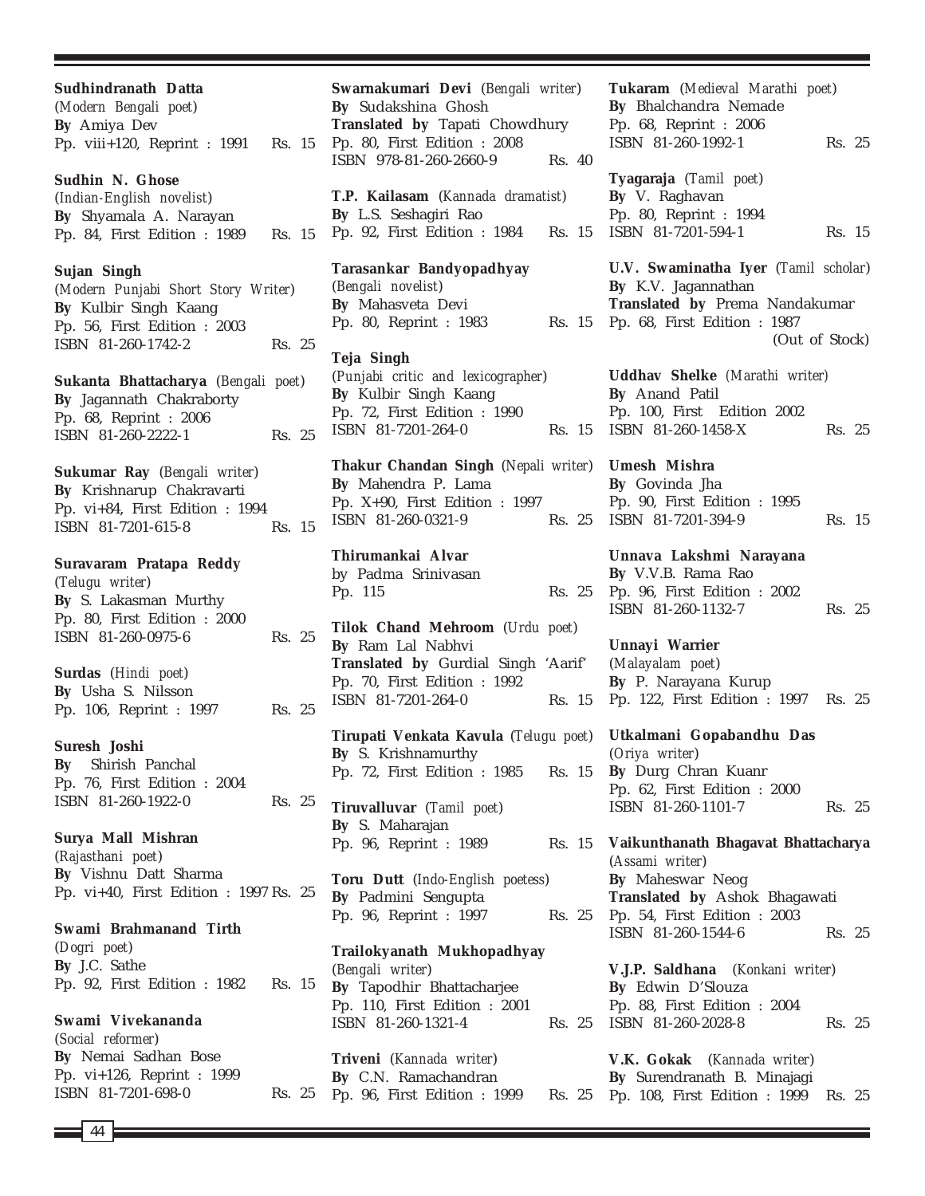**Sudhindranath Datta**
*(Modern Bengali poet)*
**By** Amiya Dev
Pp. viii+120, Reprint : 1991 Rs. 15

**Sudhin N. Ghose**
*(Indian-English novelist)*
**By** Shyamala A. Narayan
Pp. 84, First Edition : 1989 Rs. 15

**Sujan Singh**
*(Modern Punjabi Short Story Writer)*
**By** Kulbir Singh Kaang
Pp. 56, First Edition : 2003
ISBN 81-260-1742-2 Rs. 25

**Sukanta Bhattacharya** *(Bengali poet)*
**By** Jagannath Chakraborty
Pp. 68, Reprint : 2006
ISBN 81-260-2222-1 Rs. 25

**Sukumar Ray** *(Bengali writer)*
**By** Krishnarup Chakravarti
Pp. vi+84, First Edition : 1994
ISBN 81-7201-615-8 Rs. 15

**Suravaram Pratapa Reddy**
*(Telugu writer)*
**By** S. Lakasman Murthy
Pp. 80, First Edition : 2000
ISBN 81-260-0975-6 Rs. 25

**Surdas** *(Hindi poet)*
**By** Usha S. Nilsson
Pp. 106, Reprint : 1997 Rs. 25

**Suresh Joshi**
**By** Shirish Panchal
Pp. 76, First Edition : 2004
ISBN 81-260-1922-0 Rs. 25

**Surya Mall Mishran**
*(Rajasthani poet)*
**By** Vishnu Datt Sharma
Pp. vi+40, First Edition : 1997 Rs. 25

**Swami Brahmanand Tirth**
*(Dogri poet)*
**By** J.C. Sathe
Pp. 92, First Edition : 1982 Rs. 15

**Swami Vivekananda**
*(Social reformer)*
**By** Nemai Sadhan Bose
Pp. vi+126, Reprint : 1999
ISBN 81-7201-698-0 Rs. 25

**Swarnakumari Devi** *(Bengali writer)*
**By** Sudakshina Ghosh
**Translated by** Tapati Chowdhury
Pp. 80, First Edition : 2008
ISBN 978-81-260-2660-9 Rs. 40

**T.P. Kailasam** *(Kannada dramatist)*
**By** L.S. Seshagiri Rao
Pp. 92, First Edition : 1984 Rs. 15

**Tarasankar Bandyopadhyay**
*(Bengali novelist)*
**By** Mahasveta Devi
Pp. 80, Reprint : 1983 Rs. 15

**Teja Singh**
*(Punjabi critic and lexicographer)*
**By** Kulbir Singh Kaang
Pp. 72, First Edition : 1990
ISBN 81-7201-264-0 Rs. 15

**Thakur Chandan Singh** *(Nepali writer)*
**By** Mahendra P. Lama
Pp. X+90, First Edition : 1997
ISBN 81-260-0321-9 Rs. 25

**Thirumankai Alvar**
by Padma Srinivasan
Pp. 115 Rs. 25

**Tilok Chand Mehroom** *(Urdu poet)*
**By** Ram Lal Nabhvi
**Translated by** Gurdial Singh 'Aarif'
Pp. 70, First Edition : 1992
ISBN 81-7201-264-0 Rs. 15

**Tirupati Venkata Kavula** *(Telugu poet)*
**By** S. Krishnamurthy
Pp. 72, First Edition : 1985 Rs. 15

**Tiruvalluvar** *(Tamil poet)*
**By** S. Maharajan
Pp. 96, Reprint : 1989 Rs. 15

**Toru Dutt** *(Indo-English poetess)*
**By** Padmini Sengupta
Pp. 96, Reprint : 1997 Rs. 25

**Trailokyanath Mukhopadhyay**
*(Bengali writer)*
**By** Tapodhir Bhattacharjee
Pp. 110, First Edition : 2001
ISBN 81-260-1321-4 Rs. 25

**Triveni** *(Kannada writer)*
**By** C.N. Ramachandran
Pp. 96, First Edition : 1999 Rs. 25

**Tukaram** *(Medieval Marathi poet)*
**By** Bhalchandra Nemade
Pp. 68, Reprint : 2006
ISBN 81-260-1992-1 Rs. 25

**Tyagaraja** *(Tamil poet)*
**By** V. Raghavan
Pp. 80, Reprint : 1994
ISBN 81-7201-594-1 Rs. 15

**U.V. Swaminatha Iyer** *(Tamil scholar)*
**By** K.V. Jagannathan
**Translated by** Prema Nandakumar
Pp. 68, First Edition : 1987
(Out of Stock)

**Uddhav Shelke** *(Marathi writer)*
**By** Anand Patil
Pp. 100, First Edition 2002
ISBN 81-260-1458-X Rs. 25

**Umesh Mishra**
**By** Govinda Jha
Pp. 90, First Edition : 1995
ISBN 81-7201-394-9 Rs. 15

**Unnava Lakshmi Narayana**
**By** V.V.B. Rama Rao
Pp. 96, First Edition : 2002
ISBN 81-260-1132-7 Rs. 25

**Unnayi Warrier**
*(Malayalam poet)*
**By** P. Narayana Kurup
Pp. 122, First Edition : 1997 Rs. 25

**Utkalmani Gopabandhu Das**
*(Oriya writer)*
**By** Durg Chran Kuanr
Pp. 62, First Edition : 2000
ISBN 81-260-1101-7 Rs. 25

**Vaikunthanath Bhagavat Bhattacharya**
*(Assami writer)*
**By** Maheswar Neog
**Translated by** Ashok Bhagawati
Pp. 54, First Edition : 2003
ISBN 81-260-1544-6 Rs. 25

**V.J.P. Saldhana** *(Konkani writer)*
**By** Edwin D'Slouza
Pp. 88, First Edition : 2004
ISBN 81-260-2028-8 Rs. 25

**V.K. Gokak** *(Kannada writer)*
**By** Surendranath B. Minajagi
Pp. 108, First Edition : 1999 Rs. 25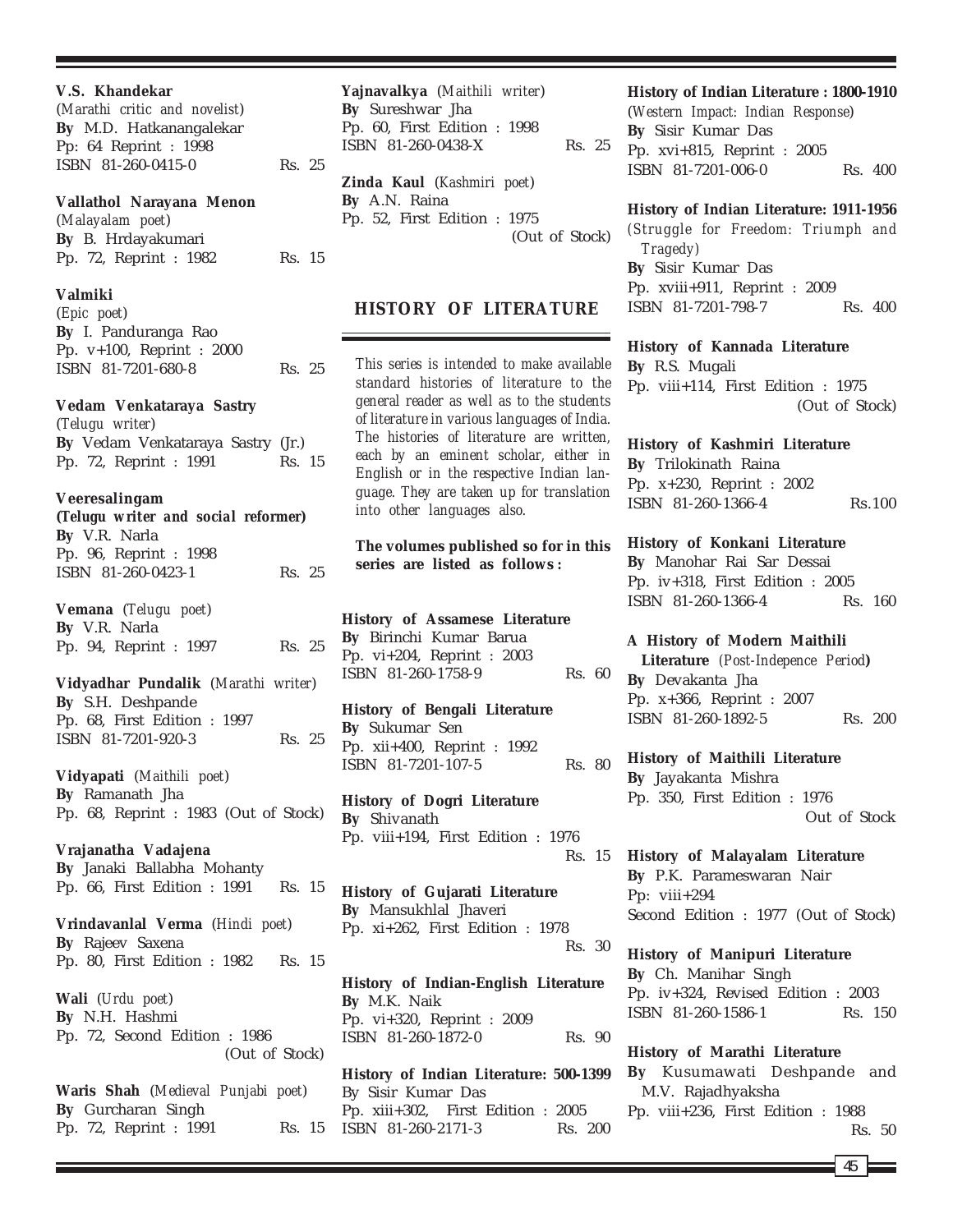**V.S. Khandekar**
(*Marathi critic and novelist*)
**By** M.D. Hatkanangalekar
Pp: 64 Reprint : 1998
ISBN 81-260-0415-0 Rs. 25

**Vallathol Narayana Menon**
(*Malayalam poet*)
**By** B. Hrdayakumari
Pp. 72, Reprint : 1982 Rs. 15

**Valmiki**
(*Epic poet*)
**By** I. Panduranga Rao
Pp. v+100, Reprint : 2000
ISBN 81-7201-680-8 Rs. 25

**Vedam Venkataraya Sastry**
(*Telugu writer*)
**By** Vedam Venkataraya Sastry (Jr.)
Pp. 72, Reprint : 1991 Rs. 15

**Veeresalingam**
**(*Telugu writer and social reformer*)**
**By** V.R. Narla
Pp. 96, Reprint : 1998
ISBN 81-260-0423-1 Rs. 25

**Vemana** (*Telugu poet*)
**By** V.R. Narla
Pp. 94, Reprint : 1997 Rs. 25

**Vidyadhar Pundalik** (*Marathi writer*)
**By** S.H. Deshpande
Pp. 68, First Edition : 1997
ISBN 81-7201-920-3 Rs. 25

**Vidyapati** (*Maithili poet*)
**By** Ramanath Jha
Pp. 68, Reprint : 1983 (Out of Stock)

**Vrajanatha Vadajena**
**By** Janaki Ballabha Mohanty
Pp. 66, First Edition : 1991 Rs. 15

**Vrindavanlal Verma** (*Hindi poet*)
**By** Rajeev Saxena
Pp. 80, First Edition : 1982 Rs. 15

**Wali** (*Urdu poet*)
**By** N.H. Hashmi
Pp. 72, Second Edition : 1986
(Out of Stock)

**Waris Shah** (*Medieval Punjabi poet*)
**By** Gurcharan Singh
Pp. 72, Reprint : 1991 Rs. 15

**Yajnavalkya** (*Maithili writer*)
**By** Sureshwar Jha
Pp. 60, First Edition : 1998
ISBN 81-260-0438-X Rs. 25

**Zinda Kaul** (*Kashmiri poet*)
**By** A.N. Raina
Pp. 52, First Edition : 1975
(Out of Stock)

## HISTORY OF LITERATURE

*This series is intended to make available standard histories of literature to the general reader as well as to the students of literature in various languages of India. The histories of literature are written, each by an eminent scholar, either in English or in the respective Indian language. They are taken up for translation into other languages also.*

**The volumes published so for in this series are listed as follows :**

**History of Assamese Literature**
**By** Birinchi Kumar Barua
Pp. vi+204, Reprint : 2003
ISBN 81-260-1758-9 Rs. 60

**History of Bengali Literature**
**By** Sukumar Sen
Pp. xii+400, Reprint : 1992
ISBN 81-7201-107-5 Rs. 80

**History of Dogri Literature**
**By** Shivanath
Pp. viii+194, First Edition : 1976
Rs. 15

**History of Gujarati Literature**
**By** Mansukhlal Jhaveri
Pp. xi+262, First Edition : 1978
Rs. 30

**History of Indian-English Literature**
**By** M.K. Naik
Pp. vi+320, Reprint : 2009
ISBN 81-260-1872-0 Rs. 90

**History of Indian Literature: 500-1399**
By Sisir Kumar Das
Pp. xiii+302, First Edition : 2005
ISBN 81-260-2171-3 Rs. 200

**History of Indian Literature : 1800-1910**
(*Western Impact: Indian Response*)
**By** Sisir Kumar Das
Pp. xvi+815, Reprint : 2005
ISBN 81-7201-006-0 Rs. 400

**History of Indian Literature: 1911-1956**
(*Struggle for Freedom: Triumph and Tragedy*)
**By** Sisir Kumar Das
Pp. xviii+911, Reprint : 2009
ISBN 81-7201-798-7 Rs. 400

**History of Kannada Literature**
**By** R.S. Mugali
Pp. viii+114, First Edition : 1975
(Out of Stock)

**History of Kashmiri Literature**
**By** Trilokinath Raina
Pp. x+230, Reprint : 2002
ISBN 81-260-1366-4 Rs.100

**History of Konkani Literature**
**By** Manohar Rai Sar Dessai
Pp. iv+318, First Edition : 2005
ISBN 81-260-1366-4 Rs. 160

**A History of Modern Maithili Literature** (*Post-Indepence Period*)
**By** Devakanta Jha
Pp. x+366, Reprint : 2007
ISBN 81-260-1892-5 Rs. 200

**History of Maithili Literature**
**By** Jayakanta Mishra
Pp. 350, First Edition : 1976
Out of Stock

**History of Malayalam Literature**
**By** P.K. Parameswaran Nair
Pp: viii+294
Second Edition : 1977 (Out of Stock)

**History of Manipuri Literature**
**By** Ch. Manihar Singh
Pp. iv+324, Revised Edition : 2003
ISBN 81-260-1586-1 Rs. 150

**History of Marathi Literature**
**By** Kusumawati Deshpande and M.V. Rajadhyaksha
Pp. viii+236, First Edition : 1988
Rs. 50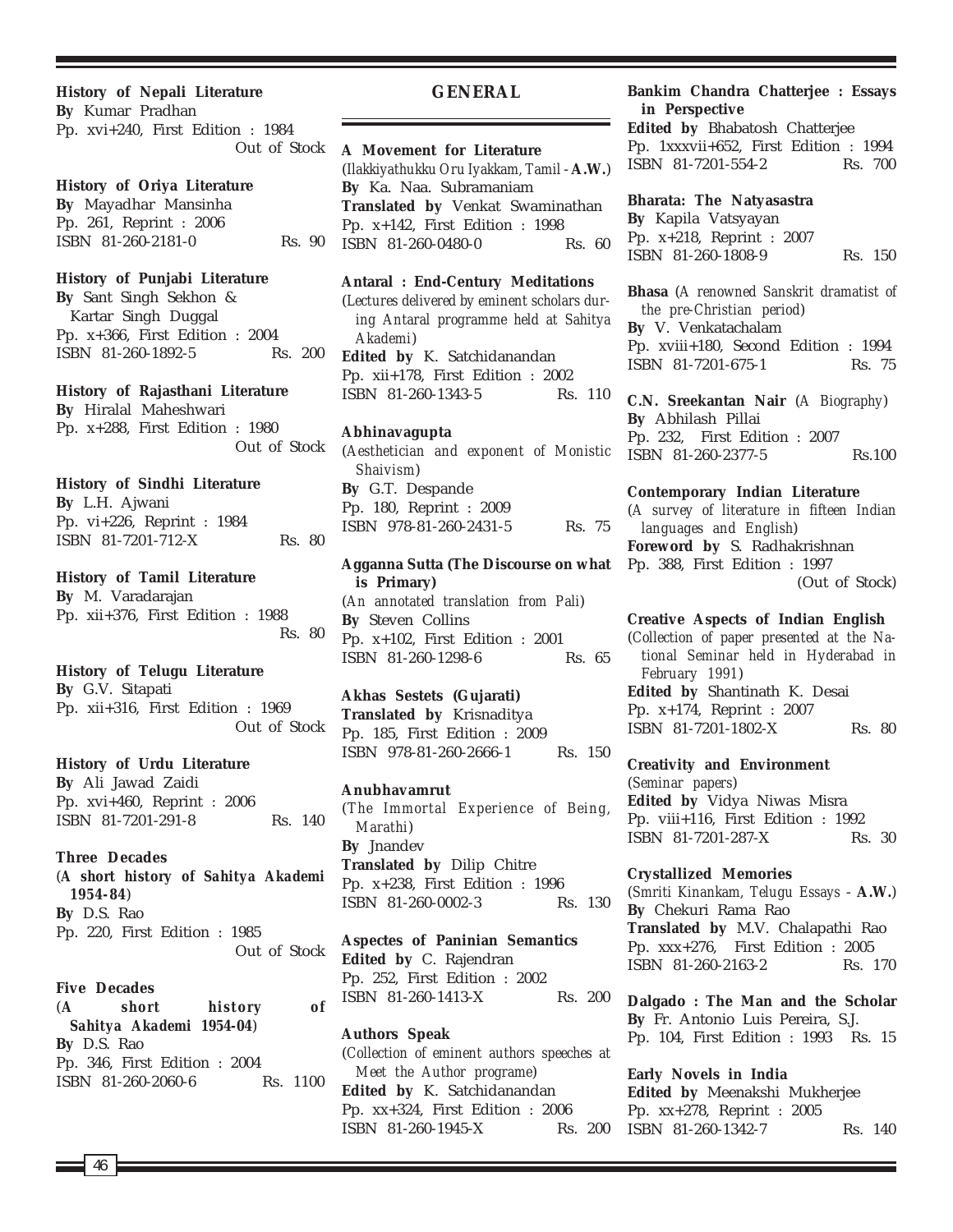**History of Nepali Literature**
**By** Kumar Pradhan
Pp. xvi+240, First Edition : 1984
Out of Stock

**History of Oriya Literature**
**By** Mayadhar Mansinha
Pp. 261, Reprint : 2006
ISBN 81-260-2181-0 Rs. 90

**History of Punjabi Literature**
**By** Sant Singh Sekhon & Kartar Singh Duggal
Pp. x+366, First Edition : 2004
ISBN 81-260-1892-5 Rs. 200

**History of Rajasthani Literature**
**By** Hiralal Maheshwari
Pp. x+288, First Edition : 1980
Out of Stock

**History of Sindhi Literature**
**By** L.H. Ajwani
Pp. vi+226, Reprint : 1984
ISBN 81-7201-712-X Rs. 80

**History of Tamil Literature**
**By** M. Varadarajan
Pp. xii+376, First Edition : 1988
Rs. 80

**History of Telugu Literature**
**By** G.V. Sitapati
Pp. xii+316, First Edition : 1969
Out of Stock

**History of Urdu Literature**
**By** Ali Jawad Zaidi
Pp. xvi+460, Reprint : 2006
ISBN 81-7201-291-8 Rs. 140

**Three Decades**
**(A short history of Sahitya Akademi 1954-84)**
**By** D.S. Rao
Pp. 220, First Edition : 1985
Out of Stock

**Five Decades**
**(A short history of Sahitya Akademi 1954-04)**
**By** D.S. Rao
Pp. 346, First Edition : 2004
ISBN 81-260-2060-6 Rs. 1100

## GENERAL

**A Movement for Literature**
(*Ilakkiyathukku Oru Iyakkam, Tamil* - **A.W.**)
**By** Ka. Naa. Subramaniam
**Translated by** Venkat Swaminathan
Pp. x+142, First Edition : 1998
ISBN 81-260-0480-0 Rs. 60

**Antaral : End-Century Meditations**
(*Lectures delivered by eminent scholars during Antaral programme held at Sahitya Akademi*)
**Edited by** K. Satchidanandan
Pp. xii+178, First Edition : 2002
ISBN 81-260-1343-5 Rs. 110

**Abhinavagupta**
(*Aesthetician and exponent of Monistic Shaivism*)
**By** G.T. Despande
Pp. 180, Reprint : 2009
ISBN 978-81-260-2431-5 Rs. 75

**Agganna Sutta (The Discourse on what is Primary)**
(*An annotated translation from Pali*)
**By** Steven Collins
Pp. x+102, First Edition : 2001
ISBN 81-260-1298-6 Rs. 65

**Akhas Sestets (Gujarati)**
**Translated by** Krisnaditya
Pp. 185, First Edition : 2009
ISBN 978-81-260-2666-1 Rs. 150

**Anubhavamrut**
(*The Immortal Experience of Being, Marathi*)
**By** Jnandev
**Translated by** Dilip Chitre
Pp. x+238, First Edition : 1996
ISBN 81-260-0002-3 Rs. 130

**Aspectes of Paninian Semantics**
**Edited by** C. Rajendran
Pp. 252, First Edition : 2002
ISBN 81-260-1413-X Rs. 200

**Authors Speak**
(*Collection of eminent authors speeches at Meet the Author programe*)
**Edited by** K. Satchidanandan
Pp. xx+324, First Edition : 2006
ISBN 81-260-1945-X Rs. 200

**Bankim Chandra Chatterjee : Essays in Perspective**
**Edited by** Bhabatosh Chatterjee
Pp. 1xxxvii+652, First Edition : 1994
ISBN 81-7201-554-2 Rs. 700

**Bharata: The Natyasastra**
**By** Kapila Vatsyayan
Pp. x+218, Reprint : 2007
ISBN 81-260-1808-9 Rs. 150

**Bhasa** (*A renowned Sanskrit dramatist of the pre-Christian period*)
**By** V. Venkatachalam
Pp. xviii+180, Second Edition : 1994
ISBN 81-7201-675-1 Rs. 75

**C.N. Sreekantan Nair** (*A Biography*)
**By** Abhilash Pillai
Pp. 232, First Edition : 2007
ISBN 81-260-2377-5 Rs.100

**Contemporary Indian Literature**
(*A survey of literature in fifteen Indian languages and English*)
**Foreword by** S. Radhakrishnan
Pp. 388, First Edition : 1997
(Out of Stock)

**Creative Aspects of Indian English**
(*Collection of paper presented at the National Seminar held in Hyderabad in February 1991*)
**Edited by** Shantinath K. Desai
Pp. x+174, Reprint : 2007
ISBN 81-7201-1802-X Rs. 80

**Creativity and Environment**
(*Seminar papers*)
**Edited by** Vidya Niwas Misra
Pp. viii+116, First Edition : 1992
ISBN 81-7201-287-X Rs. 30

**Crystallized Memories**
(*Smriti Kinankam, Telugu Essays* - **A.W.**)
**By** Chekuri Rama Rao
**Translated by** M.V. Chalapathi Rao
Pp. xxx+276, First Edition : 2005
ISBN 81-260-2163-2 Rs. 170

**Dalgado : The Man and the Scholar**
**By** Fr. Antonio Luis Pereira, S.J.
Pp. 104, First Edition : 1993 Rs. 15

**Early Novels in India**
**Edited by** Meenakshi Mukherjee
Pp. xx+278, Reprint : 2005
ISBN 81-260-1342-7 Rs. 140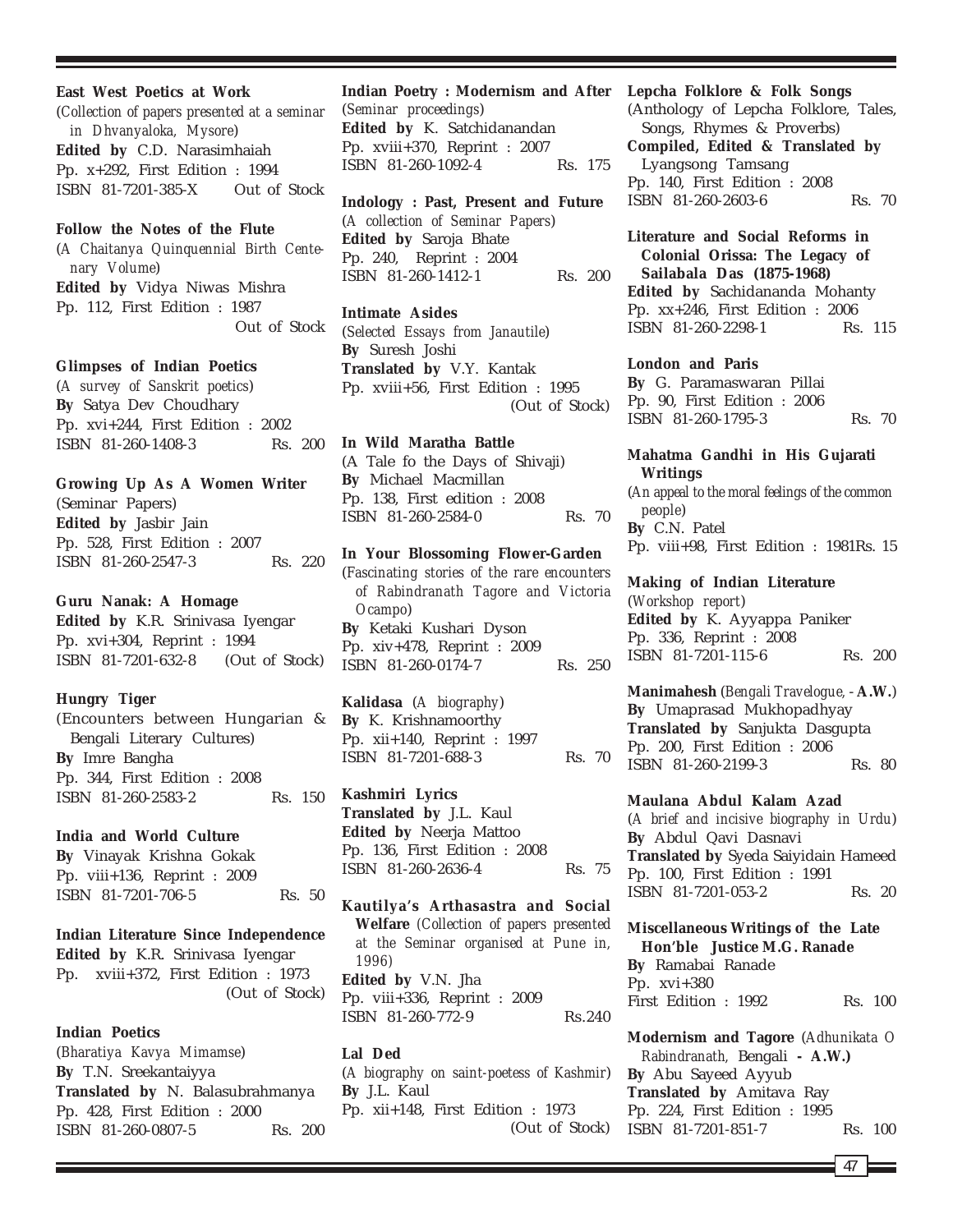**East West Poetics at Work**
(*Collection of papers presented at a seminar in Dhvanyaloka, Mysore*)
**Edited by** C.D. Narasimhaiah
Pp. x+292, First Edition : 1994
ISBN 81-7201-385-X Out of Stock

**Follow the Notes of the Flute**
(*A Chaitanya Quinquennial Birth Centenary Volume*)
**Edited by** Vidya Niwas Mishra
Pp. 112, First Edition : 1987
Out of Stock

**Glimpses of Indian Poetics**
(*A survey of Sanskrit poetics*)
**By** Satya Dev Choudhary
Pp. xvi+244, First Edition : 2002
ISBN 81-260-1408-3 Rs. 200

**Growing Up As A Women Writer**
(Seminar Papers)
**Edited by** Jasbir Jain
Pp. 528, First Edition : 2007
ISBN 81-260-2547-3 Rs. 220

**Guru Nanak: A Homage**
**Edited by** K.R. Srinivasa Iyengar
Pp. xvi+304, Reprint : 1994
ISBN 81-7201-632-8 (Out of Stock)

**Hungry Tiger**
(Encounters between Hungarian & Bengali Literary Cultures)
**By** Imre Bangha
Pp. 344, First Edition : 2008
ISBN 81-260-2583-2 Rs. 150

**India and World Culture**
**By** Vinayak Krishna Gokak
Pp. viii+136, Reprint : 2009
ISBN 81-7201-706-5 Rs. 50

**Indian Literature Since Independence**
**Edited by** K.R. Srinivasa Iyengar
Pp. xviii+372, First Edition : 1973
(Out of Stock)

**Indian Poetics**
(*Bharatiya Kavya Mimamse*)
**By** T.N. Sreekantaiyya
**Translated by** N. Balasubrahmanya
Pp. 428, First Edition : 2000
ISBN 81-260-0807-5 Rs. 200

**Indian Poetry : Modernism and After**
(*Seminar proceedings*)
**Edited by** K. Satchidanandan
Pp. xviii+370, Reprint : 2007
ISBN 81-260-1092-4 Rs. 175

**Indology : Past, Present and Future**
(*A collection of Seminar Papers*)
**Edited by** Saroja Bhate
Pp. 240, Reprint : 2004
ISBN 81-260-1412-1 Rs. 200

**Intimate Asides**
(*Selected Essays from Janautile*)
**By** Suresh Joshi
**Translated by** V.Y. Kantak
Pp. xviii+56, First Edition : 1995
(Out of Stock)

**In Wild Maratha Battle**
(A Tale fo the Days of Shivaji)
**By** Michael Macmillan
Pp. 138, First edition : 2008
ISBN 81-260-2584-0 Rs. 70

**In Your Blossoming Flower-Garden**
(*Fascinating stories of the rare encounters of Rabindranath Tagore and Victoria Ocampo*)
**By** Ketaki Kushari Dyson
Pp. xiv+478, Reprint : 2009
ISBN 81-260-0174-7 Rs. 250

**Kalidasa** (*A biography*)
**By** K. Krishnamoorthy
Pp. xii+140, Reprint : 1997
ISBN 81-7201-688-3 Rs. 70

**Kashmiri Lyrics**
**Translated by** J.L. Kaul
**Edited by** Neerja Mattoo
Pp. 136, First Edition : 2008
ISBN 81-260-2636-4 Rs. 75

**Kautilya's Arthasastra and Social Welfare** (*Collection of papers presented at the Seminar organised at Pune in, 1996*)
**Edited by** V.N. Jha
Pp. viii+336, Reprint : 2009
ISBN 81-260-772-9 Rs.240

**Lal Ded**
(*A biography on saint-poetess of Kashmir*)
**By** J.L. Kaul
Pp. xii+148, First Edition : 1973
(Out of Stock)

**Lepcha Folklore & Folk Songs**
(Anthology of Lepcha Folklore, Tales, Songs, Rhymes & Proverbs)
**Compiled, Edited & Translated by** Lyangsong Tamsang
Pp. 140, First Edition : 2008
ISBN 81-260-2603-6 Rs. 70

**Literature and Social Reforms in Colonial Orissa: The Legacy of Sailabala Das (1875-1968)**
**Edited by** Sachidananda Mohanty
Pp. xx+246, First Edition : 2006
ISBN 81-260-2298-1 Rs. 115

**London and Paris**
**By** G. Paramaswaran Pillai
Pp. 90, First Edition : 2006
ISBN 81-260-1795-3 Rs. 70

**Mahatma Gandhi in His Gujarati Writings**
(*An appeal to the moral feelings of the common people*)
**By** C.N. Patel
Pp. viii+98, First Edition : 1981Rs. 15

**Making of Indian Literature**
(*Workshop report*)
**Edited by** K. Ayyappa Paniker
Pp. 336, Reprint : 2008
ISBN 81-7201-115-6 Rs. 200

**Manimahesh** (*Bengali Travelogue, -* **A.W.**)
**By** Umaprasad Mukhopadhyay
**Translated by** Sanjukta Dasgupta
Pp. 200, First Edition : 2006
ISBN 81-260-2199-3 Rs. 80

**Maulana Abdul Kalam Azad**
(*A brief and incisive biography in Urdu*)
**By** Abdul Qavi Dasnavi
**Translated by** Syeda Saiyidain Hameed
Pp. 100, First Edition : 1991
ISBN 81-7201-053-2 Rs. 20

**Miscellaneous Writings of the Late Hon'ble Justice M.G. Ranade**
**By** Ramabai Ranade
Pp. xvi+380
First Edition : 1992 Rs. 100

**Modernism and Tagore** (*Adhunikata O Rabindranath,* Bengali **- A.W.)**
**By** Abu Sayeed Ayyub
**Translated by** Amitava Ray
Pp. 224, First Edition : 1995
ISBN 81-7201-851-7 Rs. 100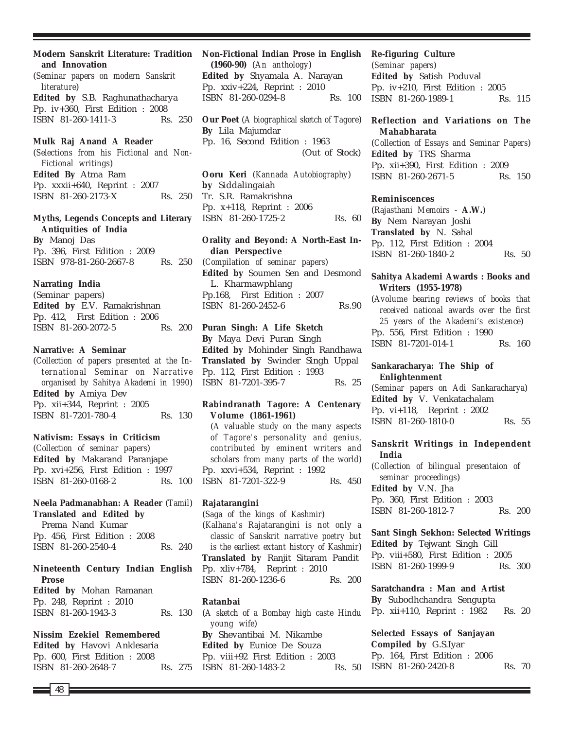**Modern Sanskrit Literature: Tradition and Innovation**
(*Seminar papers on modern Sanskrit literature*)
**Edited by** S.B. Raghunathacharya
Pp. iv+360, First Edition : 2008
ISBN 81-260-1411-3 Rs. 250

**Mulk Raj Anand A Reader**
(*Selections from his Fictional and Non-Fictional writings*)
**Edited By** Atma Ram
Pp. xxxii+640, Reprint : 2007
ISBN 81-260-2173-X Rs. 250

**Myths, Legends Concepts and Literary Antiquities of India**
**By** Manoj Das
Pp. 396, First Edition : 2009
ISBN 978-81-260-2667-8 Rs. 250

**Narrating India**
(Seminar papers)
**Edited by** E.V. Ramakrishnan
Pp. 412, First Edition : 2006
ISBN 81-260-2072-5 Rs. 200

**Narrative: A Seminar**
(*Collection of papers presented at the International Seminar on Narrative organised by Sahitya Akademi in 1990*)
**Edited by** Amiya Dev
Pp. xii+344, Reprint : 2005
ISBN 81-7201-780-4 Rs. 130

**Nativism: Essays in Criticism**
(*Collection of seminar papers*)
**Edited by** Makarand Paranjape
Pp. xvi+256, First Edition : 1997
ISBN 81-260-0168-2 Rs. 100

**Neela Padmanabhan: A Reader** (*Tamil*)
**Translated and Edited by**
Prema Nand Kumar
Pp. 456, First Edition : 2008
ISBN 81-260-2540-4 Rs. 240

**Nineteenth Century Indian English Prose**
**Edited by** Mohan Ramanan
Pp. 248, Reprint : 2010
ISBN 81-260-1943-3 Rs. 130

**Nissim Ezekiel Remembered**
**Edited by** Havovi Anklesaria
Pp. 600, First Edition : 2008
ISBN 81-260-2648-7 Rs. 275

**Non-Fictional Indian Prose in English (1960-90)** (*An anthology*)
**Edited by** Shyamala A. Narayan
Pp. xxiv+224, Reprint : 2010
ISBN 81-260-0294-8 Rs. 100

**Our Poet** (*A biographical sketch of Tagore*)
**By** Lila Majumdar
Pp. 16, Second Edition : 1963
(Out of Stock)

**Ooru Keri** (*Kannada Autobiography*)
**by** Siddalingaiah
Tr. S.R. Ramakrishna
Pp. x+118, Reprint : 2006
ISBN 81-260-1725-2 Rs. 60

**Orality and Beyond: A North-East Indian Perspective**
(*Compilation of seminar papers*)
**Edited by** Soumen Sen and Desmond L. Kharmawphlang
Pp.168, First Edition : 2007
ISBN 81-260-2452-6 Rs.90

**Puran Singh: A Life Sketch**
**By** Maya Devi Puran Singh
**Edited by** Mohinder Singh Randhawa
**Translated by** Swinder Singh Uppal
Pp. 112, First Edition : 1993
ISBN 81-7201-395-7 Rs. 25

**Rabindranath Tagore: A Centenary Volume (1861-1961)**
(*A valuable study on the many aspects of Tagore's personality and genius, contributed by eminent writers and scholars from many parts of the world*)
Pp. xxvi+534, Reprint : 1992
ISBN 81-7201-322-9 Rs. 450

**Rajatarangini**
(*Saga of the kings of Kashmir*)
(*Kalhana's Rajatarangini is not only a classic of Sanskrit narrative poetry but is the earliest extant history of Kashmir*)
**Translated by** Ranjit Sitaram Pandit
Pp. xliv+784, Reprint : 2010
ISBN 81-260-1236-6 Rs. 200

**Ratanbai**
(*A sketch of a Bombay high caste Hindu young wife*)
**By** Shevantibai M. Nikambe
**Edited by** Eunice De Souza
Pp. viii+92 First Edition : 2003
ISBN 81-260-1483-2 Rs. 50

**Re-figuring Culture**
(*Seminar papers*)
**Edited by** Satish Poduval
Pp. iv+210, First Edition : 2005
ISBN 81-260-1989-1 Rs. 115

**Reflection and Variations on The Mahabharata**
(*Collection of Essays and Seminar Papers*)
**Edited by** TRS Sharma
Pp. xii+390, First Edition : 2009
ISBN 81-260-2671-5 Rs. 150

**Reminiscences**
(*Rajasthani Memoirs* - **A.W.**)
**By** Nem Narayan Joshi
**Translated by** N. Sahal
Pp. 112, First Edition : 2004
ISBN 81-260-1840-2 Rs. 50

**Sahitya Akademi Awards : Books and Writers (1955-1978)**
(*Avolume bearing reviews of books that received national awards over the first 25 years of the Akademi's existence*)
Pp. 556, First Edition : 1990
ISBN 81-7201-014-1 Rs. 160

**Sankaracharya: The Ship of Enlightenment**
(*Seminar papers on Adi Sankaracharya*)
**Edited by** V. Venkatachalam
Pp. vi+118, Reprint : 2002
ISBN 81-260-1810-0 Rs. 55

**Sanskrit Writings in Independent India**
(*Collection of bilingual presentaion of seminar proceedings*)
**Edited by** V.N. Jha
Pp. 360, First Edition : 2003
ISBN 81-260-1812-7 Rs. 200

**Sant Singh Sekhon: Selected Writings**
**Edited by** Tejwant Singh Gill
Pp. viii+580, First Edition : 2005
ISBN 81-260-1999-9 Rs. 300

**Saratchandra : Man and Artist**
**By** Subodhchandra Sengupta
Pp. xii+110, Reprint : 1982 Rs. 20

**Selected Essays of Sanjayan**
**Compiled by** G.S.Iyar
Pp. 164, First Edition : 2006
ISBN 81-260-2420-8 Rs. 70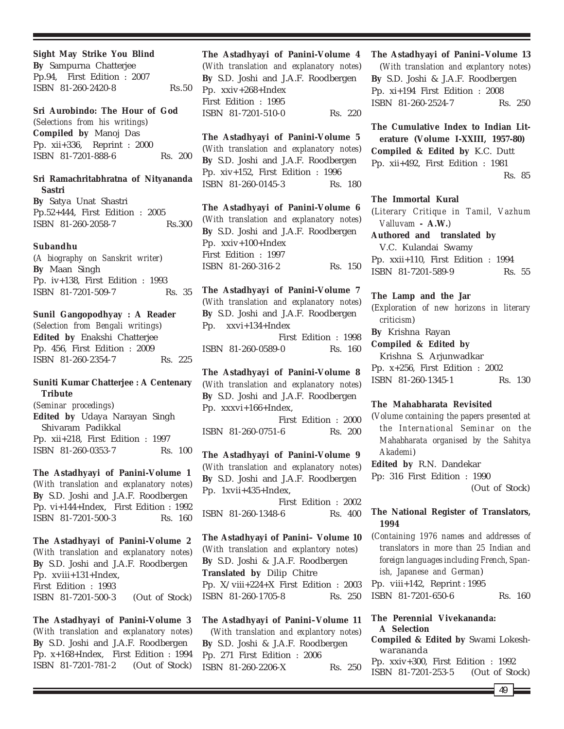**Sight May Strike You Blind**
**By** Sampurna Chatterjee
Pp.94, First Edition : 2007
ISBN 81-260-2420-8 Rs.50

**Sri Aurobindo: The Hour of God**
*(Selections from his writings)*
**Compiled by** Manoj Das
Pp. xii+336, Reprint : 2000
ISBN 81-7201-888-6 Rs. 200

**Sri Ramachritabhratna of Nityananda Sastri**
**By** Satya Unat Shastri
Pp.52+444, First Edition : 2005
ISBN 81-260-2058-7 Rs.300

**Subandhu**
*(A biography on Sanskrit writer)*
**By** Maan Singh
Pp. iv+138, First Edition : 1993
ISBN 81-7201-509-7 Rs. 35

**Sunil Gangopodhyay : A Reader**
*(Selection from Bengali writings)*
**Edited by** Enakshi Chatterjee
Pp. 456, First Edition : 2009
ISBN 81-260-2354-7 Rs. 225

**Suniti Kumar Chatterjee : A Centenary Tribute**
*(Seminar procedings)*
**Edited by** Udaya Narayan Singh Shivaram Padikkal
Pp. xii+218, First Edition : 1997
ISBN 81-260-0353-7 Rs. 100

**The Astadhyayi of Panini-Volume 1**
*(With translation and explanatory notes)*
**By** S.D. Joshi and J.A.F. Roodbergen
Pp. vi+144+Index, First Edition : 1992
ISBN 81-7201-500-3 Rs. 160

**The Astadhyayi of Panini-Volume 2**
*(With translation and explanatory notes)*
**By** S.D. Joshi and J.A.F. Roodbergen
Pp. xviii+131+Index,
First Edition : 1993
ISBN 81-7201-500-3 (Out of Stock)

**The Astadhyayi of Panini-Volume 3**
*(With translation and explanatory notes)*
**By** S.D. Joshi and J.A.F. Roodbergen
Pp. x+168+Index, First Edition : 1994
ISBN 81-7201-781-2 (Out of Stock)

**The Astadhyayi of Panini-Volume 4**
*(With translation and explanatory notes)*
**By** S.D. Joshi and J.A.F. Roodbergen
Pp. xxiv+268+Index
First Edition : 1995
ISBN 81-7201-510-0 Rs. 220

**The Astadhyayi of Panini-Volume 5**
*(With translation and explanatory notes)*
**By** S.D. Joshi and J.A.F. Roodbergen
Pp. xiv+152, First Edition : 1996
ISBN 81-260-0145-3 Rs. 180

**The Astadhyayi of Panini-Volume 6**
*(With translation and explanatory notes)*
**By** S.D. Joshi and J.A.F. Roodbergen
Pp. xxiv+100+Index
First Edition : 1997
ISBN 81-260-316-2 Rs. 150

**The Astadhyayi of Panini-Volume 7**
*(With translation and explanatory notes)*
**By** S.D. Joshi and J.A.F. Roodbergen
Pp. xxvi+134+Index
First Edition : 1998
ISBN 81-260-0589-0 Rs. 160

**The Astadhyayi of Panini-Volume 8**
*(With translation and explanatory notes)*
**By** S.D. Joshi and J.A.F. Roodbergen
Pp. xxxvi+166+Index,
First Edition : 2000
ISBN 81-260-0751-6 Rs. 200

**The Astadhyayi of Panini-Volume 9**
*(With translation and explanatory notes)*
**By** S.D. Joshi and J.A.F. Roodbergen
Pp. 1xvii+435+Index,
First Edition : 2002
ISBN 81-260-1348-6 Rs. 400

**The Astadhyayi of Panini– Volume 10**
*(With translation and explantory notes)*
**By** S.D. Joshi & J.A.F. Roodbergen
**Translated by** Dilip Chitre
Pp. X/viii+224+X First Edition : 2003
ISBN 81-260-1705-8 Rs. 250

**The Astadhyayi of Panini–Volume 11**
*(With translation and explantory notes)*
**By** S.D. Joshi & J.A.F. Roodbergen
Pp. 271 First Edition : 2006
ISBN 81-260-2206-X Rs. 250

**The Astadhyayi of Panini–Volume 13**
*(With translation and explantory notes)*
**By** S.D. Joshi & J.A.F. Roodbergen
Pp. xi+194 First Edition : 2008
ISBN 81-260-2524-7 Rs. 250

**The Cumulative Index to Indian Literature (Volume I-XXIII, 1957-80)**
**Compiled & Edited by** K.C. Dutt
Pp. xii+492, First Edition : 1981
Rs. 85

**The Immortal Kural**
*(Literary Critique in Tamil, Vazhum Valluvam* **- A.W.***)*
**Authored and translated by** V.C. Kulandai Swamy
Pp. xxii+110, First Edition : 1994
ISBN 81-7201-589-9 Rs. 55

**The Lamp and the Jar**
*(Exploration of new horizons in literary criticism)*
**By** Krishna Rayan
**Compiled & Edited by** Krishna S. Arjunwadkar
Pp. x+256, First Edition : 2002
ISBN 81-260-1345-1 Rs. 130

**The Mahabharata Revisited**
*(Volume containing the papers presented at the International Seminar on the Mahabharata organised by the Sahitya Akademi)*
**Edited by** R.N. Dandekar
Pp: 316 First Edition : 1990
(Out of Stock)

**The National Register of Translators, 1994**
*(Containing 1976 names and addresses of translators in more than 25 Indian and foreign languages including French, Spanish, Japanese and German)*
Pp. viii+142, Reprint : 1995
ISBN 81-7201-650-6 Rs. 160

**The Perennial Vivekananda: A Selection**
**Compiled & Edited by** Swami Lokeshwarananda
Pp. xxiv+300, First Edition : 1992
ISBN 81-7201-253-5 (Out of Stock)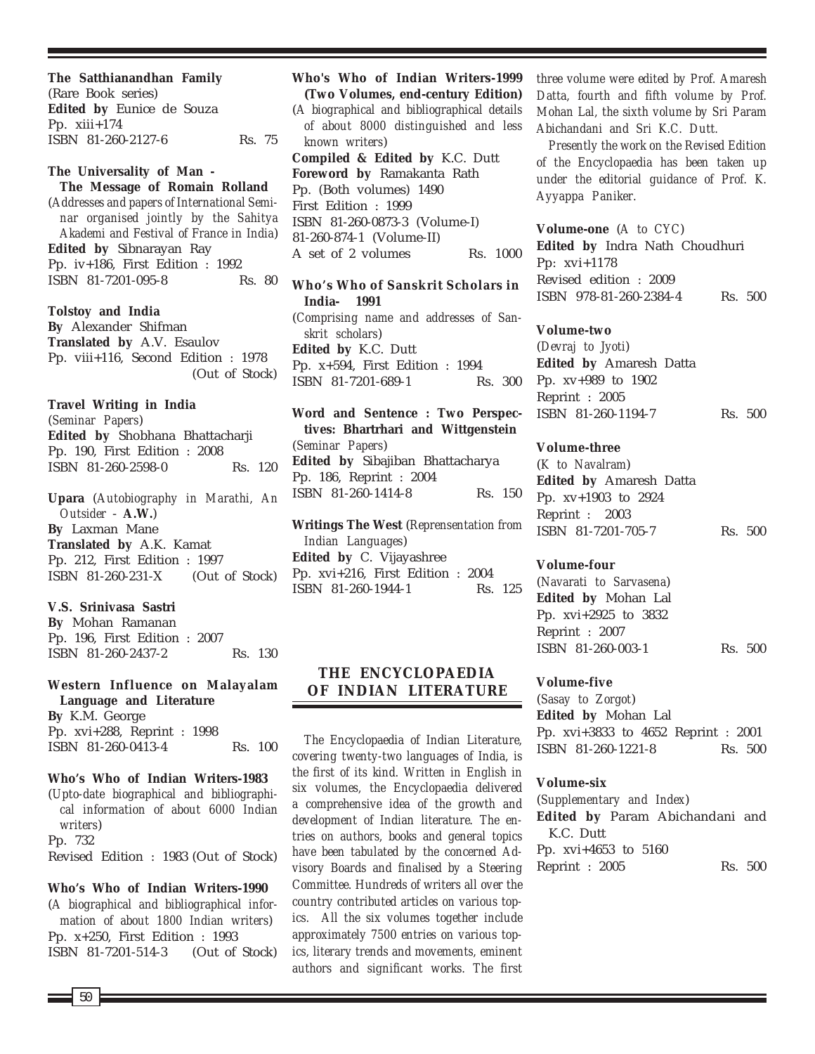**The Satthianandhan Family**
(Rare Book series)
**Edited by** Eunice de Souza
Pp. xiii+174
ISBN 81-260-2127-6 Rs. 75

**The Universality of Man - The Message of Romain Rolland**
(*Addresses and papers of International Seminar organised jointly by the Sahitya Akademi and Festival of France in India*)
**Edited by** Sibnarayan Ray
Pp. iv+186, First Edition : 1992
ISBN 81-7201-095-8 Rs. 80

**Tolstoy and India**
**By** Alexander Shifman
**Translated by** A.V. Esaulov
Pp. viii+116, Second Edition : 1978 (Out of Stock)

**Travel Writing in India**
(*Seminar Papers*)
**Edited by** Shobhana Bhattacharji
Pp. 190, First Edition : 2008
ISBN 81-260-2598-0 Rs. 120

**Upara** (*Autobiography in Marathi, An Outsider* - **A.W.**)
**By** Laxman Mane
**Translated by** A.K. Kamat
Pp. 212, First Edition : 1997
ISBN 81-260-231-X (Out of Stock)

**V.S. Srinivasa Sastri**
**By** Mohan Ramanan
Pp. 196, First Edition : 2007
ISBN 81-260-2437-2 Rs. 130

**Western Influence on Malayalam Language and Literature**
**By** K.M. George
Pp. xvi+288, Reprint : 1998
ISBN 81-260-0413-4 Rs. 100

**Who's Who of Indian Writers-1983**
(*Upto-date biographical and bibliographical information of about 6000 Indian writers*)
Pp. 732
Revised Edition : 1983 (Out of Stock)

**Who's Who of Indian Writers-1990**
(*A biographical and bibliographical information of about 1800 Indian writers*)
Pp. x+250, First Edition : 1993
ISBN 81-7201-514-3 (Out of Stock)

**Who's Who of Indian Writers-1999 (Two Volumes, end-century Edition)**
(*A biographical and bibliographical details of about 8000 distinguished and less known writers*)
**Compiled & Edited by** K.C. Dutt
**Foreword by** Ramakanta Rath
Pp. (Both volumes) 1490
First Edition : 1999
ISBN 81-260-0873-3 (Volume-I)
81-260-874-1 (Volume-II)
A set of 2 volumes Rs. 1000

**Who's Who of Sanskrit Scholars in India- 1991**
(*Comprising name and addresses of Sanskrit scholars*)
**Edited by** K.C. Dutt
Pp. x+594, First Edition : 1994
ISBN 81-7201-689-1 Rs. 300

**Word and Sentence : Two Perspectives: Bhartrhari and Wittgenstein**
(*Seminar Papers*)
**Edited by** Sibajiban Bhattacharya
Pp. 186, Reprint : 2004
ISBN 81-260-1414-8 Rs. 150

**Writings The West** (*Reprensentation from Indian Languages*)
**Edited by** C. Vijayashree
Pp. xvi+216, First Edition : 2004
ISBN 81-260-1944-1 Rs. 125

## THE ENCYCLOPAEDIA OF INDIAN LITERATURE

*The Encyclopaedia of Indian Literature, covering twenty-two languages of India, is the first of its kind. Written in English in six volumes, the Encyclopaedia delivered a comprehensive idea of the growth and development of Indian literature. The entries on authors, books and general topics have been tabulated by the concerned Advisory Boards and finalised by a Steering Committee. Hundreds of writers all over the country contributed articles on various topics. All the six volumes together include approximately 7500 entries on various topics, literary trends and movements, eminent authors and significant works. The first three volume were edited by Prof. Amaresh Datta, fourth and fifth volume by Prof. Mohan Lal, the sixth volume by Sri Param Abichandani and Sri K.C. Dutt.*

*Presently the work on the Revised Edition of the Encyclopaedia has been taken up under the editorial guidance of Prof. K. Ayyappa Paniker.*

**Volume-one** (*A to CYC*)
**Edited by** Indra Nath Choudhuri
Pp: xvi+1178
Revised edition : 2009
ISBN 978-81-260-2384-4 Rs. 500

**Volume-two**
(*Devraj to Jyoti*)
**Edited by** Amaresh Datta
Pp. xv+989 to 1902
Reprint : 2005
ISBN 81-260-1194-7 Rs. 500

**Volume-three**
(*K to Navalram*)
**Edited by** Amaresh Datta
Pp. xv+1903 to 2924
Reprint : 2003
ISBN 81-7201-705-7 Rs. 500

**Volume-four**
(*Navarati to Sarvasena*)
**Edited by** Mohan Lal
Pp. xvi+2925 to 3832
Reprint : 2007
ISBN 81-260-003-1 Rs. 500

**Volume-five**
(*Sasay to Zorgot*)
**Edited by** Mohan Lal
Pp. xvi+3833 to 4652 Reprint : 2001
ISBN 81-260-1221-8 Rs. 500

**Volume-six**
(*Supplementary and Index*)
**Edited by** Param Abichandani and K.C. Dutt
Pp. xvi+4653 to 5160
Reprint : 2005 Rs. 500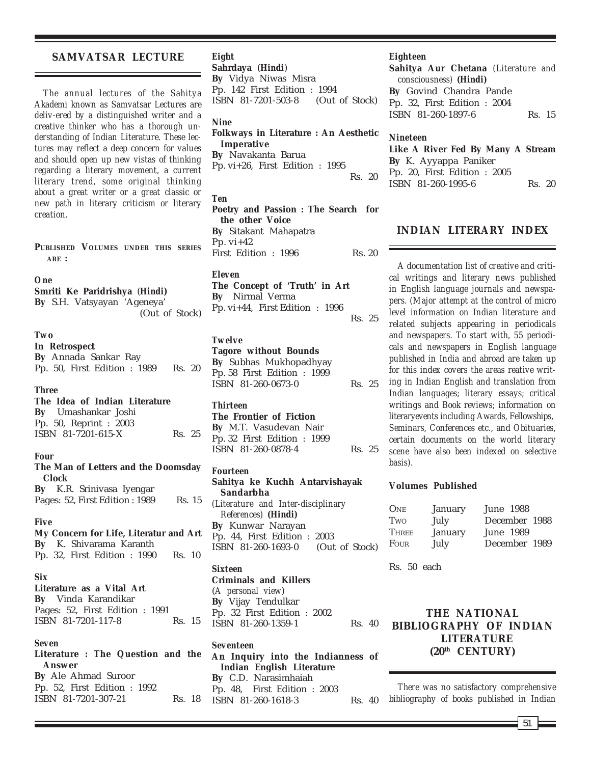## SAMVATSAR LECTURE

*The annual lectures of the Sahitya Akademi known as Samvatsar Lectures are deliv-ered by a distinguished writer and a creative thinker who has a thorough understanding of Indian Literature. These lectures may reflect a deep concern for values and should open up new vistas of thinking regarding a literary movement, a current literary trend, some original thinking about a great writer or a great classic or new path in literary criticism or literary creation.*

**PUBLISHED VOLUMES UNDER THIS SERIES ARE :**

***One***
**Smriti Ke Paridrishya (Hindi)**
**By** S.H. Vatsyayan 'Ageneya'
(Out of Stock)

***Two***
**In Retrospect**
**By** Annada Sankar Ray
Pp. 50, First Edition : 1989 Rs. 20

***Three***
**The Idea of Indian Literature**
**By** Umashankar Joshi
Pp. 50, Reprint : 2003
ISBN 81-7201-615-X Rs. 25

***Four***
**The Man of Letters and the Doomsday Clock**
**By** K.R. Srinivasa Iyengar
Pages: 52, First Edition : 1989 Rs. 15

***Five***
**My Concern for Life, Literatur and Art**
**By** K. Shivarama Karanth
Pp. 32, First Edition : 1990 Rs. 10

***Six***
**Literature as a Vital Art**
**By** Vinda Karandikar
Pages: 52, First Edition : 1991
ISBN 81-7201-117-8 Rs. 15

***Seven***
**Literature : The Question and the Answer**
**By** Ale Ahmad Suroor
Pp. 52, First Edition : 1992
ISBN 81-7201-307-21 Rs. 18

***Eight***
**Sahrdaya (Hindi)**
**By** Vidya Niwas Misra
Pp. 142 First Edition : 1994
ISBN 81-7201-503-8 (Out of Stock)

***Nine***
**Folkways in Literature : An Aesthetic Imperative**
**By** Navakanta Barua
Pp. vi+26, First Edition : 1995
Rs. 20

***Ten***
**Poetry and Passion : The Search for the other Voice**
**By** Sitakant Mahapatra
Pp. vi+42
First Edition : 1996 Rs. 20

***Eleven***
**The Concept of 'Truth' in Art**
**By** Nirmal Verma
Pp. vi+44, First Edition : 1996
Rs. 25

***Twelve***
**Tagore without Bounds**
**By** Subhas Mukhopadhyay
Pp. 58 First Edition : 1999
ISBN 81-260-0673-0 Rs. 25

***Thirteen***
**The Frontier of Fiction**
**By** M.T. Vasudevan Nair
Pp. 32 First Edition : 1999
ISBN 81-260-0878-4 Rs. 25

***Fourteen***
**Sahitya ke Kuchh Antarvishayak Sandarbha**
*(Literature and Inter-disciplinary References)* **(Hindi)**
**By** Kunwar Narayan
Pp. 44, First Edition : 2003
ISBN 81-260-1693-0 (Out of Stock)

***Sixteen***
**Criminals and Killers**
*(A personal view)*
**By** Vijay Tendulkar
Pp. 32 First Edition : 2002
ISBN 81-260-1359-1 Rs. 40

***Seventeen***
**An Inquiry into the Indianness of Indian English Literature**
**By** C.D. Narasimhaiah
Pp. 48, First Edition : 2003
ISBN 81-260-1618-3 Rs. 40

***Eighteen***
**Sahitya Aur Chetana** *(Literature and consciousness)* **(Hindi)**
**By** Govind Chandra Pande
Pp. 32, First Edition : 2004
ISBN 81-260-1897-6 Rs. 15

***Nineteen***
**Like A River Fed By Many A Stream**
**By** K. Ayyappa Paniker
Pp. 20, First Edition : 2005
ISBN 81-260-1995-6 Rs. 20

## INDIAN LITERARY INDEX

*A documentation list of creative and critical writings and literary news published in English language journals and newspapers. (Major attempt at the control of micro level information on Indian literature and related subjects appearing in periodicals and newspapers. To start with, 55 periodicals and newspapers in English language published in India and abroad are taken up for this index covers the areas reative writing in Indian English and translation from Indian languages; literary essays; critical writings and Book reviews; information on literaryevents including Awards, Fellowships, Seminars, Conferences etc., and Obituaries, certain documents on the world literary scene have also been indexed on selective basis).*

**Volumes Published**

| | | |
|---|---|---|
| ONE | January | June 1988 |
| TWO | July | December 1988 |
| THREE | January | June 1989 |
| FOUR | July | December 1989 |

Rs. 50 each

## THE NATIONAL BIBLIOGRAPHY OF INDIAN LITERATURE (20th CENTURY)

*There was no satisfactory comprehensive bibliography of books published in Indian*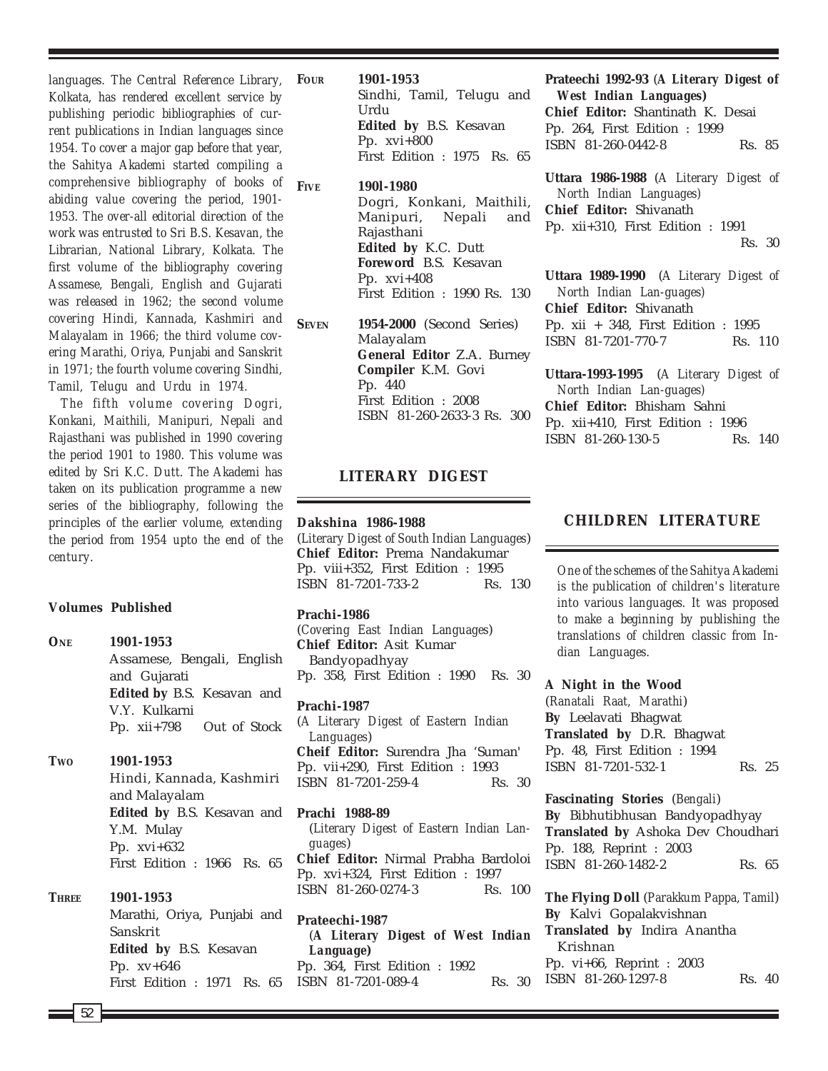*languages. The Central Reference Library, Kolkata, has rendered excellent service by publishing periodic bibliographies of current publications in Indian languages since 1954. To cover a major gap before that year, the Sahitya Akademi started compiling a comprehensive bibliography of books of abiding value covering the period, 1901-1953. The over-all editorial direction of the work was entrusted to Sri B.S. Kesavan, the Librarian, National Library, Kolkata. The first volume of the bibliography covering Assamese, Bengali, English and Gujarati was released in 1962; the second volume covering Hindi, Kannada, Kashmiri and Malayalam in 1966; the third volume covering Marathi, Oriya, Punjabi and Sanskrit in 1971; the fourth volume covering Sindhi, Tamil, Telugu and Urdu in 1974.*

*The fifth volume covering Dogri, Konkani, Maithili, Manipuri, Nepali and Rajasthani was published in 1990 covering the period 1901 to 1980. This volume was edited by Sri K.C. Dutt. The Akademi has taken on its publication programme a new series of the bibliography, following the principles of the earlier volume, extending the period from 1954 upto the end of the century.*

**Volumes Published**

**ONE** **1901-1953**
Assamese, Bengali, English and Gujarati
**Edited by** B.S. Kesavan and V.Y. Kulkarni
Pp. xii+798 Out of Stock

**TWO** **1901-1953**
Hindi, Kannada, Kashmiri and Malayalam
**Edited by** B.S. Kesavan and Y.M. Mulay
Pp. xvi+632
First Edition : 1966 Rs. 65

**THREE** **1901-1953**
Marathi, Oriya, Punjabi and Sanskrit
**Edited by** B.S. Kesavan
Pp. xv+646
First Edition : 1971 Rs. 65

**FOUR** **1901-1953**
Sindhi, Tamil, Telugu and Urdu
**Edited by** B.S. Kesavan
Pp. xvi+800
First Edition : 1975 Rs. 65

**FIVE** **190l-1980**
Dogri, Konkani, Maithili, Manipuri, Nepali and Rajasthani
**Edited by** K.C. Dutt
**Foreword** B.S. Kesavan
Pp. xvi+408
First Edition : 1990 Rs. 130

**SEVEN** **1954-2000** (Second Series)
Malayalam
**General Editor** Z.A. Burney
**Compiler** K.M. Govi
Pp. 440
First Edition : 2008
ISBN 81-260-2633-3 Rs. 300

## LITERARY DIGEST

**Dakshina 1986-1988**
(*Literary Digest of South Indian Languages*)
**Chief Editor:** Prema Nandakumar
Pp. viii+352, First Edition : 1995
ISBN 81-7201-733-2 Rs. 130

**Prachi-1986**
(*Covering East Indian Languages*)
**Chief Editor:** Asit Kumar Bandyopadhyay
Pp. 358, First Edition : 1990 Rs. 30

**Prachi-1987**
(*A Literary Digest of Eastern Indian Languages*)
**Cheif Editor:** Surendra Jha 'Suman'
Pp. vii+290, First Edition : 1993
ISBN 81-7201-259-4 Rs. 30

**Prachi 1988-89**
(*Literary Digest of Eastern Indian Languages*)
**Chief Editor:** Nirmal Prabha Bardoloi
Pp. xvi+324, First Edition : 1997
ISBN 81-260-0274-3 Rs. 100

**Prateechi-1987**
**(*A Literary Digest of West Indian Language*)**
Pp. 364, First Edition : 1992
ISBN 81-7201-089-4 Rs. 30

**Prateechi 1992-93 (*A Literary Digest of West Indian Languages*)**
**Chief Editor:** Shantinath K. Desai
Pp. 264, First Edition : 1999
ISBN 81-260-0442-8 Rs. 85

**Uttara 1986-1988** (*A Literary Digest of North Indian Languages*)
**Chief Editor:** Shivanath
Pp. xii+310, First Edition : 1991
Rs. 30

**Uttara 1989-1990** (*A Literary Digest of North Indian Lan-guages*)
**Chief Editor:** Shivanath
Pp. xii + 348, First Edition : 1995
ISBN 81-7201-770-7 Rs. 110

**Uttara-1993-1995** (*A Literary Digest of North Indian Lan-guages*)
**Chief Editor:** Bhisham Sahni
Pp. xii+410, First Edition : 1996
ISBN 81-260-130-5 Rs. 140

## CHILDREN LITERATURE

*One of the schemes of the Sahitya Akademi is the publication of children's literature into various languages. It was proposed to make a beginning by publishing the translations of children classic from Indian Languages.*

**A Night in the Wood**
(*Ranatali Raat, Marathi*)
**By** Leelavati Bhagwat
**Translated by** D.R. Bhagwat
Pp. 48, First Edition : 1994
ISBN 81-7201-532-1 Rs. 25

**Fascinating Stories** (*Bengali*)
**By** Bibhutibhusan Bandyopadhyay
**Translated by** Ashoka Dev Choudhari
Pp. 188, Reprint : 2003
ISBN 81-260-1482-2 Rs. 65

**The Flying Doll** (*Parakkum Pappa, Tamil*)
**By** Kalvi Gopalakvishnan
**Translated by** Indira Anantha Krishnan
Pp. vi+66, Reprint : 2003
ISBN 81-260-1297-8 Rs. 40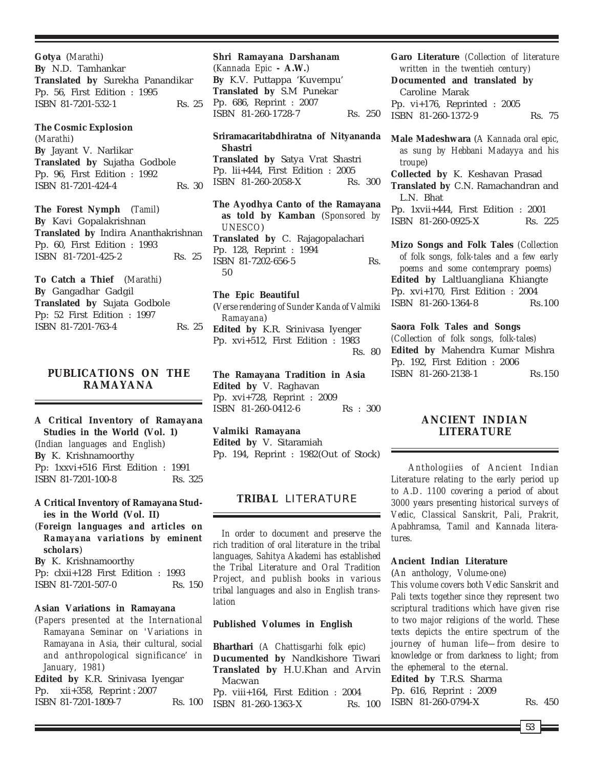**Gotya** (*Marathi*)
**By** N.D. Tamhankar
**Translated by** Surekha Panandikar
Pp. 56, First Edition : 1995
ISBN 81-7201-532-1 Rs. 25

**The Cosmic Explosion**
(*Marathi*)
**By** Jayant V. Narlikar
**Translated by** Sujatha Godbole
Pp. 96, First Edition : 1992
ISBN 81-7201-424-4 Rs. 30

**The Forest Nymph** (*Tamil*)
**By** Kavi Gopalakrishnan
**Translated by** Indira Ananthakrishnan
Pp. 60, First Edition : 1993
ISBN 81-7201-425-2 Rs. 25

**To Catch a Thief** (*Marathi*)
**By** Gangadhar Gadgil
**Translated by** Sujata Godbole
Pp: 52 First Edition : 1997
ISBN 81-7201-763-4 Rs. 25

## PUBLICATIONS ON THE RAMAYANA

**A Critical Inventory of Ramayana Studies in the World (Vol. 1)**
(*Indian languages and English*)
**By** K. Krishnamoorthy
Pp: 1xxvi+516 First Edition : 1991
ISBN 81-7201-100-8 Rs. 325

**A Critical Inventory of Ramayana Studies in the World (Vol. II)**
(**Foreign languages and articles on Ramayana variations by eminent scholars**)
**By** K. Krishnamoorthy
Pp: clxii+128 First Edition : 1993
ISBN 81-7201-507-0 Rs. 150

**Asian Variations in Ramayana**
(*Papers presented at the International Ramayana Seminar on 'Variations in Ramayana in Asia, their cultural, social and anthropological significance' in January, 1981*)
**Edited by** K.R. Srinivasa Iyengar
Pp. xii+358, Reprint : 2007
ISBN 81-7201-1809-7 Rs. 100

**Shri Ramayana Darshanam**
(*Kannada Epic* **- A.W.**)
**By** K.V. Puttappa 'Kuvempu'
**Translated by** S.M Punekar
Pp. 686, Reprint : 2007
ISBN 81-260-1728-7 Rs. 250

**Sriramacaritabdhiratna of Nityananda Shastri**
**Translated by** Satya Vrat Shastri
Pp. lii+444, First Edition : 2005
ISBN 81-260-2058-X Rs. 300

**The Ayodhya Canto of the Ramayana as told by Kamban** (*Sponsored by UNESCO*)
**Translated by** C. Rajagopalachari
Pp. 128, Reprint : 1994
ISBN 81-7202-656-5 Rs. 50

**The Epic Beautiful**
(*Verse rendering of Sunder Kanda of Valmiki Ramayana*)
**Edited by** K.R. Srinivasa Iyenger
Pp. xvi+512, First Edition : 1983
Rs. 80

**The Ramayana Tradition in Asia**
**Edited by** V. Raghavan
Pp. xvi+728, Reprint : 2009
ISBN 81-260-0412-6 Rs : 300

**Valmiki Ramayana**
**Edited by** V. Sitaramiah
Pp. 194, Reprint : 1982(Out of Stock)

## TRIBAL LITERATURE

*In order to document and preserve the rich tradition of oral literature in the tribal languages, Sahitya Akademi has established the Tribal Literature and Oral Tradition Project, and publish books in various tribal languages and also in English translation*

### Published Volumes in English

**Bharthari** (*A Chattisgarhi folk epic*)
**Ducumented by** Nandkishore Tiwari
**Translated by** H.U.Khan and Arvin Macwan
Pp. viii+164, First Edition : 2004
ISBN 81-260-1363-X Rs. 100

**Garo Literature** (*Collection of literature written in the twentieh century*)
**Documented and translated by** Caroline Marak
Pp. vi+176, Reprinted : 2005
ISBN 81-260-1372-9 Rs. 75

**Male Madeshwara** (*A Kannada oral epic, as sung by Hebbani Madayya and his troupe*)
**Collected by** K. Keshavan Prasad
**Translated by** C.N. Ramachandran and L.N. Bhat
Pp. 1xvii+444, First Edition : 2001
ISBN 81-260-0925-X Rs. 225

**Mizo Songs and Folk Tales** (*Collection of folk songs, folk-tales and a few early poems and some contemprary poems*)
**Edited by** Laltluangliana Khiangte
Pp. xvi+170, First Edition : 2004
ISBN 81-260-1364-8 Rs.100

**Saora Folk Tales and Songs**
(*Collection of folk songs, folk-tales*)
**Edited by** Mahendra Kumar Mishra
Pp. 192, First Edition : 2006
ISBN 81-260-2138-1 Rs.150

## ANCIENT INDIAN LITERATURE

*Anthologiies of Ancient Indian Literature relating to the early period up to A.D. 1100 covering a period of about 3000 years presenting historical surveys of Vedic, Classical Sanskrit, Pali, Prakrit, Apabhramsa, Tamil and Kannada literatures.*

**Ancient Indian Literature**
(*An anthology, Volume-one*)
*This volume covers both Vedic Sanskrit and Pali texts together since they represent two scriptural traditions which have given rise to two major religions of the world. These texts depicts the entire spectrum of the journey of human life—from desire to knowledge or from darkness to light; from the ephemeral to the eternal.*
**Edited by** T.R.S. Sharma
Pp. 616, Reprint : 2009
ISBN 81-260-0794-X Rs. 450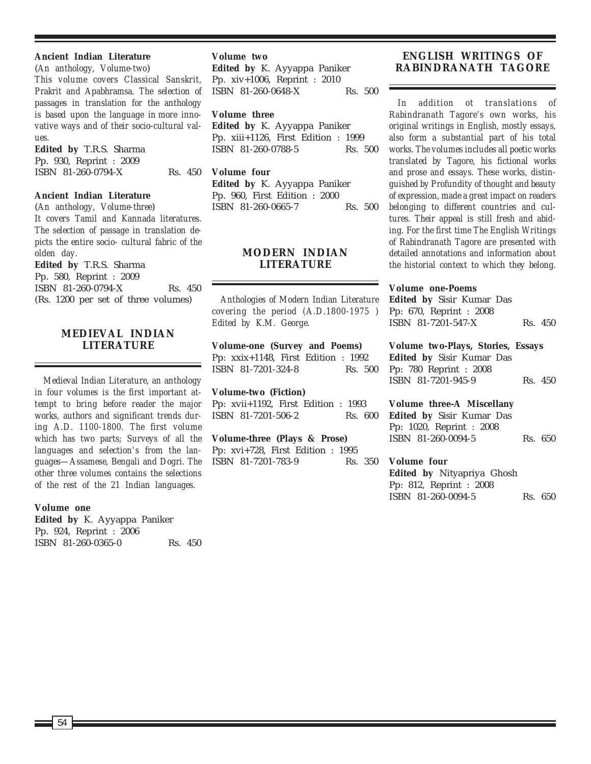**Ancient Indian Literature**

*(An anthology, Volume-two)*

*This volume covers Classical Sanskrit, Prakrit and Apabhramsa. The selection of passages in translation for the anthology is based upon the language in more innovative ways and of their socio-cultural values.*

**Edited by** T.R.S. Sharma
Pp. 930, Reprint : 2009
ISBN 81-260-0794-X Rs. 450

**Ancient Indian Literature**

*(An anthology, Volume-three)*

*It covers Tamil and Kannada literatures. The selection of passage in translation depicts the entire socio- cultural fabric of the olden day.*

**Edited by** T.R.S. Sharma
Pp. 580, Reprint : 2009
ISBN 81-260-0794-X Rs. 450
(Rs. 1200 per set of three volumes)

## MEDIEVAL INDIAN LITERATURE

*Medieval Indian Literature, an anthology in four volumes is the first important attempt to bring before reader the major works, authors and significant trends during A.D. 1100-1800. The first volume which has two parts; Surveys of all the languages and selection's from the languages—Assamese, Bengali and Dogri. The other three volumes contains the selections of the rest of the 21 Indian languages.*

**Volume one**
**Edited by** K. Ayyappa Paniker
Pp. 924, Reprint : 2006
ISBN 81-260-0365-0 Rs. 450

**Volume two**
**Edited by** K. Ayyappa Paniker
Pp. xiv+1006, Reprint : 2010
ISBN 81-260-0648-X Rs. 500

**Volume three**
**Edited by** K. Ayyappa Paniker
Pp. xiii+1126, First Edition : 1999
ISBN 81-260-0788-5 Rs. 500

**Volume four**
**Edited by** K. Ayyappa Paniker
Pp. 960, First Edition : 2000
ISBN 81-260-0665-7 Rs. 500

## MODERN INDIAN LITERATURE

*Anthologies of Modern Indian Literature covering the period (A.D.1800-1975 ) Edited by K.M. George.*

**Volume-one (Survey and Poems)**
Pp: xxix+1148, First Edition : 1992
ISBN 81-7201-324-8 Rs. 500

**Volume-two (Fiction)**
Pp: xvii+1192, First Edition : 1993
ISBN 81-7201-506-2 Rs. 600

**Volume-three (Plays & Prose)**
Pp: xvi+728, First Edition : 1995
ISBN 81-7201-783-9 Rs. 350

## ENGLISH WRITINGS OF RABINDRANATH TAGORE

*In addition ot translations of Rabindranath Tagore's own works, his original writings in English, mostly essays, also form a substantial part of his total works. The volumes includes all poetic works translated by Tagore, his fictional works and prose and essays. These works, distinguished by Profundity of thought and beauty of expression, made a great impact on readers belonging to different countries and cultures. Their appeal is still fresh and abiding. For the first time The English Writings of Rabindranath Tagore are presented with detailed annotations and information about the historial context to which they belong.*

**Volume one-Poems**
**Edited by** Sisir Kumar Das
Pp: 670, Reprint : 2008
ISBN 81-7201-547-X Rs. 450

**Volume two-Plays, Stories, Essays**
**Edited by** Sisir Kumar Das
Pp: 780 Reprint : 2008
ISBN 81-7201-945-9 Rs. 450

**Volume three-A Miscellany**
**Edited by** Sisir Kumar Das
Pp: 1020, Reprint : 2008
ISBN 81-260-0094-5 Rs. 650

**Volume four**
**Edited by** Nityapriya Ghosh
Pp: 812, Reprint : 2008
ISBN 81-260-0094-5 Rs. 650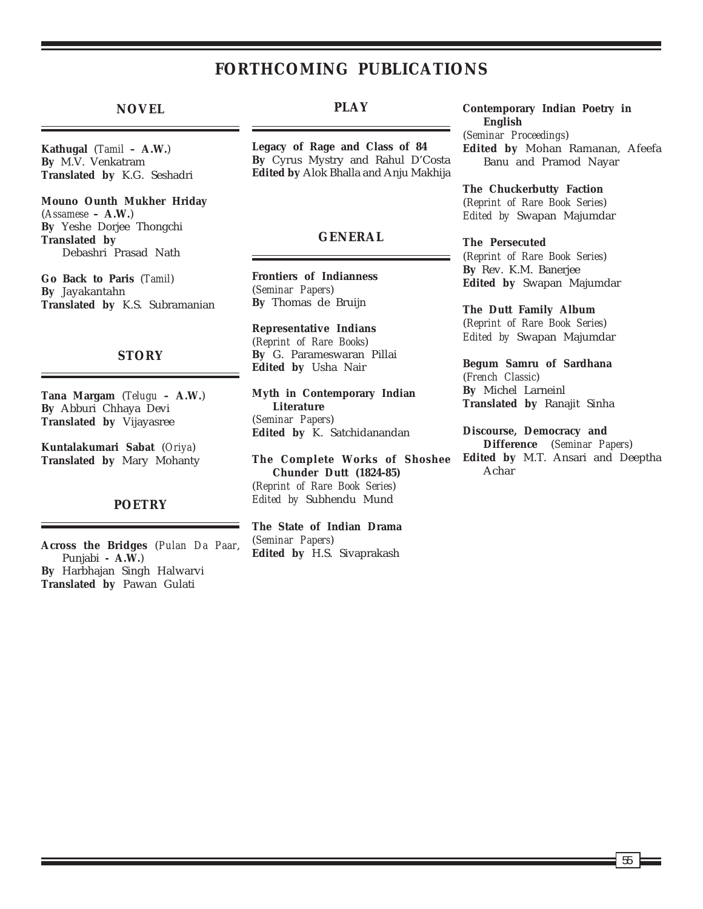# FORTHCOMING PUBLICATIONS

## NOVEL

**Kathugal** (*Tamil* **– A.W.**)
**By** M.V. Venkatram
**Translated by** K.G. Seshadri

**Mouno Ounth Mukher Hriday** (*Assamese* **– A.W.**)
**By** Yeshe Dorjee Thongchi
**Translated by** Debashri Prasad Nath

**Go Back to Paris** (*Tamil*)
**By** Jayakantahn
**Translated by** K.S. Subramanian

## STORY

**Tana Margam** (*Telugu* **– A.W.**)
**By** Abburi Chhaya Devi
**Translated by** Vijayasree

**Kuntalakumari Sabat** (*Oriya*)
**Translated by** Mary Mohanty

## POETRY

**Across the Bridges** (*Pulan Da Paar*, Punjabi **- A.W.**)
**By** Harbhajan Singh Halwarvi
**Translated by** Pawan Gulati

## PLAY

**Legacy of Rage and Class of 84**
**By** Cyrus Mystry and Rahul D'Costa
**Edited by** Alok Bhalla and Anju Makhija

## GENERAL

**Frontiers of Indianness**
(*Seminar Papers*)
**By** Thomas de Bruijn

**Representative Indians**
(*Reprint of Rare Books*)
**By** G. Parameswaran Pillai
**Edited by** Usha Nair

**Myth in Contemporary Indian Literature**
(*Seminar Papers*)
**Edited by** K. Satchidanandan

**The Complete Works of Shoshee Chunder Dutt (1824-85)**
(*Reprint of Rare Book Series*)
*Edited by* Subhendu Mund

**The State of Indian Drama**
(*Seminar Papers*)
**Edited by** H.S. Sivaprakash

**Contemporary Indian Poetry in English**
(*Seminar Proceedings*)
**Edited by** Mohan Ramanan, Afeefa Banu and Pramod Nayar

**The Chuckerbutty Faction**
(*Reprint of Rare Book Series*)
*Edited by* Swapan Majumdar

**The Persecuted**
(*Reprint of Rare Book Series*)
**By** Rev. K.M. Banerjee
**Edited by** Swapan Majumdar

**The Dutt Family Album**
(*Reprint of Rare Book Series*)
*Edited by* Swapan Majumdar

**Begum Samru of Sardhana**
(*French Classic*)
**By** Michel Larneinl
**Translated by** Ranajit Sinha

**Discourse, Democracy and Difference** (*Seminar Papers*)
**Edited by** M.T. Ansari and Deeptha Achar